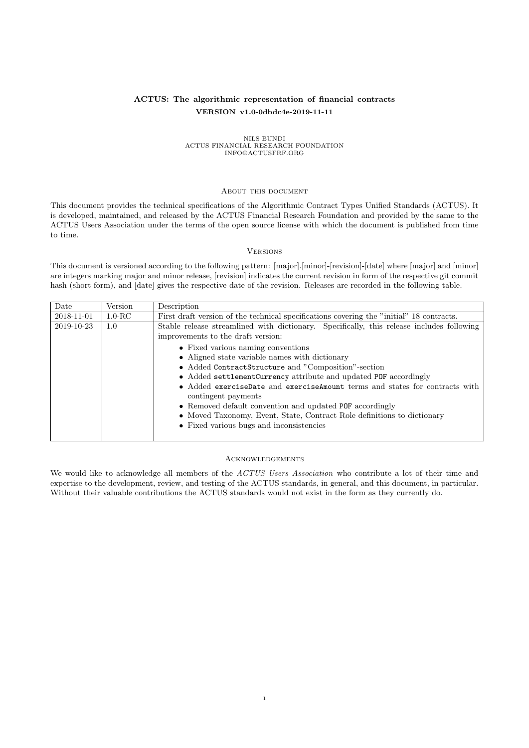# ACTUS: The algorithmic representation of financial contracts

**VERSION v1.0-0dbdc4e-2019-11-11**

NILS BUNDI
ACTUS FINANCIAL RESEARCH FOUNDATION
INFO@ACTUSFRF.ORG

## About this document

This document provides the technical specifications of the Algorithmic Contract Types Unified Standards (ACTUS). It is developed, maintained, and released by the ACTUS Financial Research Foundation and provided by the same to the ACTUS Users Association under the terms of the open source license with which the document is published from time to time.

## Versions

This document is versioned according to the following pattern: [major].[minor]-[revision]-[date] where [major] and [minor] are integers marking major and minor release, [revision] indicates the current revision in form of the respective git commit hash (short form), and [date] gives the respective date of the revision. Releases are recorded in the following table.

| Date | Version | Description |
|---|---|---|
| 2018-11-01 | 1.0-RC | First draft version of the technical specifications covering the "initial" 18 contracts. |
| 2019-10-23 | 1.0 | Stable release streamlined with dictionary. Specifically, this release includes following improvements to the draft version:<br>• Fixed various naming conventions<br>• Aligned state variable names with dictionary<br>• Added `ContractStructure` and "Composition"-section<br>• Added `settlementCurrency` attribute and updated `POF` accordingly<br>• Added `exerciseDate` and `exerciseAmount` terms and states for contracts with contingent payments<br>• Removed default convention and updated `POF` accordingly<br>• Moved Taxonomy, Event, State, Contract Role definitions to dictionary<br>• Fixed various bugs and inconsistencies |

## Acknowledgements

We would like to acknowledge all members of the *ACTUS Users Association* who contribute a lot of their time and expertise to the development, review, and testing of the ACTUS standards, in general, and this document, in particular. Without their valuable contributions the ACTUS standards would not exist in the form as they currently do.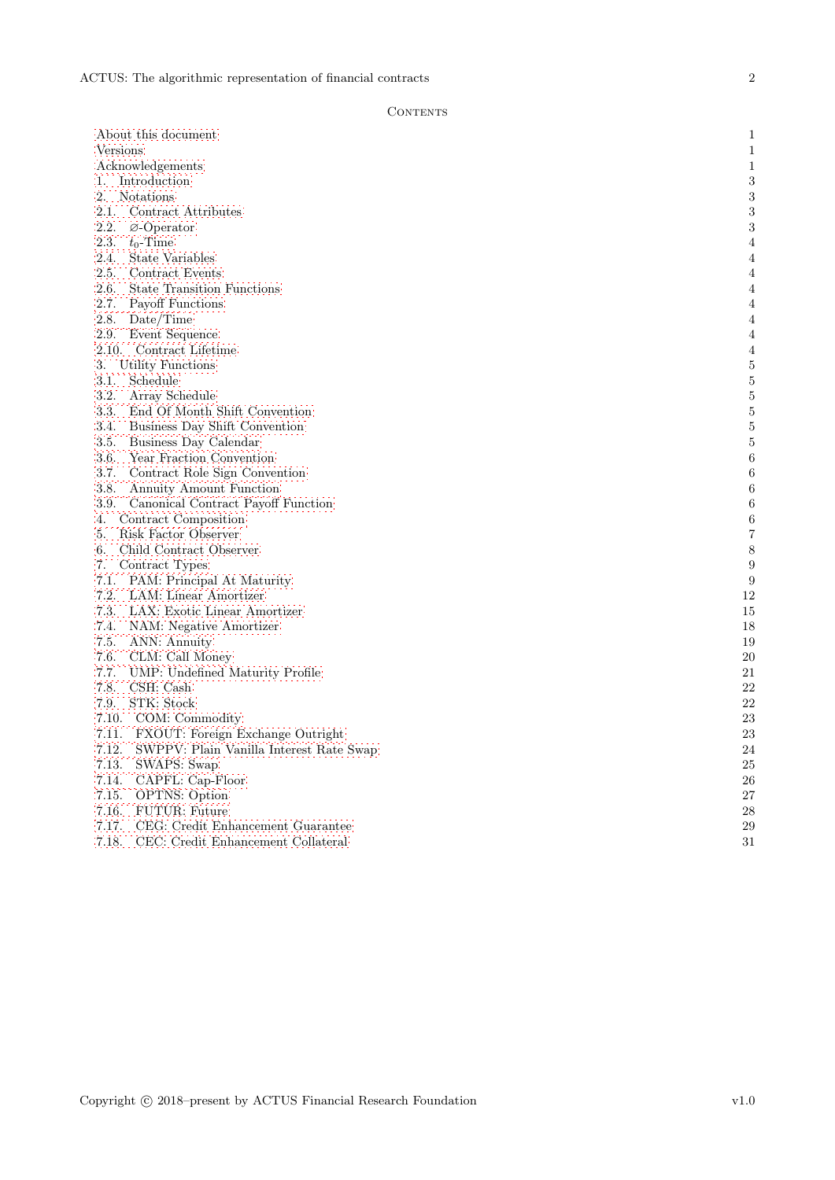## Contents

| | |
|---|---|
| About this document | 1 |
| Versions | 1 |
| Acknowledgements | 1 |
| 1. Introduction | 3 |
| 2. Notations | 3 |
| 2.1. Contract Attributes | 3 |
| 2.2. ∅-Operator | 3 |
| 2.3. $t_0$-Time | 4 |
| 2.4. State Variables | 4 |
| 2.5. Contract Events | 4 |
| 2.6. State Transition Functions | 4 |
| 2.7. Payoff Functions | 4 |
| 2.8. Date/Time | 4 |
| 2.9. Event Sequence | 4 |
| 2.10. Contract Lifetime | 4 |
| 3. Utility Functions | 5 |
| 3.1. Schedule | 5 |
| 3.2. Array Schedule | 5 |
| 3.3. End Of Month Shift Convention | 5 |
| 3.4. Business Day Shift Convention | 5 |
| 3.5. Business Day Calendar | 5 |
| 3.6. Year Fraction Convention | 6 |
| 3.7. Contract Role Sign Convention | 6 |
| 3.8. Annuity Amount Function | 6 |
| 3.9. Canonical Contract Payoff Function | 6 |
| 4. Contract Composition | 6 |
| 5. Risk Factor Observer | 7 |
| 6. Child Contract Observer | 8 |
| 7. Contract Types | 9 |
| 7.1. PAM: Principal At Maturity | 9 |
| 7.2. LAM: Linear Amortizer | 12 |
| 7.3. LAX: Exotic Linear Amortizer | 15 |
| 7.4. NAM: Negative Amortizer | 18 |
| 7.5. ANN: Annuity | 19 |
| 7.6. CLM: Call Money | 20 |
| 7.7. UMP: Undefined Maturity Profile | 21 |
| 7.8. CSH: Cash | 22 |
| 7.9. STK: Stock | 22 |
| 7.10. COM: Commodity | 23 |
| 7.11. FXOUT: Foreign Exchange Outright | 23 |
| 7.12. SWPPV: Plain Vanilla Interest Rate Swap | 24 |
| 7.13. SWAPS: Swap | 25 |
| 7.14. CAPFL: Cap-Floor | 26 |
| 7.15. OPTNS: Option | 27 |
| 7.16. FUTUR: Future | 28 |
| 7.17. CEG: Credit Enhancement Guarantee | 29 |
| 7.18. CEC: Credit Enhancement Collateral | 31 |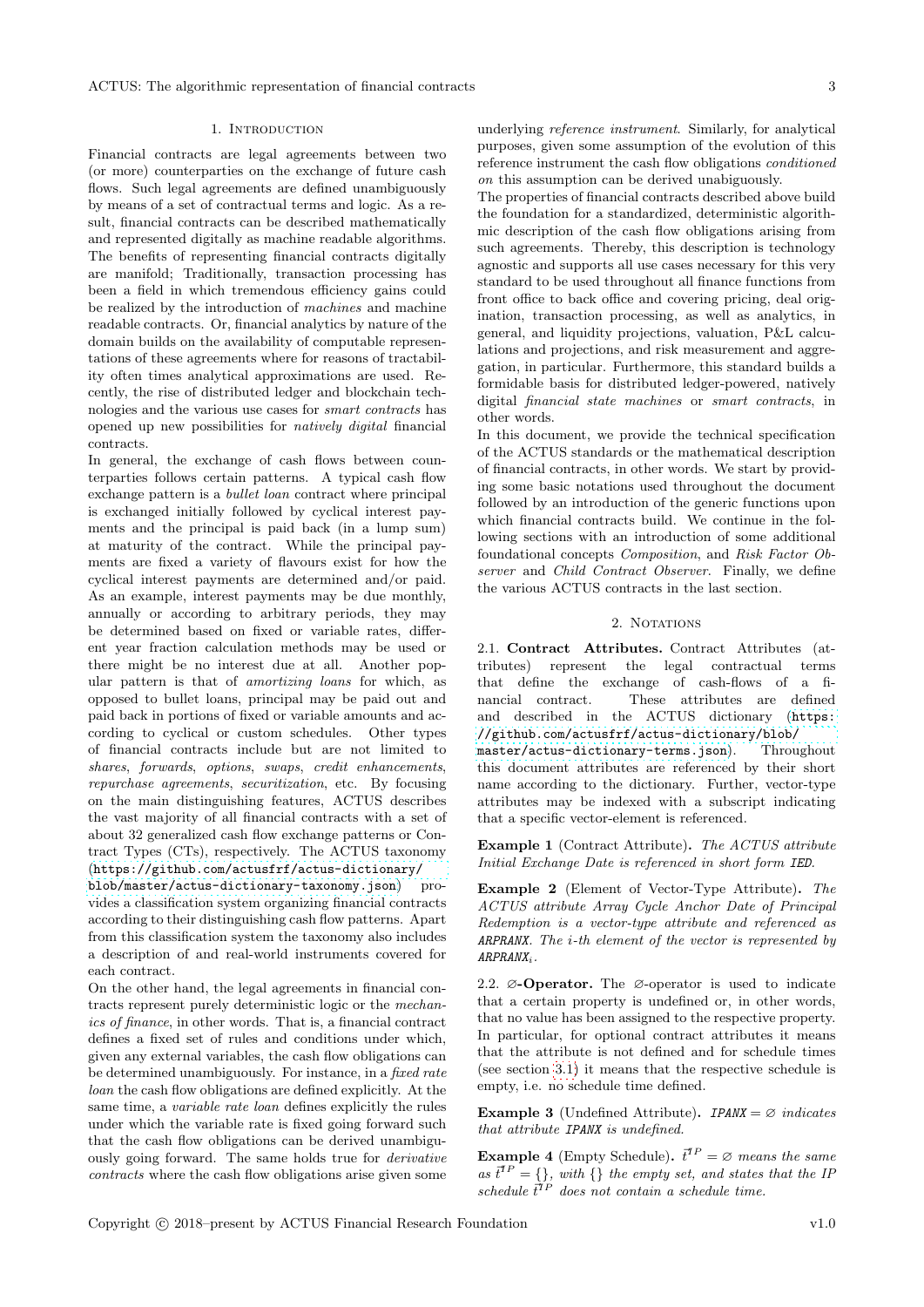## 1. Introduction

Financial contracts are legal agreements between two (or more) counterparties on the exchange of future cash flows. Such legal agreements are defined unambiguously by means of a set of contractual terms and logic. As a result, financial contracts can be described mathematically and represented digitally as machine readable algorithms. The benefits of representing financial contracts digitally are manifold; Traditionally, transaction processing has been a field in which tremendous efficiency gains could be realized by the introduction of *machines* and machine readable contracts. Or, financial analytics by nature of the domain builds on the availability of computable representations of these agreements where for reasons of tractability often times analytical approximations are used. Recently, the rise of distributed ledger and blockchain technologies and the various use cases for *smart contracts* has opened up new possibilities for *natively digital* financial contracts.

In general, the exchange of cash flows between counterparties follows certain patterns. A typical cash flow exchange pattern is a *bullet loan* contract where principal is exchanged initially followed by cyclical interest payments and the principal is paid back (in a lump sum) at maturity of the contract. While the principal payments are fixed a variety of flavours exist for how the cyclical interest payments are determined and/or paid. As an example, interest payments may be due monthly, annually or according to arbitrary periods, they may be determined based on fixed or variable rates, different year fraction calculation methods may be used or there might be no interest due at all. Another popular pattern is that of *amortizing loans* for which, as opposed to bullet loans, principal may be paid out and paid back in portions of fixed or variable amounts and according to cyclical or custom schedules. Other types of financial contracts include but are not limited to *shares*, *forwards*, *options*, *swaps*, *credit enhancements*, *repurchase agreements*, *securitization*, etc. By focusing on the main distinguishing features, ACTUS describes the vast majority of all financial contracts with a set of about 32 generalized cash flow exchange patterns or Contract Types (CTs), respectively. The ACTUS taxonomy (`https://github.com/actusfrf/actus-dictionary/blob/master/actus-dictionary-taxonomy.json`) provides a classification system organizing financial contracts according to their distinguishing cash flow patterns. Apart from this classification system the taxonomy also includes a description of and real-world instruments covered for each contract.

On the other hand, the legal agreements in financial contracts represent purely deterministic logic or the *mechanics of finance*, in other words. That is, a financial contract defines a fixed set of rules and conditions under which, given any external variables, the cash flow obligations can be determined unambiguously. For instance, in a *fixed rate loan* the cash flow obligations are defined explicitly. At the same time, a *variable rate loan* defines explicitly the rules under which the variable rate is fixed going forward such that the cash flow obligations can be derived unambiguously going forward. The same holds true for *derivative contracts* where the cash flow obligations arise given some underlying *reference instrument*. Similarly, for analytical purposes, given some assumption of the evolution of this reference instrument the cash flow obligations *conditioned on* this assumption can be derived unabiguously.

The properties of financial contracts described above build the foundation for a standardized, deterministic algorithmic description of the cash flow obligations arising from such agreements. Thereby, this description is technology agnostic and supports all use cases necessary for this very standard to be used throughout all finance functions from front office to back office and covering pricing, deal origination, transaction processing, as well as analytics, in general, and liquidity projections, valuation, P&L calculations and projections, and risk measurement and aggregation, in particular. Furthermore, this standard builds a formidable basis for distributed ledger-powered, natively digital *financial state machines* or *smart contracts*, in other words.

In this document, we provide the technical specification of the ACTUS standards or the mathematical description of financial contracts, in other words. We start by providing some basic notations used throughout the document followed by an introduction of the generic functions upon which financial contracts build. We continue in the following sections with an introduction of some additional foundational concepts *Composition*, and *Risk Factor Observer* and *Child Contract Observer*. Finally, we define the various ACTUS contracts in the last section.

## 2. Notations

**2.1. Contract Attributes.** Contract Attributes (attributes) represent the legal contractual terms that define the exchange of cash-flows of a financial contract. These attributes are defined and described in the ACTUS dictionary (`https://github.com/actusfrf/actus-dictionary/blob/master/actus-dictionary-terms.json`). Throughout this document attributes are referenced by their short name according to the dictionary. Further, vector-type attributes may be indexed with a subscript indicating that a specific vector-element is referenced.

**Example 1** (Contract Attribute)**.** *The ACTUS attribute Initial Exchange Date is referenced in short form* `IED`*.*

**Example 2** (Element of Vector-Type Attribute)**.** *The ACTUS attribute Array Cycle Anchor Date of Principal Redemption is a vector-type attribute and referenced as* `ARPRANX`*. The i-th element of the vector is represented by* $\texttt{ARPRANX}_i$*.*

**2.2. ∅-Operator.** The ∅-operator is used to indicate that a certain property is undefined or, in other words, that no value has been assigned to the respective property. In particular, for optional contract attributes it means that the attribute is not defined and for schedule times (see section 3.1) it means that the respective schedule is empty, i.e. no schedule time defined.

**Example 3** (Undefined Attribute)**.** $\texttt{IPANX} = \varnothing$ *indicates that attribute* `IPANX` *is undefined.*

**Example 4** (Empty Schedule)**.** $\vec{t}^{IP} = \varnothing$ *means the same as* $\vec{t}^{IP} = \{\}$*, with* $\{\}$ *the empty set, and states that the IP schedule* $\vec{t}^{IP}$ *does not contain a schedule time.*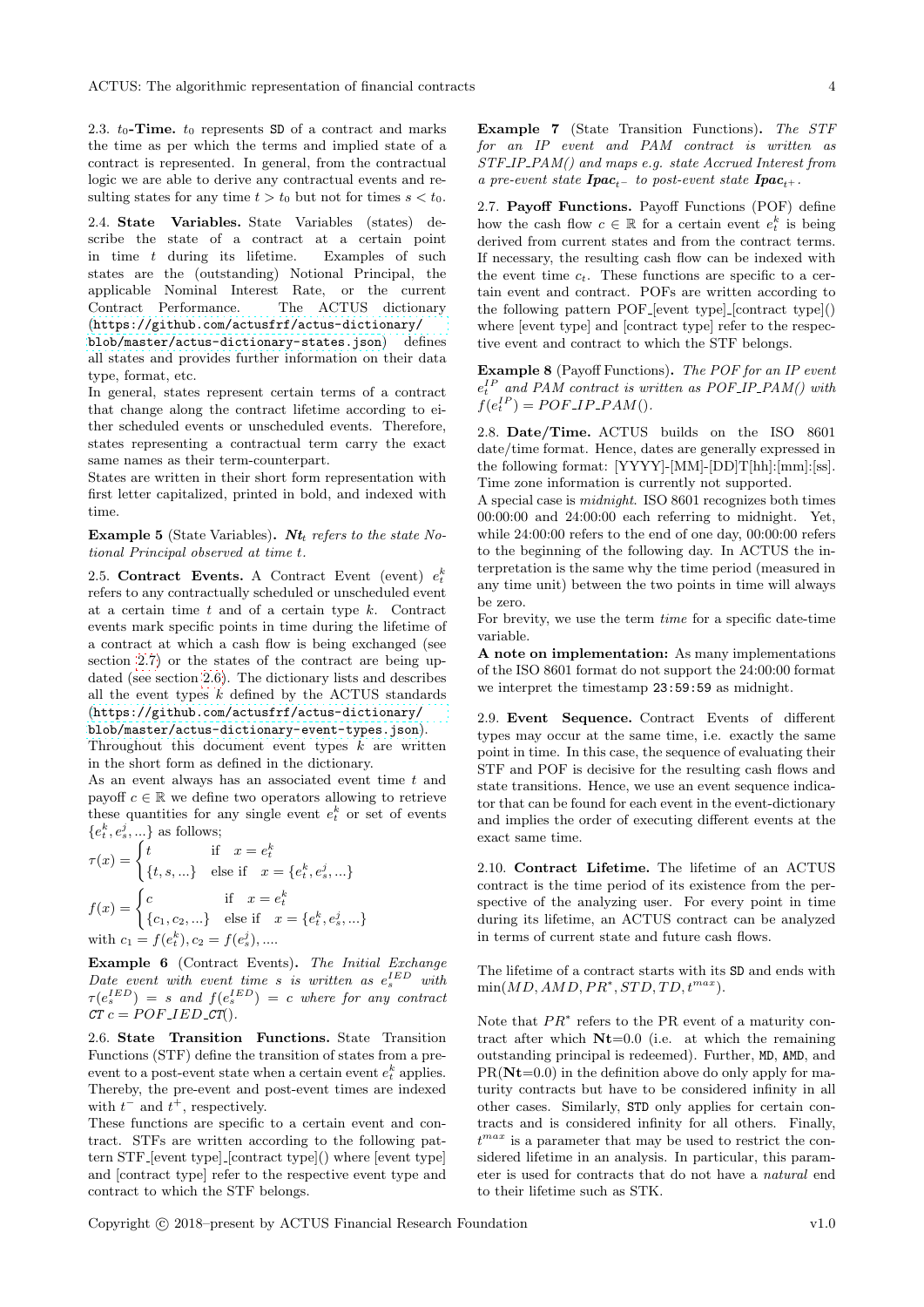2.3. **$t_0$-Time.** $t_0$ represents SD of a contract and marks the time as per which the terms and implied state of a contract is represented. In general, from the contractual logic we are able to derive any contractual events and resulting states for any time $t > t_0$ but not for times $s < t_0$.

2.4. **State Variables.** State Variables (states) describe the state of a contract at a certain point in time $t$ during its lifetime. Examples of such states are the (outstanding) Notional Principal, the applicable Nominal Interest Rate, or the current Contract Performance. The ACTUS dictionary (`https://github.com/actusfrf/actus-dictionary/blob/master/actus-dictionary-states.json`) defines all states and provides further information on their data type, format, etc.

In general, states represent certain terms of a contract that change along the contract lifetime according to either scheduled events or unscheduled events. Therefore, states representing a contractual term carry the exact same names as their term-counterpart.

States are written in their short form representation with first letter capitalized, printed in bold, and indexed with time.

**Example 5** (State Variables)**.** *$\mathbf{Nt}_t$ refers to the state Notional Principal observed at time $t$.*

2.5. **Contract Events.** A Contract Event (event) $e_t^k$ refers to any contractually scheduled or unscheduled event at a certain time $t$ and of a certain type $k$. Contract events mark specific points in time during the lifetime of a contract at which a cash flow is being exchanged (see section 2.7) or the states of the contract are being updated (see section 2.6). The dictionary lists and describes all the event types $k$ defined by the ACTUS standards (`https://github.com/actusfrf/actus-dictionary/blob/master/actus-dictionary-event-types.json`).

Throughout this document event types $k$ are written in the short form as defined in the dictionary.

As an event always has an associated event time $t$ and payoff $c \in \mathbb{R}$ we define two operators allowing to retrieve these quantities for any single event $e_t^k$ or set of events $\{e_t^k, e_s^j, ...\}$ as follows;

$$\tau(x) = \begin{cases} t & \text{if} \quad x = e_t^k \\ \{t, s, ...\} & \text{else if} \quad x = \{e_t^k, e_s^j, ...\} \end{cases}$$

$$f(x) = \begin{cases} c & \text{if} \quad x = e_t^k \\ \{c_1, c_2, ...\} & \text{else if} \quad x = \{e_t^k, e_s^j, ...\} \end{cases}$$

with $c_1 = f(e_t^k), c_2 = f(e_s^j), ...$.

**Example 6** (Contract Events)**.** *The Initial Exchange Date event with event time $s$ is written as $e_s^{IED}$ with $\tau(e_s^{IED}) = s$ and $f(e_s^{IED}) = c$ where for any contract CT $c = POF\_IED\_CT()$.*

2.6. **State Transition Functions.** State Transition Functions (STF) define the transition of states from a pre-event to a post-event state when a certain event $e_t^k$ applies. Thereby, the pre-event and post-event times are indexed with $t^-$ and $t^+$, respectively.

These functions are specific to a certain event and contract. STFs are written according to the following pattern STF_[event type]_[contract type]() where [event type] and [contract type] refer to the respective event type and contract to which the STF belongs.

**Example 7** (State Transition Functions)**.** *The STF for an IP event and PAM contract is written as STF_IP_PAM() and maps e.g. state Accrued Interest from a pre-event state $\mathbf{Ipac}_{t^-}$ to post-event state $\mathbf{Ipac}_{t^+}$.*

2.7. **Payoff Functions.** Payoff Functions (POF) define how the cash flow $c \in \mathbb{R}$ for a certain event $e_t^k$ is being derived from current states and from the contract terms. If necessary, the resulting cash flow can be indexed with the event time $c_t$. These functions are specific to a certain event and contract. POFs are written according to the following pattern POF_[event type]_[contract type]() where [event type] and [contract type] refer to the respective event and contract to which the STF belongs.

**Example 8** (Payoff Functions)**.** *The POF for an IP event $e_t^{IP}$ and PAM contract is written as POF_IP_PAM() with $f(e_t^{IP}) = POF\_IP\_PAM()$.*

2.8. **Date/Time.** ACTUS builds on the ISO 8601 date/time format. Hence, dates are generally expressed in the following format: [YYYY]-[MM]-[DD]T[hh]:[mm]:[ss]. Time zone information is currently not supported.

A special case is *midnight*. ISO 8601 recognizes both times 00:00:00 and 24:00:00 each referring to midnight. Yet, while 24:00:00 refers to the end of one day, 00:00:00 refers to the beginning of the following day. In ACTUS the interpretation is the same why the time period (measured in any time unit) between the two points in time will always be zero.

For brevity, we use the term *time* for a specific date-time variable.

**A note on implementation:** As many implementations of the ISO 8601 format do not support the 24:00:00 format we interpret the timestamp `23:59:59` as midnight.

2.9. **Event Sequence.** Contract Events of different types may occur at the same time, i.e. exactly the same point in time. In this case, the sequence of evaluating their STF and POF is decisive for the resulting cash flows and state transitions. Hence, we use an event sequence indicator that can be found for each event in the event-dictionary and implies the order of executing different events at the exact same time.

2.10. **Contract Lifetime.** The lifetime of an ACTUS contract is the time period of its existence from the perspective of the analyzing user. For every point in time during its lifetime, an ACTUS contract can be analyzed in terms of current state and future cash flows.

The lifetime of a contract starts with its SD and ends with $\min(MD, AMD, PR^*, STD, TD, t^{max})$.

Note that $PR^*$ refers to the PR event of a maturity contract after which $\mathbf{Nt}$=0.0 (i.e. at which the remaining outstanding principal is redeemed). Further, MD, AMD, and PR($\mathbf{Nt}$=0.0) in the definition above do only apply for maturity contracts but have to be considered infinity in all other cases. Similarly, STD only applies for certain contracts and is considered infinity for all others. Finally, $t^{max}$ is a parameter that may be used to restrict the considered lifetime in an analysis. In particular, this parameter is used for contracts that do not have a *natural* end to their lifetime such as STK.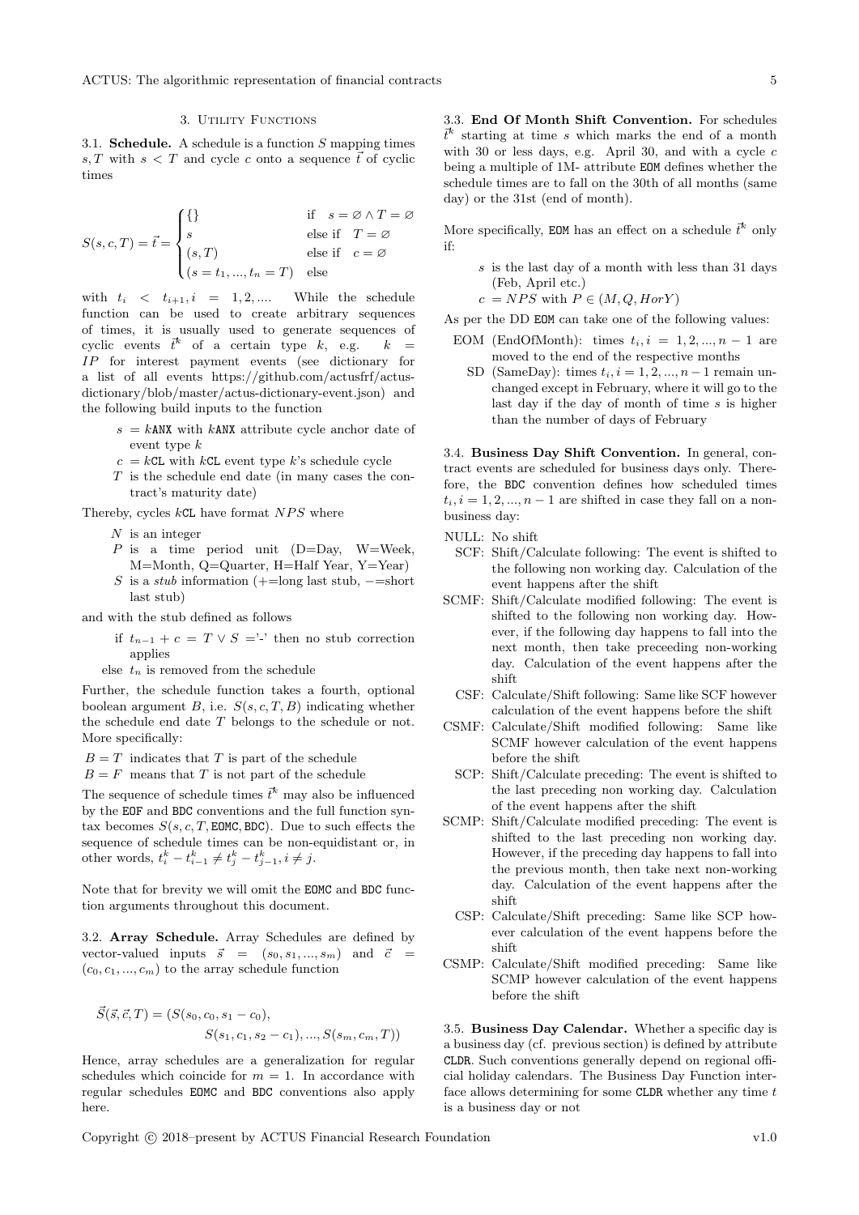## 3. Utility Functions

**3.1. Schedule.** A schedule is a function $S$ mapping times $s, T$ with $s < T$ and cycle $c$ onto a sequence $\vec{t}$ of cyclic times

$$S(s,c,T) = \vec{t} = \begin{cases} \{\} & \text{if} \quad s = \varnothing \wedge T = \varnothing \\ s & \text{else if} \quad T = \varnothing \\ (s,T) & \text{else if} \quad c = \varnothing \\ (s = t_1, ..., t_n = T) & \text{else} \end{cases}$$

with $t_i < t_{i+1}, i = 1, 2, ....$ While the schedule function can be used to create arbitrary sequences of times, it is usually used to generate sequences of cyclic events $\vec{t}^k$ of a certain type $k$, e.g. $k = IP$ for interest payment events (see dictionary for a list of all events https://github.com/actusfrf/actus-dictionary/blob/master/actus-dictionary-event.json) and the following build inputs to the function

- $s$ = $k$`ANX` with $k$`ANX` attribute cycle anchor date of event type $k$
- $c$ = $k$`CL` with $k$`CL` event type $k$'s schedule cycle
- $T$ is the schedule end date (in many cases the contract's maturity date)

Thereby, cycles $k$`CL` have format $NPS$ where

- $N$ is an integer
- $P$ is a time period unit (D=Day, W=Week, M=Month, Q=Quarter, H=Half Year, Y=Year)
- $S$ is a *stub* information (+=long last stub, −=short last stub)

and with the stub defined as follows

- if $t_{n-1} + c = T \vee S =$'-' then no stub correction applies
- else $t_n$ is removed from the schedule

Further, the schedule function takes a fourth, optional boolean argument $B$, i.e. $S(s,c,T,B)$ indicating whether the schedule end date $T$ belongs to the schedule or not. More specifically:

- $B = T$ indicates that $T$ is part of the schedule
- $B = F$ means that $T$ is not part of the schedule

The sequence of schedule times $\vec{t}^k$ may also be influenced by the `EOF` and `BDC` conventions and the full function syntax becomes $S(s, c, T, \texttt{EOMC}, \texttt{BDC})$. Due to such effects the sequence of schedule times can be non-equidistant or, in other words, $t^k_i - t^k_{i-1} \neq t^k_j - t^k_{j-1}, i \neq j$.

Note that for brevity we will omit the `EOMC` and `BDC` function arguments throughout this document.

**3.2. Array Schedule.** Array Schedules are defined by vector-valued inputs $\vec{s} = (s_0, s_1, ..., s_m)$ and $\vec{c} = (c_0, c_1, ..., c_m)$ to the array schedule function

$$\vec{S}(\vec{s}, \vec{c}, T) = (S(s_0, c_0, s_1 - c_0), \\ S(s_1, c_1, s_2 - c_1), ..., S(s_m, c_m, T))$$

Hence, array schedules are a generalization for regular schedules which coincide for $m = 1$. In accordance with regular schedules `EOMC` and `BDC` conventions also apply here.

**3.3. End Of Month Shift Convention.** For schedules $\vec{t}^k$ starting at time $s$ which marks the end of a month with 30 or less days, e.g. April 30, and with a cycle $c$ being a multiple of 1M- attribute `EOM` defines whether the schedule times are to fall on the 30th of all months (same day) or the 31st (end of month).

More specifically, `EOM` has an effect on a schedule $\vec{t}^k$ only if:

- $s$ is the last day of a month with less than 31 days (Feb, April etc.)
- $c = NPS$ with $P \in (M, Q, HorY)$

As per the DD `EOM` can take one of the following values:

- EOM (EndOfMonth): times $t_i, i = 1, 2, ..., n-1$ are moved to the end of the respective months
- SD (SameDay): times $t_i, i = 1, 2, ..., n-1$ remain unchanged except in February, where it will go to the last day if the day of month of time $s$ is higher than the number of days of February

**3.4. Business Day Shift Convention.** In general, contract events are scheduled for business days only. Therefore, the `BDC` convention defines how scheduled times $t_i, i = 1, 2, ..., n-1$ are shifted in case they fall on a non-business day:

- NULL: No shift
- SCF: Shift/Calculate following: The event is shifted to the following non working day. Calculation of the event happens after the shift
- SCMF: Shift/Calculate modified following: The event is shifted to the following non working day. However, if the following day happens to fall into the next month, then take preceeding non-working day. Calculation of the event happens after the shift
- CSF: Calculate/Shift following: Same like SCF however calculation of the event happens before the shift
- CSMF: Calculate/Shift modified following: Same like SCMF however calculation of the event happens before the shift
- SCP: Shift/Calculate preceding: The event is shifted to the last preceding non working day. Calculation of the event happens after the shift
- SCMP: Shift/Calculate modified preceding: The event is shifted to the last preceding non working day. However, if the preceding day happens to fall into the previous month, then take next non-working day. Calculation of the event happens after the shift
- CSP: Calculate/Shift preceding: Same like SCP however calculation of the event happens before the shift
- CSMP: Calculate/Shift modified preceding: Same like SCMP however calculation of the event happens before the shift

**3.5. Business Day Calendar.** Whether a specific day is a business day (cf. previous section) is defined by attribute `CLDR`. Such conventions generally depend on regional official holiday calendars. The Business Day Function interface allows determining for some `CLDR` whether any time $t$ is a business day or not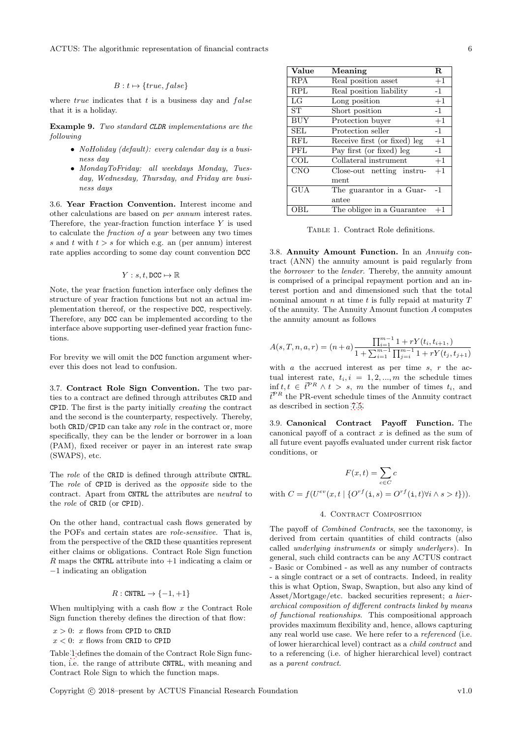$$B : t \mapsto \{true, false\}$$

where *true* indicates that $t$ is a business day and *false* that it is a holiday.

**Example 9.** *Two standard* `CLDR` *implementations are the following*

- *NoHoliday (default): every calendar day is a business day*
- *MondayToFriday: all weekdays Monday, Tuesday, Wednesday, Thursday, and Friday are business days*

3.6. **Year Fraction Convention.** Interest income and other calculations are based on *per annum* interest rates. Therefore, the year-fraction function interface $Y$ is used to calculate the *fraction of a year* between any two times $s$ and $t$ with $t > s$ for which e.g. an (per annum) interest rate applies according to some day count convention `DCC`

$$Y : s, t, \texttt{DCC} \mapsto \mathbb{R}$$

Note, the year fraction function interface only defines the structure of year fraction functions but not an actual implementation thereof, or the respective `DCC`, respectively. Therefore, any `DCC` can be implemented according to the interface above supporting user-defined year fraction functions.

For brevity we will omit the `DCC` function argument wherever this does not lead to confusion.

3.7. **Contract Role Sign Convention.** The two parties to a contract are defined through attributes `CRID` and `CPID`. The first is the party initially *creating* the contract and the second is the counterparty, respectively. Thereby, both `CRID`/`CPID` can take any *role* in the contract or, more specifically, they can be the lender or borrower in a loan (PAM), fixed receiver or payer in an interest rate swap (SWAPS), etc.

The *role* of the `CRID` is defined through attribute `CNTRL`. The *role* of `CPID` is derived as the *opposite* side to the contract. Apart from `CNTRL` the attributes are *neutral* to the *role* of `CRID` (or `CPID`).

On the other hand, contractual cash flows generated by the POFs and certain states are *role-sensitive*. That is, from the perspective of the `CRID` these quantities represent either claims or obligations. Contract Role Sign function $R$ maps the `CNTRL` attribute into $+1$ indicating a claim or $-1$ indicating an obligation

$$R : \texttt{CNTRL} \rightarrow \{-1, +1\}$$

When multiplying with a cash flow $x$ the Contract Role Sign function thereby defines the direction of that flow:

$x > 0$: $x$ flows from `CPID` to `CRID`
$x < 0$: $x$ flows from `CRID` to `CPID`

Table 1 defines the domain of the Contract Role Sign function, i.e. the range of attribute `CNTRL`, with meaning and Contract Role Sign to which the function maps.

| Value | Meaning | R |
|---|---|---|
| RPA | Real position asset | +1 |
| RPL | Real position liability | -1 |
| LG | Long position | +1 |
| ST | Short position | -1 |
| BUY | Protection buyer | +1 |
| SEL | Protection seller | -1 |
| RFL | Receive first (or fixed) leg | +1 |
| PFL | Pay first (or fixed) leg | -1 |
| COL | Collateral instrument | +1 |
| CNO | Close-out netting instrument | +1 |
| GUA | The guarantor in a Guarantee | -1 |
| OBL | The obligee in a Guarantee | +1 |

Table 1. Contract Role definitions.

3.8. **Annuity Amount Function.** In an *Annuity* contract (ANN) the annuity amount is paid regularly from the *borrower* to the *lender*. Thereby, the annuity amount is comprised of a principal repayment portion and an interest portion and and dimensioned such that the total nominal amount $n$ at time $t$ is fully repaid at maturity $T$ of the annuity. The Annuity Amount function $A$ computes the annuity amount as follows

$$A(s, T, n, a, r) = (n + a)\frac{\prod_{i=1}^{m-1} 1 + rY(t_i, t_{i+1},)}{1 + \sum_{i=1}^{m-1} \prod_{j=i}^{m-1} 1 + rY(t_j, t_{j+1})}$$

with $a$ the accrued interest as per time $s$, $r$ the actual interest rate, $t_i, i = 1, 2, ..., m$ the schedule times $\inf t, t \in \vec{t}^{PR} \wedge t > s$, $m$ the number of times $t_i$, and $\vec{t}^{PR}$ the PR-event schedule times of the Annuity contract as described in section 7.5.

3.9. **Canonical Contract Payoff Function.** The canonical payoff of a contract $x$ is defined as the sum of all future event payoffs evaluated under current risk factor conditions, or

$$F(x, t) = \sum_{c \in C} c$$

with $C = f(U^{ev}(x, t \mid \{O^{rf}(\texttt{i}, s) = O^{rf}(\texttt{i}, t) \forall i \wedge s > t\}))$.

## 4. Contract Composition

The payoff of *Combined Contracts*, see the taxonomy, is derived from certain quantities of child contracts (also called *underlying instruments* or simply *underlyers*). In general, such child contracts can be any ACTUS contract - Basic or Combined - as well as any number of contracts - a single contract or a set of contracts. Indeed, in reality this is what Option, Swap, Swaption, but also any kind of Asset/Mortgage/etc. backed securities represent; *a hierarchical composition of different contracts linked by means of functional relationships*. This compositional approach provides maximum flexibility and, hence, allows capturing any real world use case. We here refer to a *referenced* (i.e. of lower hierarchical level) contract as a *child contract* and to a referencing (i.e. of higher hierarchical level) contract as a *parent contract*.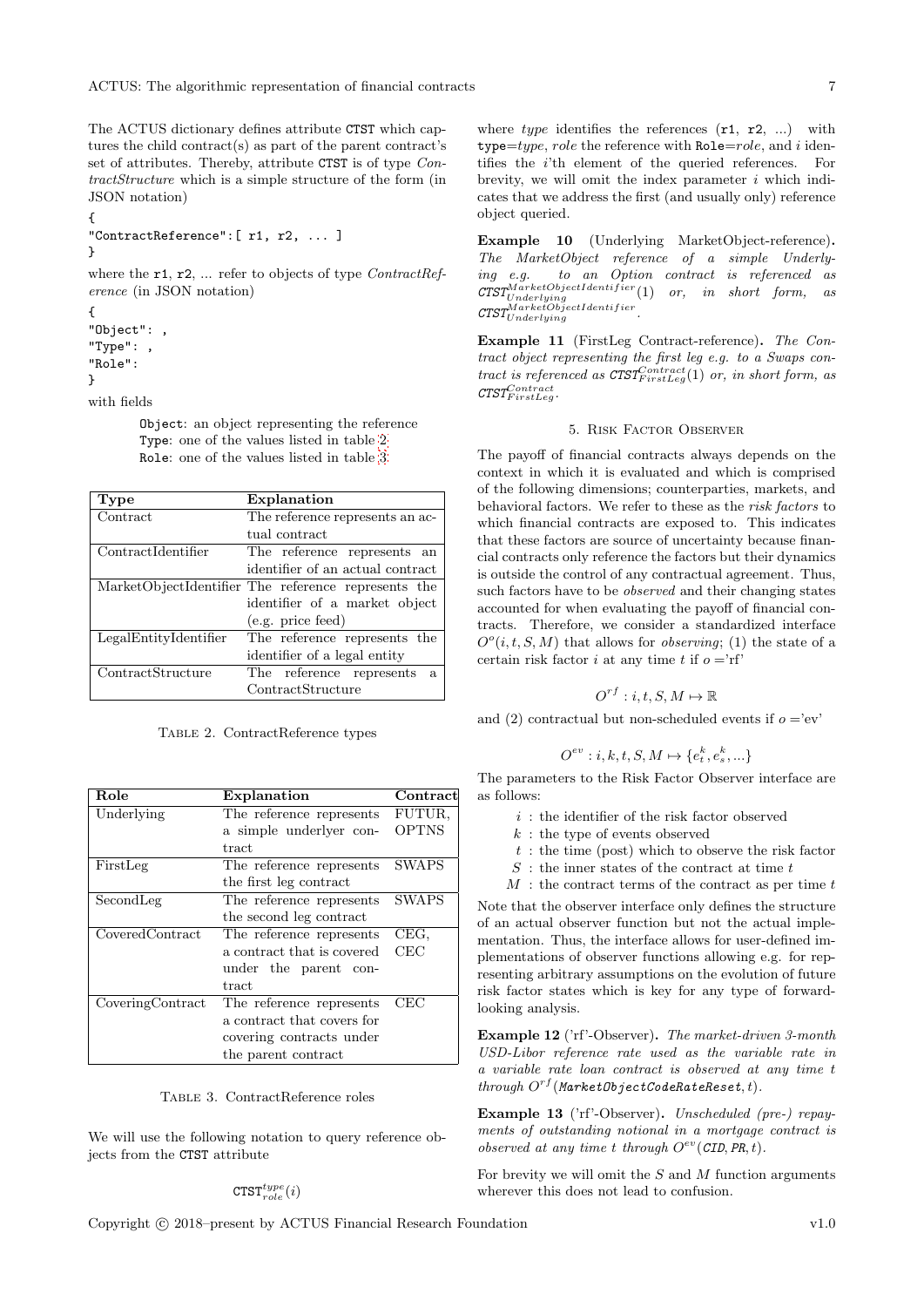The ACTUS dictionary defines attribute `CTST` which captures the child contract(s) as part of the parent contract's set of attributes. Thereby, attribute `CTST` is of type *ContractStructure* which is a simple structure of the form (in JSON notation)

```
{
"ContractReference":[ r1, r2, ... ]
}
```

where the `r1`, `r2`, ... refer to objects of type *ContractReference* (in JSON notation)

```
{
"Object": ,
"Type": ,
"Role":
}
```

with fields

> `Object`: an object representing the reference
> `Type`: one of the values listed in table 2
> `Role`: one of the values listed in table 3

| Type | Explanation |
|---|---|
| Contract | The reference represents an actual contract |
| ContractIdentifier | The reference represents an identifier of an actual contract |
| MarketObjectIdentifier | The reference represents the identifier of a market object (e.g. price feed) |
| LegalEntityIdentifier | The reference represents the identifier of a legal entity |
| ContractStructure | The reference represents a ContractStructure |

Table 2. ContractReference types

| Role | Explanation | Contract |
|---|---|---|
| Underlying | The reference represents a simple underlyer contract | FUTUR, OPTNS |
| FirstLeg | The reference represents the first leg contract | SWAPS |
| SecondLeg | The reference represents the second leg contract | SWAPS |
| CoveredContract | The reference represents a contract that is covered under the parent contract | CEG, CEC |
| CoveringContract | The reference represents a contract that covers for covering contracts under the parent contract | CEC |

Table 3. ContractReference roles

We will use the following notation to query reference objects from the `CTST` attribute

$$\texttt{CTST}_{role}^{type}(i)$$

where *type* identifies the references (`r1`, `r2`, ...) with `type`=*type*, *role* the reference with `Role`=*role*, and $i$ identifies the $i$'th element of the queried references. For brevity, we will omit the index parameter $i$ which indicates that we address the first (and usually only) reference object queried.

**Example 10** (Underlying MarketObject-reference)**.** *The MarketObject reference of a simple Underlying e.g. to an Option contract is referenced as* $\texttt{CTST}_{Underlying}^{MarketObjectIdentifier}(1)$ *or, in short form, as* $\texttt{CTST}_{Underlying}^{MarketObjectIdentifier}$.

**Example 11** (FirstLeg Contract-reference)**.** *The Contract object representing the first leg e.g. to a Swaps contract is referenced as* $\texttt{CTST}_{FirstLeg}^{Contract}(1)$ *or, in short form, as* $\texttt{CTST}_{FirstLeg}^{Contract}$.

## 5. Risk Factor Observer

The payoff of financial contracts always depends on the context in which it is evaluated and which is comprised of the following dimensions; counterparties, markets, and behavioral factors. We refer to these as the *risk factors* to which financial contracts are exposed to. This indicates that these factors are source of uncertainty because financial contracts only reference the factors but their dynamics is outside the control of any contractual agreement. Thus, such factors have to be *observed* and their changing states accounted for when evaluating the payoff of financial contracts. Therefore, we consider a standardized interface $O^o(i,t,S,M)$ that allows for *observing*; (1) the state of a certain risk factor $i$ at any time $t$ if $o=$'rf'

$$O^{rf}: i,t,S,M \mapsto \mathbb{R}$$

and (2) contractual but non-scheduled events if $o=$'ev'

$$O^{ev}: i,k,t,S,M \mapsto \{e_t^k, e_s^k, ...\}$$

The parameters to the Risk Factor Observer interface are as follows:

- $i$ : the identifier of the risk factor observed
- $k$ : the type of events observed
- $t$ : the time (post) which to observe the risk factor
- $S$ : the inner states of the contract at time $t$
- $M$ : the contract terms of the contract as per time $t$

Note that the observer interface only defines the structure of an actual observer function but not the actual implementation. Thus, the interface allows for user-defined implementations of observer functions allowing e.g. for representing arbitrary assumptions on the evolution of future risk factor states which is key for any type of forward-looking analysis.

**Example 12** ('rf'-Observer)**.** *The market-driven 3-month USD-Libor reference rate used as the variable rate in a variable rate loan contract is observed at any time* $t$ *through* $O^{rf}(\mathit{MarketObjectCodeRateReset},t)$.

**Example 13** ('rf'-Observer)**.** *Unscheduled (pre-) repayments of outstanding notional in a mortgage contract is observed at any time* $t$ *through* $O^{ev}(\mathit{CID},\mathit{PR},t)$.

For brevity we will omit the $S$ and $M$ function arguments wherever this does not lead to confusion.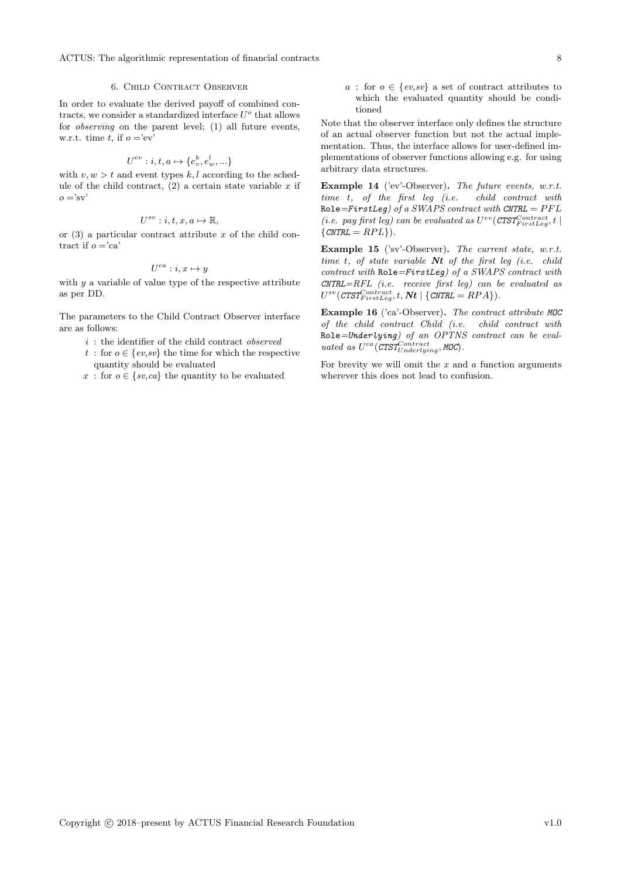## 6. Child Contract Observer

In order to evaluate the derived payoff of combined contracts, we consider a standardized interface $U^o$ that allows for *observing* on the parent level; (1) all future events, w.r.t. time $t$, if $o =$'ev'

$$U^{ev} : i, t, a \mapsto \{e_v^k, e_w^l, ...\}$$

with $v, w > t$ and event types $k, l$ according to the schedule of the child contract, (2) a certain state variable $x$ if $o =$'sv'

$$U^{sv} : i, t, x, a \mapsto \mathbb{R},$$

or (3) a particular contract attribute $x$ of the child contract if $o =$'ca'

$$U^{ca} : i, x \mapsto y$$

with $y$ a variable of value type of the respective attribute as per DD.

The parameters to the Child Contract Observer interface are as follows:

- $i$ : the identifier of the child contract *observed*
- $t$ : for $o \in \{ev,sv\}$ the time for which the respective quantity should be evaluated
- $x$ : for $o \in \{sv,ca\}$ the quantity to be evaluated
- $a$ : for $o \in \{ev,sv\}$ a set of contract attributes to which the evaluated quantity should be conditioned

Note that the observer interface only defines the structure of an actual observer function but not the actual implementation. Thus, the interface allows for user-defined implementations of observer functions allowing e.g. for using arbitrary data structures.

**Example 14** ('ev'-Observer)**.** *The future events, w.r.t. time $t$, of the first leg (i.e. child contract with* `Role`*=`FirstLeg`) of a SWAPS contract with `CNTRL` $= PFL$ (i.e. pay first leg) can be evaluated as $U^{ev}(\texttt{CTST}^{Contract}_{FirstLeg}, t \mid \{\texttt{CNTRL} = RPL\})$.*

**Example 15** ('sv'-Observer)**.** *The current state, w.r.t. time $t$, of state variable $\boldsymbol{Nt}$ of the first leg (i.e. child contract with* `Role`*=`FirstLeg`) of a SWAPS contract with `CNTRL`$=RFL$ (i.e. receive first leg) can be evaluated as $U^{sv}(\texttt{CTST}^{Contract}_{FirstLeg}, t, \boldsymbol{Nt} \mid \{\texttt{CNTRL} = RPA\})$.*

**Example 16** ('ca'-Observer)**.** *The contract attribute `MOC` of the child contract Child (i.e. child contract with* `Role`*=`Underlying`) of an OPTNS contract can be evaluated as $U^{ca}(\texttt{CTST}^{Contract}_{Underlying}, \texttt{MOC})$.*

For brevity we will omit the $x$ and $a$ function arguments wherever this does not lead to confusion.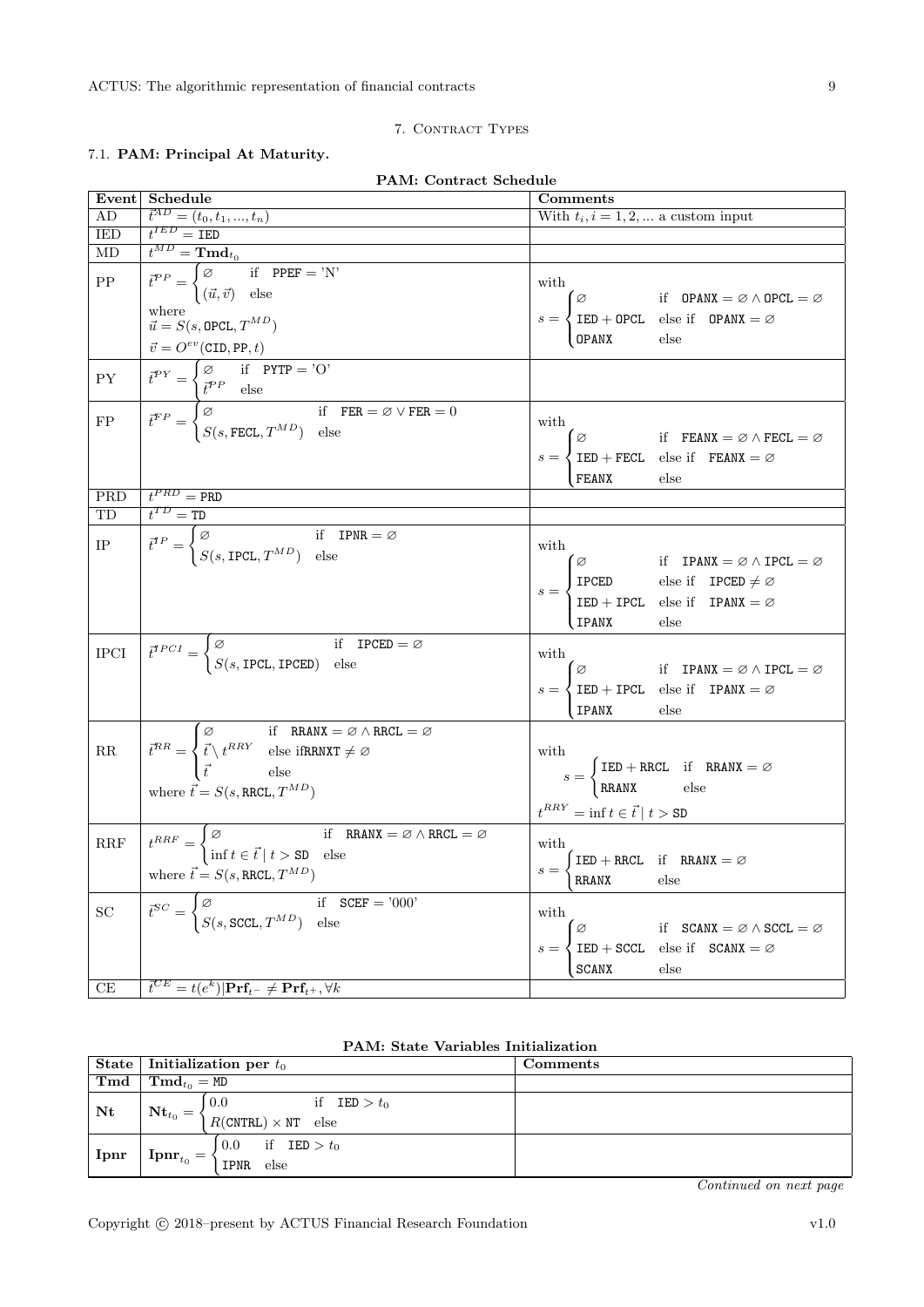## 7. Contract Types

### 7.1. PAM: Principal At Maturity.

**PAM: Contract Schedule**

| Event | Schedule | Comments |
|---|---|---|
| AD | $\vec{t}^{AD} = (t_0, t_1, ..., t_n)$ | With $t_i, i = 1, 2, ...$ a custom input |
| IED | $t^{IED} = \texttt{IED}$ | |
| MD | $t^{MD} = \mathbf{Tmd}_{t_0}$ | |
| PP | $\vec{t}^{PP} = \begin{cases} \varnothing & \text{if} \quad \texttt{PPEF} = \text{'N'} \\ (\vec{u}, \vec{v}) & \text{else} \end{cases}$ where $\vec{u} = S(s, \texttt{OPCL}, T^{MD})$ $\vec{v} = O^{ev}(\texttt{CID}, \texttt{PP}, t)$ | with $s = \begin{cases} \varnothing & \text{if} \quad \texttt{OPANX} = \varnothing \wedge \texttt{OPCL} = \varnothing \\ \texttt{IED} + \texttt{OPCL} & \text{else if} \quad \texttt{OPANX} = \varnothing \\ \texttt{OPANX} & \text{else} \end{cases}$ |
| PY | $\vec{t}^{PY} = \begin{cases} \varnothing & \text{if} \quad \texttt{PYTP} = \text{'O'} \\ \vec{t}^{PP} & \text{else} \end{cases}$ | |
| FP | $\vec{t}^{FP} = \begin{cases} \varnothing & \text{if} \quad \texttt{FER} = \varnothing \vee \texttt{FER} = 0 \\ S(s, \texttt{FECL}, T^{MD}) & \text{else} \end{cases}$ | with $s = \begin{cases} \varnothing & \text{if} \quad \texttt{FEANX} = \varnothing \wedge \texttt{FECL} = \varnothing \\ \texttt{IED} + \texttt{FECL} & \text{else if} \quad \texttt{FEANX} = \varnothing \\ \texttt{FEANX} & \text{else} \end{cases}$ |
| PRD | $t^{PRD} = \texttt{PRD}$ | |
| TD | $t^{TD} = \texttt{TD}$ | |
| IP | $\vec{t}^{IP} = \begin{cases} \varnothing & \text{if} \quad \texttt{IPNR} = \varnothing \\ S(s, \texttt{IPCL}, T^{MD}) & \text{else} \end{cases}$ | with $s = \begin{cases} \varnothing & \text{if} \quad \texttt{IPANX} = \varnothing \wedge \texttt{IPCL} = \varnothing \\ \texttt{IPCED} & \text{else if} \quad \texttt{IPCED} \neq \varnothing \\ \texttt{IED} + \texttt{IPCL} & \text{else if} \quad \texttt{IPANX} = \varnothing \\ \texttt{IPANX} & \text{else} \end{cases}$ |
| IPCI | $\vec{t}^{IPCI} = \begin{cases} \varnothing & \text{if} \quad \texttt{IPCED} = \varnothing \\ S(s, \texttt{IPCL}, \texttt{IPCED}) & \text{else} \end{cases}$ | with $s = \begin{cases} \varnothing & \text{if} \quad \texttt{IPANX} = \varnothing \wedge \texttt{IPCL} = \varnothing \\ \texttt{IED} + \texttt{IPCL} & \text{else if} \quad \texttt{IPANX} = \varnothing \\ \texttt{IPANX} & \text{else} \end{cases}$ |
| RR | $\vec{t}^{RR} = \begin{cases} \varnothing & \text{if} \quad \texttt{RRANX} = \varnothing \wedge \texttt{RRCL} = \varnothing \\ \vec{t} \setminus t^{RRY} & \text{else if} \texttt{RRNXT} \neq \varnothing \\ \vec{t} & \text{else} \end{cases}$ where $\vec{t} = S(s, \texttt{RRCL}, T^{MD})$ | with $s = \begin{cases} \texttt{IED} + \texttt{RRCL} & \text{if} \quad \texttt{RRANX} = \varnothing \\ \texttt{RRANX} & \text{else} \end{cases}$ $t^{RRY} = \inf t \in \vec{t} \mid t > \texttt{SD}$ |
| RRF | $t^{RRF} = \begin{cases} \varnothing & \text{if} \quad \texttt{RRANX} = \varnothing \wedge \texttt{RRCL} = \varnothing \\ \inf t \in \vec{t} \mid t > \texttt{SD} & \text{else} \end{cases}$ where $\vec{t} = S(s, \texttt{RRCL}, T^{MD})$ | with $s = \begin{cases} \texttt{IED} + \texttt{RRCL} & \text{if} \quad \texttt{RRANX} = \varnothing \\ \texttt{RRANX} & \text{else} \end{cases}$ |
| SC | $\vec{t}^{SC} = \begin{cases} \varnothing & \text{if} \quad \texttt{SCEF} = \text{'000'} \\ S(s, \texttt{SCCL}, T^{MD}) & \text{else} \end{cases}$ | with $s = \begin{cases} \varnothing & \text{if} \quad \texttt{SCANX} = \varnothing \wedge \texttt{SCCL} = \varnothing \\ \texttt{IED} + \texttt{SCCL} & \text{else if} \quad \texttt{SCANX} = \varnothing \\ \texttt{SCANX} & \text{else} \end{cases}$ |
| CE | $\vec{t}^{CE} = t(e^k) \vert \mathbf{Prf}_{t^-} \neq \mathbf{Prf}_{t^+}, \forall k$ | |

**PAM: State Variables Initialization**

| State | Initialization per $t_0$ | Comments |
|---|---|---|
| **Tmd** | $\mathbf{Tmd}_{t_0} = \texttt{MD}$ | |
| **Nt** | $\mathbf{Nt}_{t_0} = \begin{cases} 0.0 & \text{if} \quad \texttt{IED} > t_0 \\ R(\texttt{CNTRL}) \times \texttt{NT} & \text{else} \end{cases}$ | |
| **Ipnr** | $\mathbf{Ipnr}_{t_0} = \begin{cases} 0.0 & \text{if} \quad \texttt{IED} > t_0 \\ \texttt{IPNR} & \text{else} \end{cases}$ | |

*Continued on next page*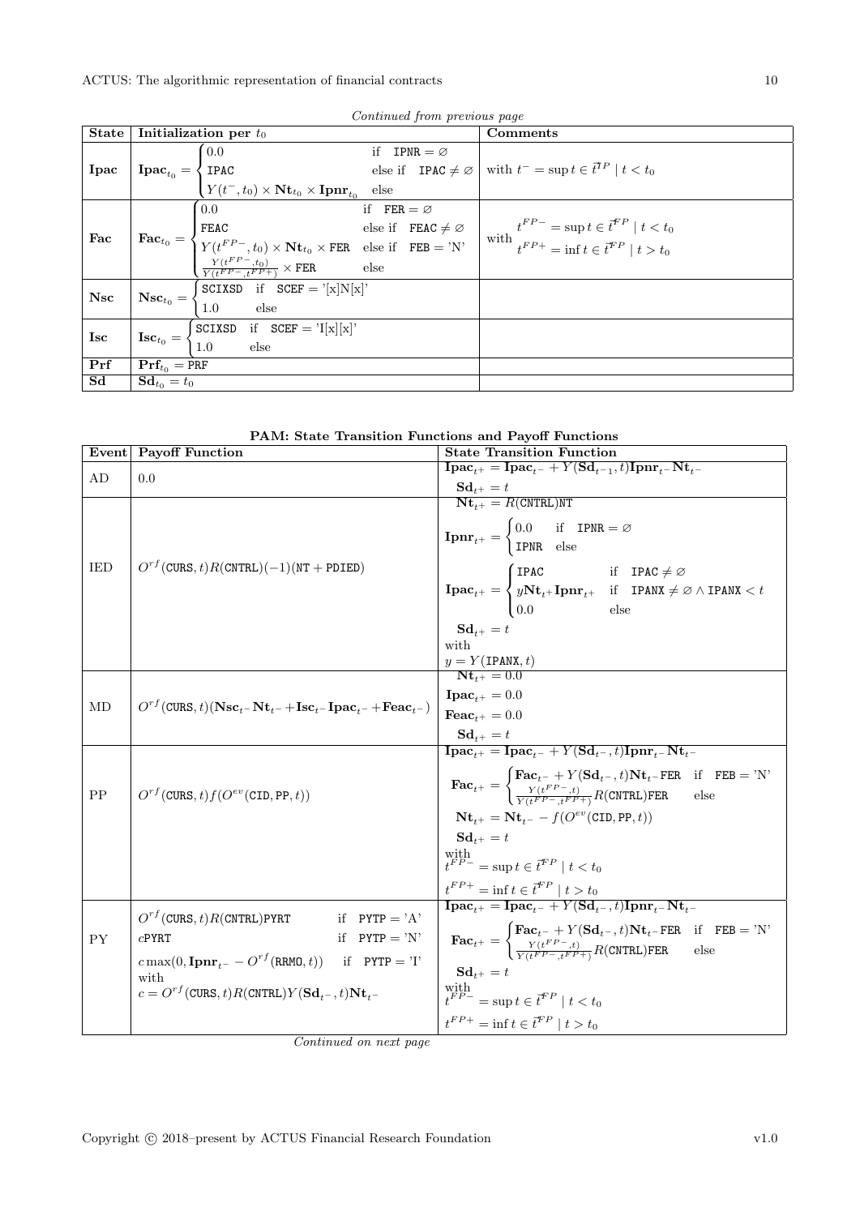*Continued from previous page*

| State | Initialization per $t_0$ | Comments |
|---|---|---|
| **Ipac** | $\mathbf{Ipac}_{t_0} = \begin{cases} 0.0 & \text{if} \quad \texttt{IPNR} = \varnothing \\ \texttt{IPAC} & \text{else if} \quad \texttt{IPAC} \neq \varnothing \\ Y(t^-, t_0) \times \mathbf{Nt}_{t_0} \times \mathbf{Ipnr}_{t_0} & \text{else} \end{cases}$ | with $t^- = \sup t \in \vec{t}^{IP} \mid t < t_0$ |
| **Fac** | $\mathbf{Fac}_{t_0} = \begin{cases} 0.0 & \text{if} \quad \texttt{FER} = \varnothing \\ \texttt{FEAC} & \text{else if} \quad \texttt{FEAC} \neq \varnothing \\ Y(t^{FP-}, t_0) \times \mathbf{Nt}_{t_0} \times \texttt{FER} & \text{else if} \quad \texttt{FEB} = \text{'N'} \\ \frac{Y(t^{FP-}, t_0)}{Y(t^{FP-}, t^{FP+})} \times \texttt{FER} & \text{else} \end{cases}$ | with $t^{FP-} = \sup t \in \vec{t}^{FP} \mid t < t_0$, $t^{FP+} = \inf t \in \vec{t}^{FP} \mid t > t_0$ |
| **Nsc** | $\mathbf{Nsc}_{t_0} = \begin{cases} \texttt{SCIXSD} & \text{if} \quad \texttt{SCEF} = \text{'[x]N[x]'} \\ 1.0 & \text{else} \end{cases}$ | |
| **Isc** | $\mathbf{Isc}_{t_0} = \begin{cases} \texttt{SCIXSD} & \text{if} \quad \texttt{SCEF} = \text{'I[x][x]'} \\ 1.0 & \text{else} \end{cases}$ | |
| **Prf** | $\mathbf{Prf}_{t_0} = \texttt{PRF}$ | |
| **Sd** | $\mathbf{Sd}_{t_0} = t_0$ | |

**PAM: State Transition Functions and Payoff Functions**

| Event | Payoff Function | State Transition Function |
|---|---|---|
| AD | $0.0$ | $\mathbf{Ipac}_{t^+} = \mathbf{Ipac}_{t^-} + Y(\mathbf{Sd}_{t-1}, t)\mathbf{Ipnr}_{t^-}\mathbf{Nt}_{t^-}$ <br> $\mathbf{Sd}_{t^+} = t$ |
| IED | $O^{rf}(\texttt{CURS}, t)R(\texttt{CNTRL})(-1)(\texttt{NT} + \texttt{PDIED})$ | $\mathbf{Nt}_{t^+} = R(\texttt{CNTRL})\texttt{NT}$ <br> $\mathbf{Ipnr}_{t^+} = \begin{cases} 0.0 & \text{if} \quad \texttt{IPNR} = \varnothing \\ \texttt{IPNR} & \text{else} \end{cases}$ <br> $\mathbf{Ipac}_{t^+} = \begin{cases} \texttt{IPAC} & \text{if} \quad \texttt{IPAC} \neq \varnothing \\ y\mathbf{Nt}_{t^+}\mathbf{Ipnr}_{t^+} & \text{if} \quad \texttt{IPANX} \neq \varnothing \wedge \texttt{IPANX} < t \\ 0.0 & \text{else} \end{cases}$ <br> $\mathbf{Sd}_{t^+} = t$ <br> with <br> $y = Y(\texttt{IPANX}, t)$ |
| MD | $O^{rf}(\texttt{CURS}, t)(\mathbf{Nsc}_{t^-}\mathbf{Nt}_{t^-} + \mathbf{Isc}_{t^-}\mathbf{Ipac}_{t^-} + \mathbf{Feac}_{t^-})$ | $\mathbf{Nt}_{t^+} = 0.0$ <br> $\mathbf{Ipac}_{t^+} = 0.0$ <br> $\mathbf{Feac}_{t^+} = 0.0$ <br> $\mathbf{Sd}_{t^+} = t$ |
| PP | $O^{rf}(\texttt{CURS}, t)f(O^{ev}(\texttt{CID}, \texttt{PP}, t))$ | $\mathbf{Ipac}_{t^+} = \mathbf{Ipac}_{t^-} + Y(\mathbf{Sd}_{t^-}, t)\mathbf{Ipnr}_{t^-}\mathbf{Nt}_{t^-}$ <br> $\mathbf{Fac}_{t^+} = \begin{cases} \mathbf{Fac}_{t^-} + Y(\mathbf{Sd}_{t^-}, t)\mathbf{Nt}_{t^-}\texttt{FER} & \text{if} \quad \texttt{FEB} = \text{'N'} \\ \frac{Y(t^{FP-}, t)}{Y(t^{FP-}, t^{FP+})}R(\texttt{CNTRL})\texttt{FER} & \text{else} \end{cases}$ <br> $\mathbf{Nt}_{t^+} = \mathbf{Nt}_{t^-} - f(O^{ev}(\texttt{CID}, \texttt{PP}, t))$ <br> $\mathbf{Sd}_{t^+} = t$ <br> with <br> $t^{FP-} = \sup t \in \vec{t}^{FP} \mid t < t_0$ <br> $t^{FP+} = \inf t \in \vec{t}^{FP} \mid t > t_0$ |
| PY | $\begin{cases} O^{rf}(\texttt{CURS}, t)R(\texttt{CNTRL})\texttt{PYRT} & \text{if} \quad \texttt{PYTP} = \text{'A'} \\ c\texttt{PYRT} & \text{if} \quad \texttt{PYTP} = \text{'N'} \\ c\max(0, \mathbf{Ipnr}_{t^-} - O^{rf}(\texttt{RRMO}, t)) & \text{if} \quad \texttt{PYTP} = \text{'I'} \end{cases}$ <br> with <br> $c = O^{rf}(\texttt{CURS}, t)R(\texttt{CNTRL})Y(\mathbf{Sd}_{t^-}, t)\mathbf{Nt}_{t^-}$ | $\mathbf{Ipac}_{t^+} = \mathbf{Ipac}_{t^-} + Y(\mathbf{Sd}_{t^-}, t)\mathbf{Ipnr}_{t^-}\mathbf{Nt}_{t^-}$ <br> $\mathbf{Fac}_{t^+} = \begin{cases} \mathbf{Fac}_{t^-} + Y(\mathbf{Sd}_{t^-}, t)\mathbf{Nt}_{t^-}\texttt{FER} & \text{if} \quad \texttt{FEB} = \text{'N'} \\ \frac{Y(t^{FP-}, t)}{Y(t^{FP-}, t^{FP+})}R(\texttt{CNTRL})\texttt{FER} & \text{else} \end{cases}$ <br> $\mathbf{Sd}_{t^+} = t$ <br> with <br> $t^{FP-} = \sup t \in \vec{t}^{FP} \mid t < t_0$ <br> $t^{FP+} = \inf t \in \vec{t}^{FP} \mid t > t_0$ |

*Continued on next page*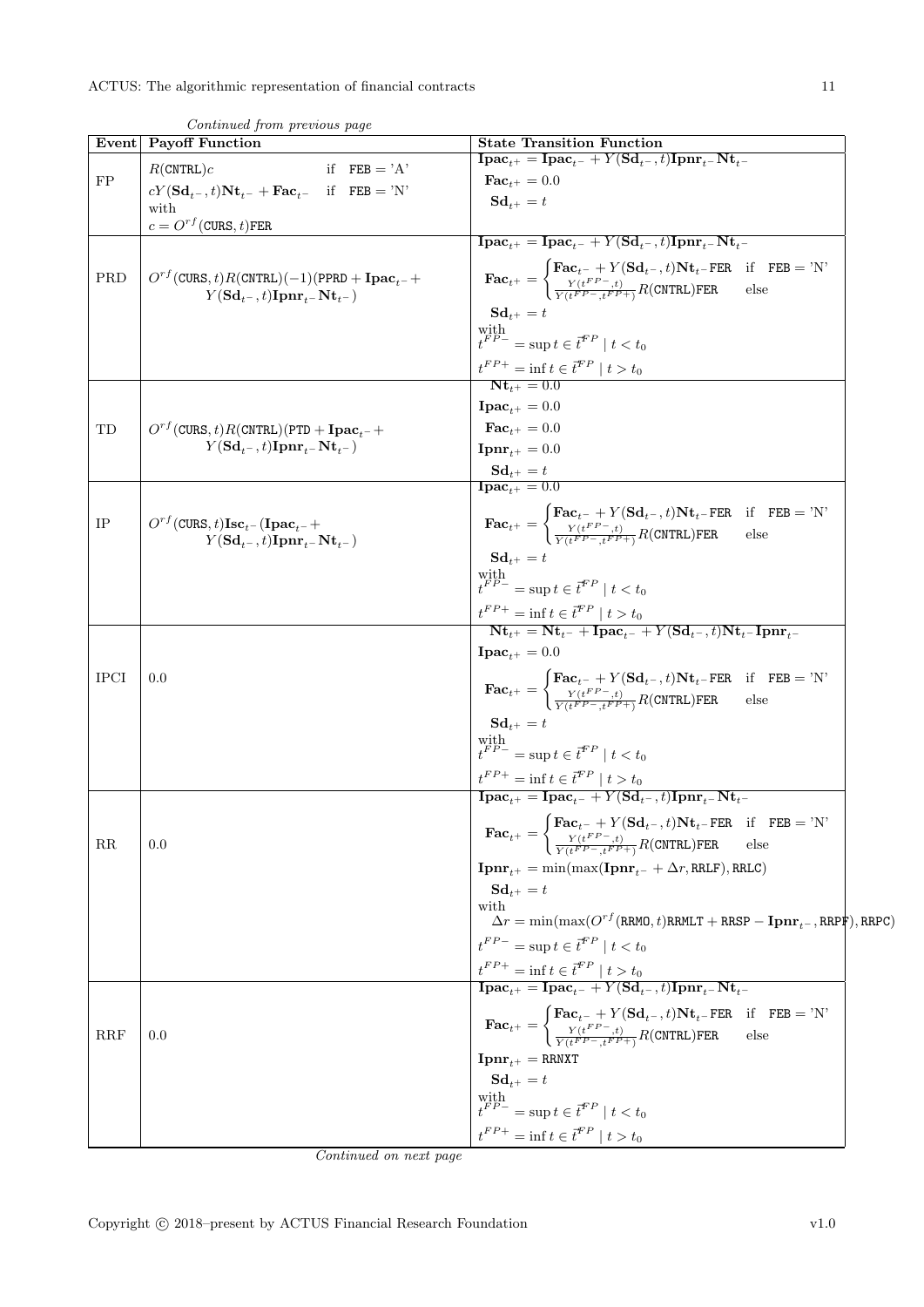*Continued from previous page*

| Event | Payoff Function | State Transition Function |
|---|---|---|
| FP | $R(\texttt{CNTRL})c \quad \text{if} \quad \texttt{FEB} = \text{'A'}$ <br> $cY(\mathbf{Sd}_{t^-}, t)\mathbf{Nt}_{t^-} + \mathbf{Fac}_{t^-} \quad \text{if} \quad \texttt{FEB} = \text{'N'}$ <br> with <br> $c = O^{rf}(\texttt{CURS}, t)\texttt{FER}$ | $\mathbf{Ipac}_{t^+} = \mathbf{Ipac}_{t^-} + Y(\mathbf{Sd}_{t^-}, t)\mathbf{Ipnr}_{t^-}\mathbf{Nt}_{t^-}$ <br> $\mathbf{Fac}_{t^+} = 0.0$ <br> $\mathbf{Sd}_{t^+} = t$ |
| PRD | $O^{rf}(\texttt{CURS}, t)R(\texttt{CNTRL})(-1)(\texttt{PPRD} + \mathbf{Ipac}_{t^-} + Y(\mathbf{Sd}_{t^-}, t)\mathbf{Ipnr}_{t^-}\mathbf{Nt}_{t^-})$ | $\mathbf{Ipac}_{t^+} = \mathbf{Ipac}_{t^-} + Y(\mathbf{Sd}_{t^-}, t)\mathbf{Ipnr}_{t^-}\mathbf{Nt}_{t^-}$ <br> $\mathbf{Fac}_{t^+} = \begin{cases} \mathbf{Fac}_{t^-} + Y(\mathbf{Sd}_{t^-}, t)\mathbf{Nt}_{t^-}\texttt{FER} & \text{if} \quad \texttt{FEB} = \text{'N'} \\ \frac{Y(t^{FP-}, t)}{Y(t^{FP-}, t^{FP+})}R(\texttt{CNTRL})\texttt{FER} & \text{else} \end{cases}$ <br> $\mathbf{Sd}_{t^+} = t$ <br> with <br> $t^{FP-} = \sup t \in \vec{t}^{FP} \mid t < t_0$ <br> $t^{FP+} = \inf t \in \vec{t}^{FP} \mid t > t_0$ |
| TD | $O^{rf}(\texttt{CURS}, t)R(\texttt{CNTRL})(\texttt{PTD} + \mathbf{Ipac}_{t^-} + Y(\mathbf{Sd}_{t^-}, t)\mathbf{Ipnr}_{t^-}\mathbf{Nt}_{t^-})$ | $\mathbf{Nt}_{t^+} = 0.0$ <br> $\mathbf{Ipac}_{t^+} = 0.0$ <br> $\mathbf{Fac}_{t^+} = 0.0$ <br> $\mathbf{Ipnr}_{t^+} = 0.0$ <br> $\mathbf{Sd}_{t^+} = t$ |
| IP | $O^{rf}(\texttt{CURS}, t)\mathbf{Isc}_{t^-}(\mathbf{Ipac}_{t^-} + Y(\mathbf{Sd}_{t^-}, t)\mathbf{Ipnr}_{t^-}\mathbf{Nt}_{t^-})$ | $\mathbf{Ipac}_{t^+} = 0.0$ <br> $\mathbf{Fac}_{t^+} = \begin{cases} \mathbf{Fac}_{t^-} + Y(\mathbf{Sd}_{t^-}, t)\mathbf{Nt}_{t^-}\texttt{FER} & \text{if} \quad \texttt{FEB} = \text{'N'} \\ \frac{Y(t^{FP-}, t)}{Y(t^{FP-}, t^{FP+})}R(\texttt{CNTRL})\texttt{FER} & \text{else} \end{cases}$ <br> $\mathbf{Sd}_{t^+} = t$ <br> with <br> $t^{FP-} = \sup t \in \vec{t}^{FP} \mid t < t_0$ <br> $t^{FP+} = \inf t \in \vec{t}^{FP} \mid t > t_0$ |
| IPCI | 0.0 | $\mathbf{Nt}_{t^+} = \mathbf{Nt}_{t^-} + \mathbf{Ipac}_{t^-} + Y(\mathbf{Sd}_{t^-}, t)\mathbf{Nt}_{t^-}\mathbf{Ipnr}_{t^-}$ <br> $\mathbf{Ipac}_{t^+} = 0.0$ <br> $\mathbf{Fac}_{t^+} = \begin{cases} \mathbf{Fac}_{t^-} + Y(\mathbf{Sd}_{t^-}, t)\mathbf{Nt}_{t^-}\texttt{FER} & \text{if} \quad \texttt{FEB} = \text{'N'} \\ \frac{Y(t^{FP-}, t)}{Y(t^{FP-}, t^{FP+})}R(\texttt{CNTRL})\texttt{FER} & \text{else} \end{cases}$ <br> $\mathbf{Sd}_{t^+} = t$ <br> with <br> $t^{FP-} = \sup t \in \vec{t}^{FP} \mid t < t_0$ <br> $t^{FP+} = \inf t \in \vec{t}^{FP} \mid t > t_0$ |
| RR | 0.0 | $\mathbf{Ipac}_{t^+} = \mathbf{Ipac}_{t^-} + Y(\mathbf{Sd}_{t^-}, t)\mathbf{Ipnr}_{t^-}\mathbf{Nt}_{t^-}$ <br> $\mathbf{Fac}_{t^+} = \begin{cases} \mathbf{Fac}_{t^-} + Y(\mathbf{Sd}_{t^-}, t)\mathbf{Nt}_{t^-}\texttt{FER} & \text{if} \quad \texttt{FEB} = \text{'N'} \\ \frac{Y(t^{FP-}, t)}{Y(t^{FP-}, t^{FP+})}R(\texttt{CNTRL})\texttt{FER} & \text{else} \end{cases}$ <br> $\mathbf{Ipnr}_{t^+} = \min(\max(\mathbf{Ipnr}_{t^-} + \Delta r, \texttt{RRLF}), \texttt{RRLC})$ <br> $\mathbf{Sd}_{t^+} = t$ <br> with <br> $\Delta r = \min(\max(O^{rf}(\texttt{RRMO}, t)\texttt{RRMLT} + \texttt{RRSP} - \mathbf{Ipnr}_{t^-}, \texttt{RRPF}), \texttt{RRPC})$ <br> $t^{FP-} = \sup t \in \vec{t}^{FP} \mid t < t_0$ <br> $t^{FP+} = \inf t \in \vec{t}^{FP} \mid t > t_0$ |
| RRF | 0.0 | $\mathbf{Ipac}_{t^+} = \mathbf{Ipac}_{t^-} + Y(\mathbf{Sd}_{t^-}, t)\mathbf{Ipnr}_{t^-}\mathbf{Nt}_{t^-}$ <br> $\mathbf{Fac}_{t^+} = \begin{cases} \mathbf{Fac}_{t^-} + Y(\mathbf{Sd}_{t^-}, t)\mathbf{Nt}_{t^-}\texttt{FER} & \text{if} \quad \texttt{FEB} = \text{'N'} \\ \frac{Y(t^{FP-}, t)}{Y(t^{FP-}, t^{FP+})}R(\texttt{CNTRL})\texttt{FER} & \text{else} \end{cases}$ <br> $\mathbf{Ipnr}_{t^+} = \texttt{RRNXT}$ <br> $\mathbf{Sd}_{t^+} = t$ <br> with <br> $t^{FP-} = \sup t \in \vec{t}^{FP} \mid t < t_0$ <br> $t^{FP+} = \inf t \in \vec{t}^{FP} \mid t > t_0$ |

*Continued on next page*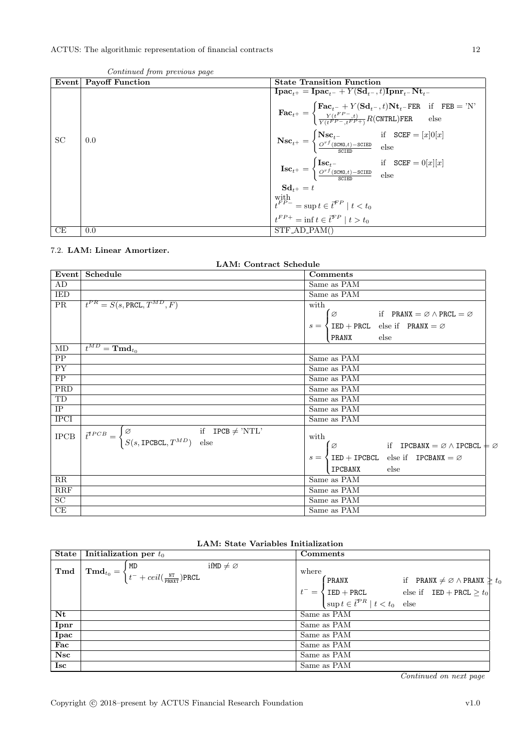*Continued from previous page*

| Event | Payoff Function | State Transition Function |
|---|---|---|
| SC | 0.0 | $\mathbf{Ipac}_{t^+} = \mathbf{Ipac}_{t^-} + Y(\mathbf{Sd}_{t^-}, t)\mathbf{Ipnr}_{t^-}\mathbf{Nt}_{t^-}$ <br> $\mathbf{Fac}_{t^+} = \begin{cases} \mathbf{Fac}_{t^-} + Y(\mathbf{Sd}_{t^-}, t)\mathbf{Nt}_{t^-}\texttt{FER} & \text{if} \quad \texttt{FEB} = \text{'N'} \\ \frac{Y(t^{FP-}, t)}{Y(t^{FP-}, t^{FP+})} R(\texttt{CNTRL})\texttt{FER} & \text{else} \end{cases}$ <br> $\mathbf{Nsc}_{t^+} = \begin{cases} \mathbf{Nsc}_{t^-} & \text{if} \quad \texttt{SCEF} = [x]0[x] \\ \frac{O^{rf}(\texttt{SCMO}, t) - \texttt{SCIED}}{\texttt{SCIED}} & \text{else} \end{cases}$ <br> $\mathbf{Isc}_{t^+} = \begin{cases} \mathbf{Isc}_{t^-} & \text{if} \quad \texttt{SCEF} = 0[x][x] \\ \frac{O^{rf}(\texttt{SCMO}, t) - \texttt{SCIED}}{\texttt{SCIED}} & \text{else} \end{cases}$ <br> $\mathbf{Sd}_{t^+} = t$ <br> with <br> $t^{FP-} = \sup t \in \vec{t}^{FP} \mid t < t_0$ <br> $t^{FP+} = \inf t \in \vec{t}^{FP} \mid t > t_0$ |
| CE | 0.0 | STF_AD_PAM() |

### 7.2. LAM: Linear Amortizer.

**LAM: Contract Schedule**

| Event | Schedule | Comments |
|---|---|---|
| AD | | Same as PAM |
| IED | | Same as PAM |
| PR | $\vec{t}^{PR} = S(s, \texttt{PRCL}, T^{MD}, F)$ | with $s = \begin{cases} \varnothing & \text{if} \quad \texttt{PRANX} = \varnothing \wedge \texttt{PRCL} = \varnothing \\ \texttt{IED} + \texttt{PRCL} & \text{else if} \quad \texttt{PRANX} = \varnothing \\ \texttt{PRANX} & \text{else} \end{cases}$ |
| MD | $t^{MD} = \mathbf{Tmd}_{t_0}$ | |
| PP | | Same as PAM |
| PY | | Same as PAM |
| FP | | Same as PAM |
| PRD | | Same as PAM |
| TD | | Same as PAM |
| IP | | Same as PAM |
| IPCI | | Same as PAM |
| IPCB | $\vec{t}^{IPCB} = \begin{cases} \varnothing & \text{if} \quad \texttt{IPCB} \neq \text{'NTL'} \\ S(s, \texttt{IPCBCL}, T^{MD}) & \text{else} \end{cases}$ | with $s = \begin{cases} \varnothing & \text{if} \quad \texttt{IPCBANX} = \varnothing \wedge \texttt{IPCBCL} = \varnothing \\ \texttt{IED} + \texttt{IPCBCL} & \text{else if} \quad \texttt{IPCBANX} = \varnothing \\ \texttt{IPCBANX} & \text{else} \end{cases}$ |
| RR | | Same as PAM |
| RRF | | Same as PAM |
| SC | | Same as PAM |
| CE | | Same as PAM |

**LAM: State Variables Initialization**

| State | Initialization per $t_0$ | Comments |
|---|---|---|
| **Tmd** | $\mathbf{Tmd}_{t_0} = \begin{cases} \texttt{MD} & \text{if} \texttt{MD} \neq \varnothing \\ t^- + ceil(\frac{\texttt{NT}}{\texttt{PRNXT}})\texttt{PRCL} \end{cases}$ | where $t^- = \begin{cases} \texttt{PRANX} & \text{if} \quad \texttt{PRANX} \neq \varnothing \wedge \texttt{PRANX} \geq t_0 \\ \texttt{IED} + \texttt{PRCL} & \text{else if} \quad \texttt{IED} + \texttt{PRCL} \geq t_0 \\ \sup t \in \vec{t}^{PR} \mid t < t_0 & \text{else} \end{cases}$ |
| **Nt** | | Same as PAM |
| **Ipnr** | | Same as PAM |
| **Ipac** | | Same as PAM |
| **Fac** | | Same as PAM |
| **Nsc** | | Same as PAM |
| **Isc** | | Same as PAM |

*Continued on next page*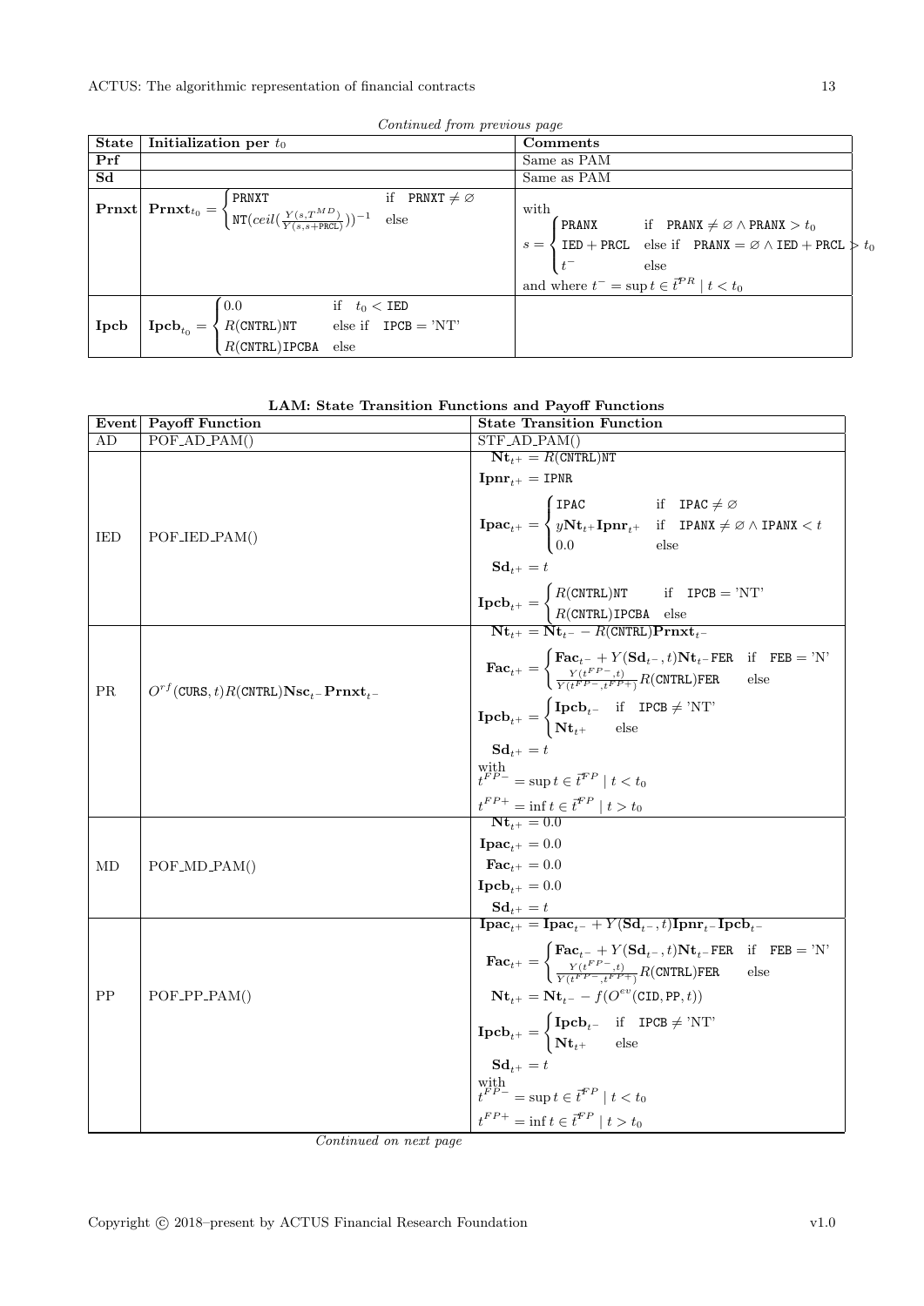*Continued from previous page*

| State | Initialization per $t_0$ | Comments |
|---|---|---|
| **Prf** | | Same as PAM |
| **Sd** | | Same as PAM |
| **Prnxt** | $\mathbf{Prnxt}_{t_0} = \begin{cases} \texttt{PRNXT} & \text{if} \quad \texttt{PRNXT} \neq \varnothing \\ \texttt{NT}(ceil(\frac{Y(s,T^{MD})}{Y(s,s+\texttt{PRCL})}))^{-1} & \text{else} \end{cases}$ | with $s = \begin{cases} \texttt{PRANX} & \text{if} \quad \texttt{PRANX} \neq \varnothing \wedge \texttt{PRANX} > t_0 \\ \texttt{IED} + \texttt{PRCL} & \text{else if} \quad \texttt{PRANX} = \varnothing \wedge \texttt{IED} + \texttt{PRCL} > t_0 \\ t^- & \text{else} \end{cases}$ and where $t^- = \sup t \in \vec{t}^{PR} \mid t < t_0$ |
| **Ipcb** | $\mathbf{Ipcb}_{t_0} = \begin{cases} 0.0 & \text{if} \quad t_0 < \texttt{IED} \\ R(\texttt{CNTRL})\texttt{NT} & \text{else if} \quad \texttt{IPCB} = \text{'NT'} \\ R(\texttt{CNTRL})\texttt{IPCBA} & \text{else} \end{cases}$ | |

**LAM: State Transition Functions and Payoff Functions**

| Event | Payoff Function | State Transition Function |
|---|---|---|
| AD | POF_AD_PAM() | STF_AD_PAM() |
| IED | POF_IED_PAM() | $\mathbf{Nt}_{t^+} = R(\texttt{CNTRL})\texttt{NT}$ <br> $\mathbf{Ipnr}_{t^+} = \texttt{IPNR}$ <br> $\mathbf{Ipac}_{t^+} = \begin{cases} \texttt{IPAC} & \text{if} \quad \texttt{IPAC} \neq \varnothing \\ y\mathbf{Nt}_{t^+}\mathbf{Ipnr}_{t^+} & \text{if} \quad \texttt{IPANX} \neq \varnothing \wedge \texttt{IPANX} < t \\ 0.0 & \text{else} \end{cases}$ <br> $\mathbf{Sd}_{t^+} = t$ <br> $\mathbf{Ipcb}_{t^+} = \begin{cases} R(\texttt{CNTRL})\texttt{NT} & \text{if} \quad \texttt{IPCB} = \text{'NT'} \\ R(\texttt{CNTRL})\texttt{IPCBA} & \text{else} \end{cases}$ |
| PR | $O^{rf}(\texttt{CURS}, t)R(\texttt{CNTRL})\mathbf{Nsc}_{t^-}\mathbf{Prnxt}_{t^-}$ | $\mathbf{Nt}_{t^+} = \mathbf{Nt}_{t^-} - R(\texttt{CNTRL})\mathbf{Prnxt}_{t^-}$ <br> $\mathbf{Fac}_{t^+} = \begin{cases} \mathbf{Fac}_{t^-} + Y(\mathbf{Sd}_{t^-}, t)\mathbf{Nt}_{t^-}\texttt{FER} & \text{if} \quad \texttt{FEB} = \text{'N'} \\ \frac{Y(t^{FP-},t)}{Y(t^{FP-},t^{FP+})}R(\texttt{CNTRL})\texttt{FER} & \text{else} \end{cases}$ <br> $\mathbf{Ipcb}_{t^+} = \begin{cases} \mathbf{Ipcb}_{t^-} & \text{if} \quad \texttt{IPCB} \neq \text{'NT'} \\ \mathbf{Nt}_{t^+} & \text{else} \end{cases}$ <br> $\mathbf{Sd}_{t^+} = t$ <br> with <br> $t^{FP-} = \sup t \in \vec{t}^{FP} \mid t < t_0$ <br> $t^{FP+} = \inf t \in \vec{t}^{FP} \mid t > t_0$ |
| MD | POF_MD_PAM() | $\mathbf{Nt}_{t^+} = 0.0$ <br> $\mathbf{Ipac}_{t^+} = 0.0$ <br> $\mathbf{Fac}_{t^+} = 0.0$ <br> $\mathbf{Ipcb}_{t^+} = 0.0$ <br> $\mathbf{Sd}_{t^+} = t$ |
| PP | POF_PP_PAM() | $\mathbf{Ipac}_{t^+} = \mathbf{Ipac}_{t^-} + Y(\mathbf{Sd}_{t^-}, t)\mathbf{Ipnr}_{t^-}\mathbf{Ipcb}_{t^-}$ <br> $\mathbf{Fac}_{t^+} = \begin{cases} \mathbf{Fac}_{t^-} + Y(\mathbf{Sd}_{t^-}, t)\mathbf{Nt}_{t^-}\texttt{FER} & \text{if} \quad \texttt{FEB} = \text{'N'} \\ \frac{Y(t^{FP-},t)}{Y(t^{FP-},t^{FP+})}R(\texttt{CNTRL})\texttt{FER} & \text{else} \end{cases}$ <br> $\mathbf{Nt}_{t^+} = \mathbf{Nt}_{t^-} - f(O^{ev}(\texttt{CID}, \texttt{PP}, t))$ <br> $\mathbf{Ipcb}_{t^+} = \begin{cases} \mathbf{Ipcb}_{t^-} & \text{if} \quad \texttt{IPCB} \neq \text{'NT'} \\ \mathbf{Nt}_{t^+} & \text{else} \end{cases}$ <br> $\mathbf{Sd}_{t^+} = t$ <br> with <br> $t^{FP-} = \sup t \in \vec{t}^{FP} \mid t < t_0$ <br> $t^{FP+} = \inf t \in \vec{t}^{FP} \mid t > t_0$ |

*Continued on next page*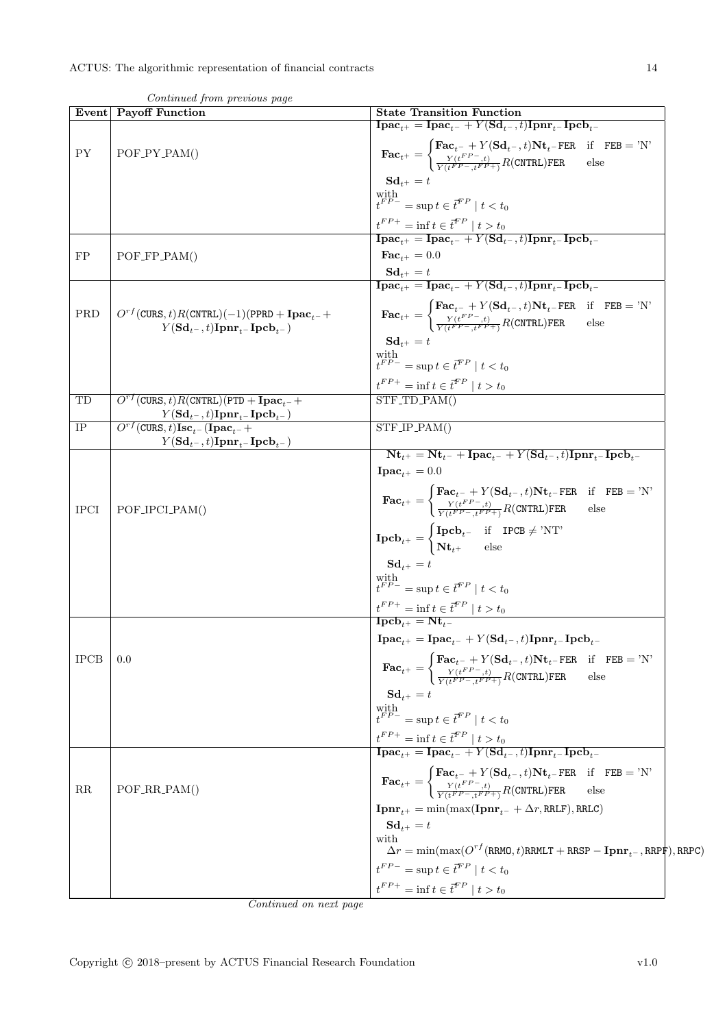*Continued from previous page*

| Event | Payoff Function | State Transition Function |
|---|---|---|
| PY | POF_PY_PAM() | $\mathbf{Ipac}_{t^+} = \mathbf{Ipac}_{t^-} + Y(\mathbf{Sd}_{t^-}, t)\mathbf{Ipnr}_{t^-}\mathbf{Ipcb}_{t^-}$ <br> $\mathbf{Fac}_{t^+} = \begin{cases} \mathbf{Fac}_{t^-} + Y(\mathbf{Sd}_{t^-}, t)\mathbf{Nt}_{t^-}\texttt{FER} & \text{if} \quad \texttt{FEB} = \text{'N'} \\ \frac{Y(t^{FP-}, t)}{Y(t^{FP-}, t^{FP+})} R(\texttt{CNTRL})\texttt{FER} & \text{else} \end{cases}$ <br> $\mathbf{Sd}_{t^+} = t$ <br> with <br> $t^{FP-} = \sup t \in \vec{t}^{FP} \mid t < t_0$ <br> $t^{FP+} = \inf t \in \vec{t}^{FP} \mid t > t_0$ |
| FP | POF_FP_PAM() | $\mathbf{Ipac}_{t^+} = \mathbf{Ipac}_{t^-} + Y(\mathbf{Sd}_{t^-}, t)\mathbf{Ipnr}_{t^-}\mathbf{Ipcb}_{t^-}$ <br> $\mathbf{Fac}_{t^+} = 0.0$ <br> $\mathbf{Sd}_{t^+} = t$ |
| PRD | $O^{rf}(\texttt{CURS}, t)R(\texttt{CNTRL})(-1)(\texttt{PPRD} + \mathbf{Ipac}_{t^-} + Y(\mathbf{Sd}_{t^-}, t)\mathbf{Ipnr}_{t^-}\mathbf{Ipcb}_{t^-})$ | $\mathbf{Ipac}_{t^+} = \mathbf{Ipac}_{t^-} + Y(\mathbf{Sd}_{t^-}, t)\mathbf{Ipnr}_{t^-}\mathbf{Ipcb}_{t^-}$ <br> $\mathbf{Fac}_{t^+} = \begin{cases} \mathbf{Fac}_{t^-} + Y(\mathbf{Sd}_{t^-}, t)\mathbf{Nt}_{t^-}\texttt{FER} & \text{if} \quad \texttt{FEB} = \text{'N'} \\ \frac{Y(t^{FP-}, t)}{Y(t^{FP-}, t^{FP+})} R(\texttt{CNTRL})\texttt{FER} & \text{else} \end{cases}$ <br> $\mathbf{Sd}_{t^+} = t$ <br> with <br> $t^{FP-} = \sup t \in \vec{t}^{FP} \mid t < t_0$ <br> $t^{FP+} = \inf t \in \vec{t}^{FP} \mid t > t_0$ |
| TD | $O^{rf}(\texttt{CURS}, t)R(\texttt{CNTRL})(\texttt{PTD} + \mathbf{Ipac}_{t^-} + Y(\mathbf{Sd}_{t^-}, t)\mathbf{Ipnr}_{t^-}\mathbf{Ipcb}_{t^-})$ | STF_TD_PAM() |
| IP | $O^{rf}(\texttt{CURS}, t)\mathbf{Isc}_{t^-}(\mathbf{Ipac}_{t^-} + Y(\mathbf{Sd}_{t^-}, t)\mathbf{Ipnr}_{t^-}\mathbf{Ipcb}_{t^-})$ | STF_IP_PAM() |
| IPCI | POF_IPCI_PAM() | $\mathbf{Nt}_{t^+} = \mathbf{Nt}_{t^-} + \mathbf{Ipac}_{t^-} + Y(\mathbf{Sd}_{t^-}, t)\mathbf{Ipnr}_{t^-}\mathbf{Ipcb}_{t^-}$ <br> $\mathbf{Ipac}_{t^+} = 0.0$ <br> $\mathbf{Fac}_{t^+} = \begin{cases} \mathbf{Fac}_{t^-} + Y(\mathbf{Sd}_{t^-}, t)\mathbf{Nt}_{t^-}\texttt{FER} & \text{if} \quad \texttt{FEB} = \text{'N'} \\ \frac{Y(t^{FP-}, t)}{Y(t^{FP-}, t^{FP+})} R(\texttt{CNTRL})\texttt{FER} & \text{else} \end{cases}$ <br> $\mathbf{Ipcb}_{t^+} = \begin{cases} \mathbf{Ipcb}_{t^-} & \text{if} \quad \texttt{IPCB} \neq \text{'NT'} \\ \mathbf{Nt}_{t^+} & \text{else} \end{cases}$ <br> $\mathbf{Sd}_{t^+} = t$ <br> with <br> $t^{FP-} = \sup t \in \vec{t}^{FP} \mid t < t_0$ <br> $t^{FP+} = \inf t \in \vec{t}^{FP} \mid t > t_0$ |
| IPCB | 0.0 | $\mathbf{Ipcb}_{t^+} = \mathbf{Nt}_{t^-}$ <br> $\mathbf{Ipac}_{t^+} = \mathbf{Ipac}_{t^-} + Y(\mathbf{Sd}_{t^-}, t)\mathbf{Ipnr}_{t^-}\mathbf{Ipcb}_{t^-}$ <br> $\mathbf{Fac}_{t^+} = \begin{cases} \mathbf{Fac}_{t^-} + Y(\mathbf{Sd}_{t^-}, t)\mathbf{Nt}_{t^-}\texttt{FER} & \text{if} \quad \texttt{FEB} = \text{'N'} \\ \frac{Y(t^{FP-}, t)}{Y(t^{FP-}, t^{FP+})} R(\texttt{CNTRL})\texttt{FER} & \text{else} \end{cases}$ <br> $\mathbf{Sd}_{t^+} = t$ <br> with <br> $t^{FP-} = \sup t \in \vec{t}^{FP} \mid t < t_0$ <br> $t^{FP+} = \inf t \in \vec{t}^{FP} \mid t > t_0$ |
| RR | POF_RR_PAM() | $\mathbf{Ipac}_{t^+} = \mathbf{Ipac}_{t^-} + Y(\mathbf{Sd}_{t^-}, t)\mathbf{Ipnr}_{t^-}\mathbf{Ipcb}_{t^-}$ <br> $\mathbf{Fac}_{t^+} = \begin{cases} \mathbf{Fac}_{t^-} + Y(\mathbf{Sd}_{t^-}, t)\mathbf{Nt}_{t^-}\texttt{FER} & \text{if} \quad \texttt{FEB} = \text{'N'} \\ \frac{Y(t^{FP-}, t)}{Y(t^{FP-}, t^{FP+})} R(\texttt{CNTRL})\texttt{FER} & \text{else} \end{cases}$ <br> $\mathbf{Ipnr}_{t^+} = \min(\max(\mathbf{Ipnr}_{t^-} + \Delta r, \texttt{RRLF}), \texttt{RRLC})$ <br> $\mathbf{Sd}_{t^+} = t$ <br> with <br> $\Delta r = \min(\max(O^{rf}(\texttt{RRMO}, t)\texttt{RRMLT} + \texttt{RRSP} - \mathbf{Ipnr}_{t^-}, \texttt{RRPF}), \texttt{RRPC})$ <br> $t^{FP-} = \sup t \in \vec{t}^{FP} \mid t < t_0$ <br> $t^{FP+} = \inf t \in \vec{t}^{FP} \mid t > t_0$ |

*Continued on next page*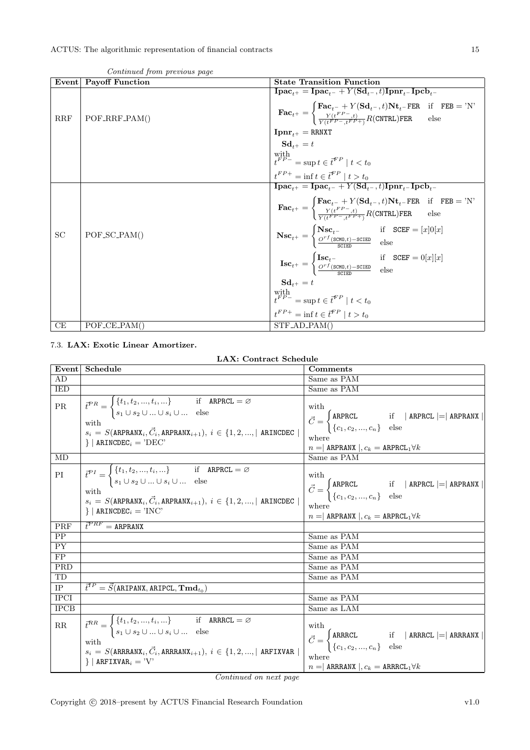*Continued from previous page*

| Event | Payoff Function | State Transition Function |
|---|---|---|
| RRF | POF_RRF_PAM() | $\mathbf{Ipac}_{t^+} = \mathbf{Ipac}_{t^-} + Y(\mathbf{Sd}_{t^-}, t)\mathbf{Ipnr}_{t^-}\mathbf{Ipcb}_{t^-}$ <br> $\mathbf{Fac}_{t^+} = \begin{cases} \mathbf{Fac}_{t^-} + Y(\mathbf{Sd}_{t^-}, t)\mathbf{Nt}_{t^-}\texttt{FER} & \text{if} \quad \texttt{FEB} = \text{'N'} \\ \frac{Y(t^{FP-}, t)}{Y(t^{FP-}, t^{FP+})} R(\texttt{CNTRL})\texttt{FER} & \text{else} \end{cases}$ <br> $\mathbf{Ipnr}_{t^+} = \texttt{RRNXT}$ <br> $\mathbf{Sd}_{t^+} = t$ <br> with <br> $t^{FP-} = \sup t \in \vec{t}^{FP} \mid t < t_0$ <br> $t^{FP+} = \inf t \in \vec{t}^{FP} \mid t > t_0$ |
| SC | POF_SC_PAM() | $\mathbf{Ipac}_{t^+} = \mathbf{Ipac}_{t^-} + Y(\mathbf{Sd}_{t^-}, t)\mathbf{Ipnr}_{t^-}\mathbf{Ipcb}_{t^-}$ <br> $\mathbf{Fac}_{t^+} = \begin{cases} \mathbf{Fac}_{t^-} + Y(\mathbf{Sd}_{t^-}, t)\mathbf{Nt}_{t^-}\texttt{FER} & \text{if} \quad \texttt{FEB} = \text{'N'} \\ \frac{Y(t^{FP-}, t)}{Y(t^{FP-}, t^{FP+})} R(\texttt{CNTRL})\texttt{FER} & \text{else} \end{cases}$ <br> $\mathbf{Nsc}_{t^+} = \begin{cases} \mathbf{Nsc}_{t^-} & \text{if} \quad \texttt{SCEF} = [x]0[x] \\ \frac{O^{rf}(\texttt{SCMO}, t) - \texttt{SCIED}}{\texttt{SCIED}} & \text{else} \end{cases}$ <br> $\mathbf{Isc}_{t^+} = \begin{cases} \mathbf{Isc}_{t^-} & \text{if} \quad \texttt{SCEF} = 0[x][x] \\ \frac{O^{rf}(\texttt{SCMO}, t) - \texttt{SCIED}}{\texttt{SCIED}} & \text{else} \end{cases}$ <br> $\mathbf{Sd}_{t^+} = t$ <br> with <br> $t^{FP-} = \sup t \in \vec{t}^{FP} \mid t < t_0$ <br> $t^{FP+} = \inf t \in \vec{t}^{FP} \mid t > t_0$ |
| CE | POF_CE_PAM() | STF_AD_PAM() |

### 7.3. LAX: Exotic Linear Amortizer.

**LAX: Contract Schedule**

| Event | Schedule | Comments |
|---|---|---|
| AD | | Same as PAM |
| IED | | Same as PAM |
| PR | $\vec{t}^{PR} = \begin{cases} \{t_1, t_2, ..., t_i, ...\} & \text{if} \quad \texttt{ARPRCL} = \varnothing \\ s_1 \cup s_2 \cup ... \cup s_i \cup ... & \text{else} \end{cases}$ <br> with <br> $s_i = S(\texttt{ARPRANX}_i, \vec{C}_i, \texttt{ARPRANX}_{i+1}),\ i \in \{1, 2, ..., \mid \texttt{ARINCDEC} \mid \} \mid \texttt{ARINCDEC}_i = \text{'DEC'}$ | with <br> $\vec{C} = \begin{cases} \texttt{ARPRCL} & \text{if} \quad \mid \texttt{ARPRCL} \mid = \mid \texttt{ARPRANX} \mid \\ \{c_1, c_2, ..., c_n\} & \text{else} \end{cases}$ <br> where <br> $n = \mid \texttt{ARPRANX} \mid, c_k = \texttt{ARPRCL}_1 \forall k$ |
| MD | | Same as PAM |
| PI | $\vec{t}^{PI} = \begin{cases} \{t_1, t_2, ..., t_i, ...\} & \text{if} \quad \texttt{ARPRCL} = \varnothing \\ s_1 \cup s_2 \cup ... \cup s_i \cup ... & \text{else} \end{cases}$ <br> with <br> $s_i = S(\texttt{ARPRANX}_i, \vec{C}_i, \texttt{ARPRANX}_{i+1}),\ i \in \{1, 2, ..., \mid \texttt{ARINCDEC} \mid \} \mid \texttt{ARINCDEC}_i = \text{'INC'}$ | with <br> $\vec{C} = \begin{cases} \texttt{ARPRCL} & \text{if} \quad \mid \texttt{ARPRCL} \mid = \mid \texttt{ARPRANX} \mid \\ \{c_1, c_2, ..., c_n\} & \text{else} \end{cases}$ <br> where <br> $n = \mid \texttt{ARPRANX} \mid, c_k = \texttt{ARPRCL}_1 \forall k$ |
| PRF | $\vec{t}^{PRF} = \texttt{ARPRANX}$ | |
| PP | | Same as PAM |
| PY | | Same as PAM |
| FP | | Same as PAM |
| PRD | | Same as PAM |
| TD | | Same as PAM |
| IP | $\vec{t}^{IP} = \vec{S}(\texttt{ARIPANX}, \texttt{ARIPCL}, \mathbf{Tmd}_{t_0})$ | |
| IPCI | | Same as PAM |
| IPCB | | Same as LAM |
| RR | $\vec{t}^{RR} = \begin{cases} \{t_1, t_2, ..., t_i, ...\} & \text{if} \quad \texttt{ARRRCL} = \varnothing \\ s_1 \cup s_2 \cup ... \cup s_i \cup ... & \text{else} \end{cases}$ <br> with <br> $s_i = S(\texttt{ARRRANX}_i, \vec{C}_i, \texttt{ARRRANX}_{i+1}),\ i \in \{1, 2, ..., \mid \texttt{ARFIXVAR} \mid \} \mid \texttt{ARFIXVAR}_i = \text{'V'}$ | with <br> $\vec{C} = \begin{cases} \texttt{ARRRCL} & \text{if} \quad \mid \texttt{ARRRCL} \mid = \mid \texttt{ARRRANX} \mid \\ \{c_1, c_2, ..., c_n\} & \text{else} \end{cases}$ <br> where <br> $n = \mid \texttt{ARRRANX} \mid, c_k = \texttt{ARRRCL}_1 \forall k$ |

*Continued on next page*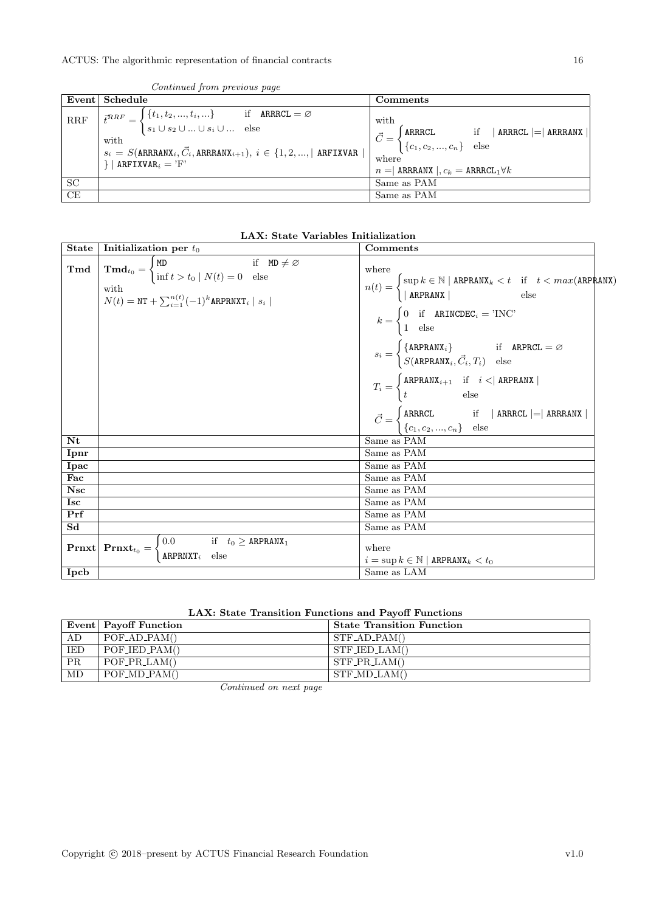*Continued from previous page*

| Event | Schedule | Comments |
|---|---|---|
| RRF | $\vec{t}^{RRF} = \begin{cases} \{t_1, t_2, ..., t_i, ...\} & \text{if} \quad \texttt{ARRRCL} = \varnothing \\ s_1 \cup s_2 \cup ... \cup s_i \cup ... & \text{else} \end{cases}$ with $s_i = S(\texttt{ARRRANX}_i, \vec{C}_i, \texttt{ARRRANX}_{i+1}),\ i \in \{1, 2, ..., \mid \texttt{ARFIXVAR} \mid\} \mid \texttt{ARFIXVAR}_i = \text{'F'}$ | with $\vec{C} = \begin{cases} \texttt{ARRRCL} & \text{if} \quad \mid \texttt{ARRRCL} \mid = \mid \texttt{ARRRANX} \mid \\ \{c_1, c_2, ..., c_n\} & \text{else} \end{cases}$ where $n = \mid \texttt{ARRRANX} \mid, c_k = \texttt{ARRRCL}_1 \forall k$ |
| SC | | Same as PAM |
| CE | | Same as PAM |

**LAX: State Variables Initialization**

| State | Initialization per $t_0$ | Comments |
|---|---|---|
| **Tmd** | $\mathbf{Tmd}_{t_0} = \begin{cases} \texttt{MD} & \text{if} \quad \texttt{MD} \neq \varnothing \\ \inf t > t_0 \mid N(t) = 0 & \text{else} \end{cases}$ with $N(t) = \texttt{NT} + \sum_{i=1}^{n(t)} (-1)^k \texttt{ARPRNXT}_i \mid s_i \mid$ | where $n(t) = \begin{cases} \sup k \in \mathbb{N} \mid \texttt{ARPRANX}_k < t & \text{if} \quad t < max(\texttt{ARPRANX}) \\ \mid \texttt{ARPRANX} \mid & \text{else} \end{cases}$ $k = \begin{cases} 0 & \text{if} \quad \texttt{ARINCDEC}_i = \text{'INC'} \\ 1 & \text{else} \end{cases}$ $s_i = \begin{cases} \{\texttt{ARPRANX}_i\} & \text{if} \quad \texttt{ARPRCL} = \varnothing \\ S(\texttt{ARPRANX}_i, \vec{C}_i, T_i) & \text{else} \end{cases}$ $T_i = \begin{cases} \texttt{ARPRANX}_{i+1} & \text{if} \quad i < \mid \texttt{ARPRANX} \mid \\ t & \text{else} \end{cases}$ $\vec{C} = \begin{cases} \texttt{ARRRCL} & \text{if} \quad \mid \texttt{ARRRCL} \mid = \mid \texttt{ARRRANX} \mid \\ \{c_1, c_2, ..., c_n\} & \text{else} \end{cases}$ |
| **Nt** | | Same as PAM |
| **Ipnr** | | Same as PAM |
| **Ipac** | | Same as PAM |
| **Fac** | | Same as PAM |
| **Nsc** | | Same as PAM |
| **Isc** | | Same as PAM |
| **Prf** | | Same as PAM |
| **Sd** | | Same as PAM |
| **Prnxt** | $\mathbf{Prnxt}_{t_0} = \begin{cases} 0.0 & \text{if} \quad t_0 \geq \texttt{ARPRANX}_1 \\ \texttt{ARPRNXT}_i & \text{else} \end{cases}$ | where $i = \sup k \in \mathbb{N} \mid \texttt{ARPRANX}_k < t_0$ |
| **Ipcb** | | Same as LAM |

**LAX: State Transition Functions and Payoff Functions**

| Event | Payoff Function | State Transition Function |
|---|---|---|
| AD | POF_AD_PAM() | STF_AD_PAM() |
| IED | POF_IED_PAM() | STF_IED_LAM() |
| PR | POF_PR_LAM() | STF_PR_LAM() |
| MD | POF_MD_PAM() | STF_MD_LAM() |

*Continued on next page*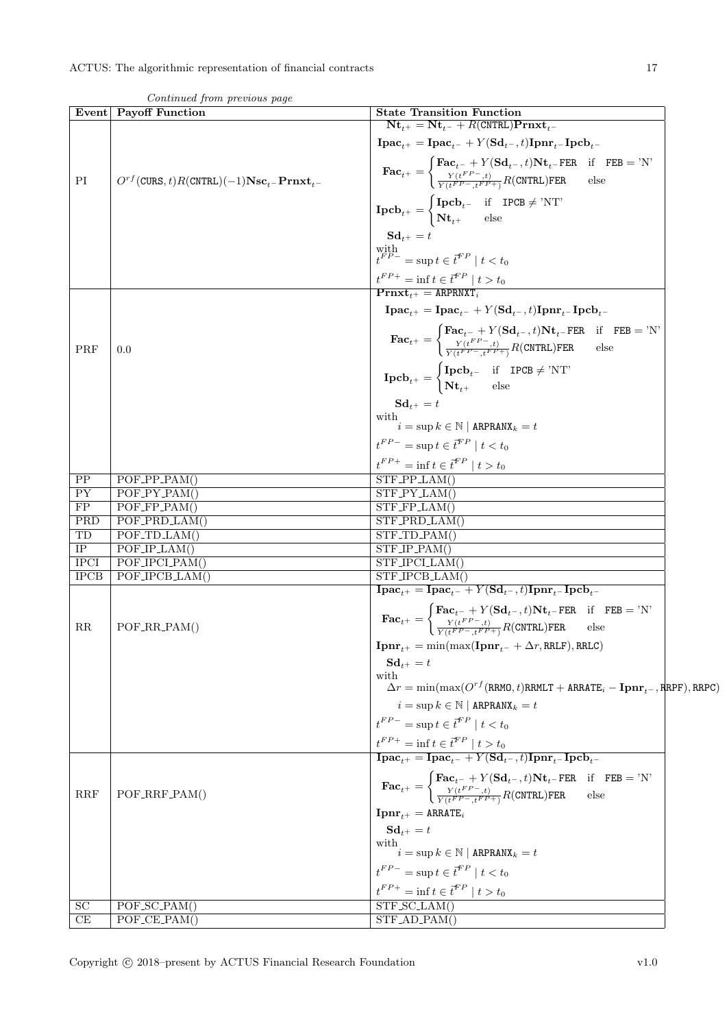*Continued from previous page*

| Event | Payoff Function | State Transition Function |
|---|---|---|
| PI | $O^{rf}(\texttt{CURS}, t)R(\texttt{CNTRL})(-1)\mathbf{Nsc}_{t^-}\mathbf{Prnxt}_{t^-}$ | $\mathbf{Nt}_{t^+} = \mathbf{Nt}_{t^-} + R(\texttt{CNTRL})\mathbf{Prnxt}_{t^-}$ <br> $\mathbf{Ipac}_{t^+} = \mathbf{Ipac}_{t^-} + Y(\mathbf{Sd}_{t^-}, t)\mathbf{Ipnr}_{t^-}\mathbf{Ipcb}_{t^-}$ <br> $\mathbf{Fac}_{t^+} = \begin{cases} \mathbf{Fac}_{t^-} + Y(\mathbf{Sd}_{t^-}, t)\mathbf{Nt}_{t^-}\texttt{FER} & \text{if} \quad \texttt{FEB} = \text{'N'} \\ \frac{Y(t^{FP-}, t)}{Y(t^{FP-}, t^{FP+})}R(\texttt{CNTRL})\texttt{FER} & \text{else} \end{cases}$ <br> $\mathbf{Ipcb}_{t^+} = \begin{cases} \mathbf{Ipcb}_{t^-} & \text{if} \quad \texttt{IPCB} \neq \text{'NT'} \\ \mathbf{Nt}_{t^+} & \text{else} \end{cases}$ <br> $\mathbf{Sd}_{t^+} = t$ <br> with <br> $t^{FP-} = \sup t \in \vec{t}^{FP} \mid t < t_0$ <br> $t^{FP+} = \inf t \in \vec{t}^{FP} \mid t > t_0$ |
| PRF | 0.0 | $\mathbf{Prnxt}_{t^+} = \texttt{ARPRNXT}_i$ <br> $\mathbf{Ipac}_{t^+} = \mathbf{Ipac}_{t^-} + Y(\mathbf{Sd}_{t^-}, t)\mathbf{Ipnr}_{t^-}\mathbf{Ipcb}_{t^-}$ <br> $\mathbf{Fac}_{t^+} = \begin{cases} \mathbf{Fac}_{t^-} + Y(\mathbf{Sd}_{t^-}, t)\mathbf{Nt}_{t^-}\texttt{FER} & \text{if} \quad \texttt{FEB} = \text{'N'} \\ \frac{Y(t^{FP-}, t)}{Y(t^{FP-}, t^{FP+})}R(\texttt{CNTRL})\texttt{FER} & \text{else} \end{cases}$ <br> $\mathbf{Ipcb}_{t^+} = \begin{cases} \mathbf{Ipcb}_{t^-} & \text{if} \quad \texttt{IPCB} \neq \text{'NT'} \\ \mathbf{Nt}_{t^+} & \text{else} \end{cases}$ <br> $\mathbf{Sd}_{t^+} = t$ <br> with <br> $i = \sup k \in \mathbb{N} \mid \texttt{ARPRANX}_k = t$ <br> $t^{FP-} = \sup t \in \vec{t}^{FP} \mid t < t_0$ <br> $t^{FP+} = \inf t \in \vec{t}^{FP} \mid t > t_0$ |
| PP | POF_PP_PAM() | STF_PP_LAM() |
| PY | POF_PY_PAM() | STF_PY_LAM() |
| FP | POF_FP_PAM() | STF_FP_LAM() |
| PRD | POF_PRD_LAM() | STF_PRD_LAM() |
| TD | POF_TD_LAM() | STF_TD_PAM() |
| IP | POF_IP_LAM() | STF_IP_PAM() |
| IPCI | POF_IPCI_PAM() | STF_IPCI_LAM() |
| IPCB | POF_IPCB_LAM() | STF_IPCB_LAM() |
| RR | POF_RR_PAM() | $\mathbf{Ipac}_{t^+} = \mathbf{Ipac}_{t^-} + Y(\mathbf{Sd}_{t^-}, t)\mathbf{Ipnr}_{t^-}\mathbf{Ipcb}_{t^-}$ <br> $\mathbf{Fac}_{t^+} = \begin{cases} \mathbf{Fac}_{t^-} + Y(\mathbf{Sd}_{t^-}, t)\mathbf{Nt}_{t^-}\texttt{FER} & \text{if} \quad \texttt{FEB} = \text{'N'} \\ \frac{Y(t^{FP-}, t)}{Y(t^{FP-}, t^{FP+})}R(\texttt{CNTRL})\texttt{FER} & \text{else} \end{cases}$ <br> $\mathbf{Ipnr}_{t^+} = \min(\max(\mathbf{Ipnr}_{t^-} + \Delta r, \texttt{RRLF}), \texttt{RRLC})$ <br> $\mathbf{Sd}_{t^+} = t$ <br> with <br> $\Delta r = \min(\max(O^{rf}(\texttt{RRMO}, t)\texttt{RRMLT} + \texttt{ARRATE}_i - \mathbf{Ipnr}_{t^-}, \texttt{RRPF}), \texttt{RRPC})$ <br> $i = \sup k \in \mathbb{N} \mid \texttt{ARPRANX}_k = t$ <br> $t^{FP-} = \sup t \in \vec{t}^{FP} \mid t < t_0$ <br> $t^{FP+} = \inf t \in \vec{t}^{FP} \mid t > t_0$ |
| RRF | POF_RRF_PAM() | $\mathbf{Ipac}_{t^+} = \mathbf{Ipac}_{t^-} + Y(\mathbf{Sd}_{t^-}, t)\mathbf{Ipnr}_{t^-}\mathbf{Ipcb}_{t^-}$ <br> $\mathbf{Fac}_{t^+} = \begin{cases} \mathbf{Fac}_{t^-} + Y(\mathbf{Sd}_{t^-}, t)\mathbf{Nt}_{t^-}\texttt{FER} & \text{if} \quad \texttt{FEB} = \text{'N'} \\ \frac{Y(t^{FP-}, t)}{Y(t^{FP-}, t^{FP+})}R(\texttt{CNTRL})\texttt{FER} & \text{else} \end{cases}$ <br> $\mathbf{Ipnr}_{t^+} = \texttt{ARRATE}_i$ <br> $\mathbf{Sd}_{t^+} = t$ <br> with <br> $i = \sup k \in \mathbb{N} \mid \texttt{ARPRANX}_k = t$ <br> $t^{FP-} = \sup t \in \vec{t}^{FP} \mid t < t_0$ <br> $t^{FP+} = \inf t \in \vec{t}^{FP} \mid t > t_0$ |
| SC | POF_SC_PAM() | STF_SC_LAM() |
| CE | POF_CE_PAM() | STF_AD_PAM() |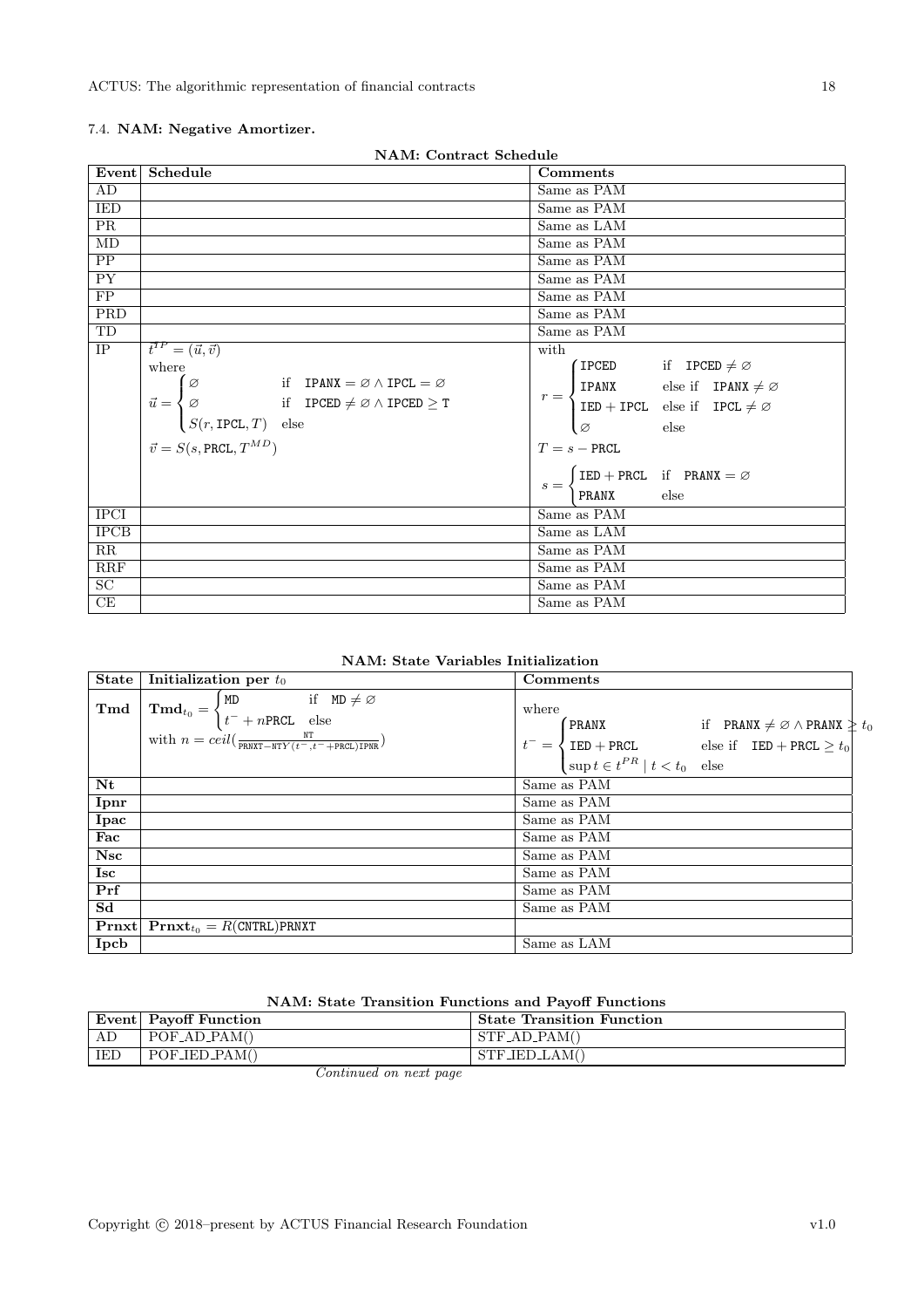### 7.4. NAM: Negative Amortizer.

**NAM: Contract Schedule**

| Event | Schedule | Comments |
|---|---|---|
| AD | | Same as PAM |
| IED | | Same as PAM |
| PR | | Same as LAM |
| MD | | Same as PAM |
| PP | | Same as PAM |
| PY | | Same as PAM |
| FP | | Same as PAM |
| PRD | | Same as PAM |
| TD | | Same as PAM |
| IP | $\vec{t}^{IP} = (\vec{u}, \vec{v})$ where $\vec{u} = \begin{cases} \varnothing & \text{if} \quad \texttt{IPANX} = \varnothing \wedge \texttt{IPCL} = \varnothing \\ \varnothing & \text{if} \quad \texttt{IPCED} \neq \varnothing \wedge \texttt{IPCED} \geq \texttt{T} \\ S(r, \texttt{IPCL}, T) & \text{else} \end{cases}$ $\vec{v} = S(s, \texttt{PRCL}, T^{MD})$ | with $r = \begin{cases} \texttt{IPCED} & \text{if} \quad \texttt{IPCED} \neq \varnothing \\ \texttt{IPANX} & \text{else if} \quad \texttt{IPANX} \neq \varnothing \\ \texttt{IED} + \texttt{IPCL} & \text{else if} \quad \texttt{IPCL} \neq \varnothing \\ \varnothing & \text{else} \end{cases}$ $T = s - \texttt{PRCL}$ $s = \begin{cases} \texttt{IED} + \texttt{PRCL} & \text{if} \quad \texttt{PRANX} = \varnothing \\ \texttt{PRANX} & \text{else} \end{cases}$ |
| IPCI | | Same as PAM |
| IPCB | | Same as LAM |
| RR | | Same as PAM |
| RRF | | Same as PAM |
| SC | | Same as PAM |
| CE | | Same as PAM |

**NAM: State Variables Initialization**

| State | Initialization per $t_0$ | Comments |
|---|---|---|
| **Tmd** | $\mathbf{Tmd}_{t_0} = \begin{cases} \texttt{MD} & \text{if} \quad \texttt{MD} \neq \varnothing \\ t^- + n\texttt{PRCL} & \text{else} \end{cases}$ with $n = ceil(\frac{\texttt{NT}}{\texttt{PRNXT} - \texttt{NTY}(t^-, t^- + \texttt{PRCL})\texttt{IPNR}})$ | where $t^- = \begin{cases} \texttt{PRANX} & \text{if} \quad \texttt{PRANX} \neq \varnothing \wedge \texttt{PRANX} \geq t_0 \\ \texttt{IED} + \texttt{PRCL} & \text{else if} \quad \texttt{IED} + \texttt{PRCL} \geq t_0 \\ \sup t \in t^{PR} \mid t < t_0 & \text{else} \end{cases}$ |
| **Nt** | | Same as PAM |
| **Ipnr** | | Same as PAM |
| **Ipac** | | Same as PAM |
| **Fac** | | Same as PAM |
| **Nsc** | | Same as PAM |
| **Isc** | | Same as PAM |
| **Prf** | | Same as PAM |
| **Sd** | | Same as PAM |
| **Prnxt** | $\mathbf{Prnxt}_{t_0} = R(\texttt{CNTRL})\texttt{PRNXT}$ | |
| **Ipcb** | | Same as LAM |

**NAM: State Transition Functions and Payoff Functions**

| Event | Payoff Function | State Transition Function |
|---|---|---|
| AD | POF_AD_PAM() | STF_AD_PAM() |
| IED | POF_IED_PAM() | STF_IED_LAM() |

*Continued on next page*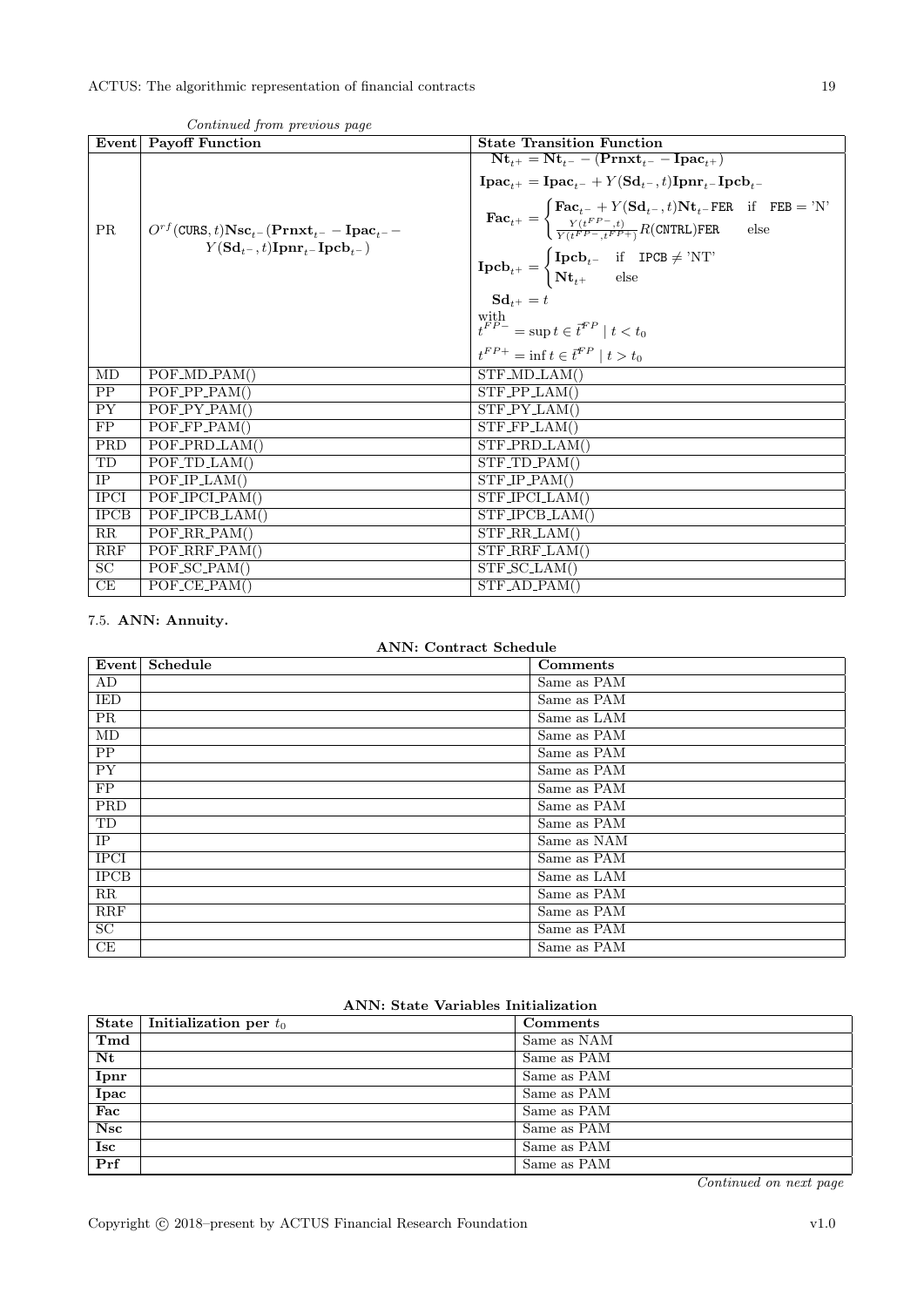*Continued from previous page*

| Event | Payoff Function | State Transition Function |
|---|---|---|
| PR | $O^{rf}(\texttt{CURS},t)\mathbf{Nsc}_{t^-}(\mathbf{Prnxt}_{t^-} - \mathbf{Ipac}_{t^-} - Y(\mathbf{Sd}_{t^-},t)\mathbf{Ipnr}_{t^-}\mathbf{Ipcb}_{t^-})$ | $\mathbf{Nt}_{t^+} = \mathbf{Nt}_{t^-} - (\mathbf{Prnxt}_{t^-} - \mathbf{Ipac}_{t^+})$ <br> $\mathbf{Ipac}_{t^+} = \mathbf{Ipac}_{t^-} + Y(\mathbf{Sd}_{t^-},t)\mathbf{Ipnr}_{t^-}\mathbf{Ipcb}_{t^-}$ <br> $\mathbf{Fac}_{t^+} = \begin{cases} \mathbf{Fac}_{t^-} + Y(\mathbf{Sd}_{t^-},t)\mathbf{Nt}_{t^-}\texttt{FER} & \text{if } \texttt{FEB} = \text{'N'} \\ \frac{Y(t^{FP-},t)}{Y(t^{FP-},t^{FP+})}R(\texttt{CNTRL})\texttt{FER} & \text{else} \end{cases}$ <br> $\mathbf{Ipcb}_{t^+} = \begin{cases} \mathbf{Ipcb}_{t^-} & \text{if } \texttt{IPCB} \neq \text{'NT'} \\ \mathbf{Nt}_{t^+} & \text{else} \end{cases}$ <br> $\mathbf{Sd}_{t^+} = t$ <br> with <br> $t^{FP-} = \sup t \in \vec{t}^{FP} \mid t < t_0$ <br> $t^{FP+} = \inf t \in \vec{t}^{FP} \mid t > t_0$ |
| MD | POF_MD_PAM() | STF_MD_LAM() |
| PP | POF_PP_PAM() | STF_PP_LAM() |
| PY | POF_PY_PAM() | STF_PY_LAM() |
| FP | POF_FP_PAM() | STF_FP_LAM() |
| PRD | POF_PRD_LAM() | STF_PRD_LAM() |
| TD | POF_TD_LAM() | STF_TD_PAM() |
| IP | POF_IP_LAM() | STF_IP_PAM() |
| IPCI | POF_IPCI_PAM() | STF_IPCI_LAM() |
| IPCB | POF_IPCB_LAM() | STF_IPCB_LAM() |
| RR | POF_RR_PAM() | STF_RR_LAM() |
| RRF | POF_RRF_PAM() | STF_RRF_LAM() |
| SC | POF_SC_PAM() | STF_SC_LAM() |
| CE | POF_CE_PAM() | STF_AD_PAM() |

### 7.5. ANN: Annuity.

**ANN: Contract Schedule**

| Event | Schedule | Comments |
|---|---|---|
| AD | | Same as PAM |
| IED | | Same as PAM |
| PR | | Same as LAM |
| MD | | Same as PAM |
| PP | | Same as PAM |
| PY | | Same as PAM |
| FP | | Same as PAM |
| PRD | | Same as PAM |
| TD | | Same as PAM |
| IP | | Same as NAM |
| IPCI | | Same as PAM |
| IPCB | | Same as LAM |
| RR | | Same as PAM |
| RRF | | Same as PAM |
| SC | | Same as PAM |
| CE | | Same as PAM |

**ANN: State Variables Initialization**

| State | Initialization per $t_0$ | Comments |
|---|---|---|
| **Tmd** | | Same as NAM |
| **Nt** | | Same as PAM |
| **Ipnr** | | Same as PAM |
| **Ipac** | | Same as PAM |
| **Fac** | | Same as PAM |
| **Nsc** | | Same as PAM |
| **Isc** | | Same as PAM |
| **Prf** | | Same as PAM |

*Continued on next page*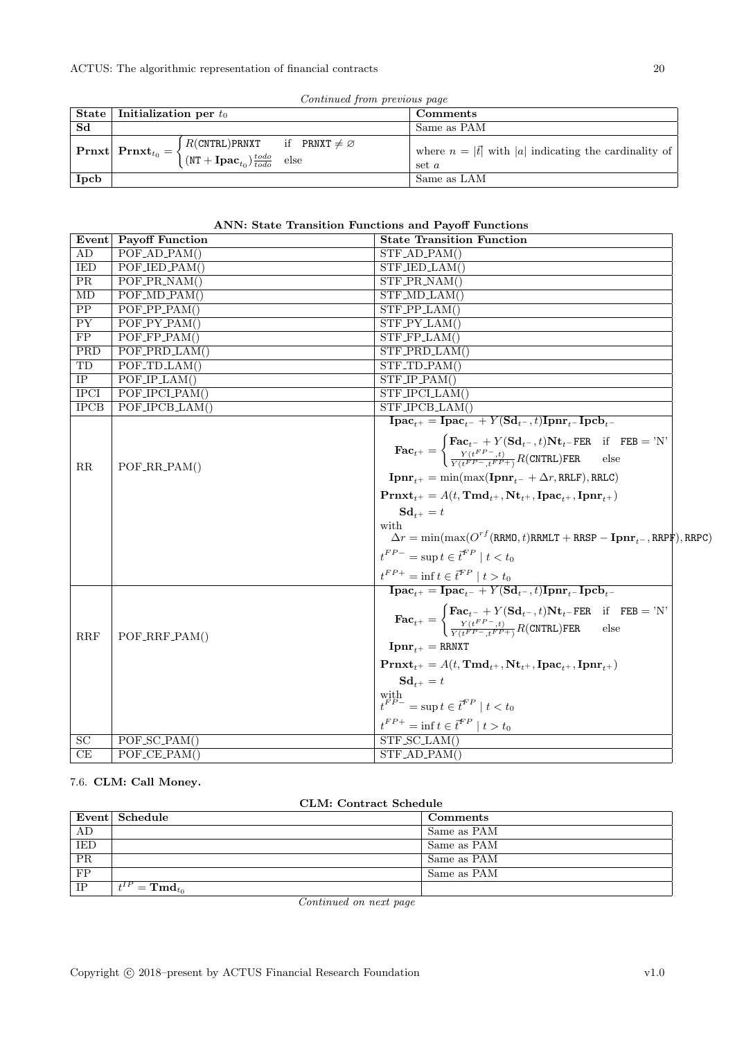*Continued from previous page*

| State | Initialization per $t_0$ | Comments |
|---|---|---|
| Sd | | Same as PAM |
| Prnxt | $\mathbf{Prnxt}_{t_0} = \begin{cases} R(\texttt{CNTRL})\texttt{PRNXT} & \text{if} \quad \texttt{PRNXT} \neq \varnothing \\ (\texttt{NT} + \mathbf{Ipac}_{t_0})\frac{todo}{todo} & \text{else} \end{cases}$ | where $n = \lvert\vec{t}\rvert$ with $\lvert a\rvert$ indicating the cardinality of set $a$ |
| Ipcb | | Same as LAM |

**ANN: State Transition Functions and Payoff Functions**

| Event | Payoff Function | State Transition Function |
|---|---|---|
| AD | POF_AD_PAM() | STF_AD_PAM() |
| IED | POF_IED_PAM() | STF_IED_LAM() |
| PR | POF_PR_NAM() | STF_PR_NAM() |
| MD | POF_MD_PAM() | STF_MD_LAM() |
| PP | POF_PP_PAM() | STF_PP_LAM() |
| PY | POF_PY_PAM() | STF_PY_LAM() |
| FP | POF_FP_PAM() | STF_FP_LAM() |
| PRD | POF_PRD_LAM() | STF_PRD_LAM() |
| TD | POF_TD_LAM() | STF_TD_PAM() |
| IP | POF_IP_LAM() | STF_IP_PAM() |
| IPCI | POF_IPCI_PAM() | STF_IPCI_LAM() |
| IPCB | POF_IPCB_LAM() | STF_IPCB_LAM() |
| RR | POF_RR_PAM() | $\mathbf{Ipac}_{t^+} = \mathbf{Ipac}_{t^-} + Y(\mathbf{Sd}_{t^-}, t)\mathbf{Ipnr}_{t^-}\mathbf{Ipcb}_{t^-}$ <br> $\mathbf{Fac}_{t^+} = \begin{cases} \mathbf{Fac}_{t^-} + Y(\mathbf{Sd}_{t^-}, t)\mathbf{Nt}_{t^-}\texttt{FER} & \text{if} \quad \texttt{FEB} = \text{'N'} \\ \frac{Y(t^{FP-}, t)}{Y(t^{FP-}, t^{FP+})} R(\texttt{CNTRL})\texttt{FER} & \text{else} \end{cases}$ <br> $\mathbf{Ipnr}_{t^+} = \min(\max(\mathbf{Ipnr}_{t^-} + \Delta r, \texttt{RRLF}), \texttt{RRLC})$ <br> $\mathbf{Prnxt}_{t^+} = A(t, \mathbf{Tmd}_{t^+}, \mathbf{Nt}_{t^+}, \mathbf{Ipac}_{t^+}, \mathbf{Ipnr}_{t^+})$ <br> $\mathbf{Sd}_{t^+} = t$ <br> with <br> $\Delta r = \min(\max(O^{rf}(\texttt{RRMO}, t)\texttt{RRMLT} + \texttt{RRSP} - \mathbf{Ipnr}_{t^-}, \texttt{RRPF}), \texttt{RRPC})$ <br> $t^{FP-} = \sup t \in \vec{t}^{FP} \mid t < t_0$ <br> $t^{FP+} = \inf t \in \vec{t}^{FP} \mid t > t_0$ |
| RRF | POF_RRF_PAM() | $\mathbf{Ipac}_{t^+} = \mathbf{Ipac}_{t^-} + Y(\mathbf{Sd}_{t^-}, t)\mathbf{Ipnr}_{t^-}\mathbf{Ipcb}_{t^-}$ <br> $\mathbf{Fac}_{t^+} = \begin{cases} \mathbf{Fac}_{t^-} + Y(\mathbf{Sd}_{t^-}, t)\mathbf{Nt}_{t^-}\texttt{FER} & \text{if} \quad \texttt{FEB} = \text{'N'} \\ \frac{Y(t^{FP-}, t)}{Y(t^{FP-}, t^{FP+})} R(\texttt{CNTRL})\texttt{FER} & \text{else} \end{cases}$ <br> $\mathbf{Ipnr}_{t^+} = \texttt{RRNXT}$ <br> $\mathbf{Prnxt}_{t^+} = A(t, \mathbf{Tmd}_{t^+}, \mathbf{Nt}_{t^+}, \mathbf{Ipac}_{t^+}, \mathbf{Ipnr}_{t^+})$ <br> $\mathbf{Sd}_{t^+} = t$ <br> with <br> $t^{FP-} = \sup t \in \vec{t}^{FP} \mid t < t_0$ <br> $t^{FP+} = \inf t \in \vec{t}^{FP} \mid t > t_0$ |
| SC | POF_SC_PAM() | STF_SC_LAM() |
| CE | POF_CE_PAM() | STF_AD_PAM() |

### 7.6. CLM: Call Money.

**CLM: Contract Schedule**

| Event | Schedule | Comments |
|---|---|---|
| AD | | Same as PAM |
| IED | | Same as PAM |
| PR | | Same as PAM |
| FP | | Same as PAM |
| IP | $t^{IP} = \mathbf{Tmd}_{t_0}$ | |

*Continued on next page*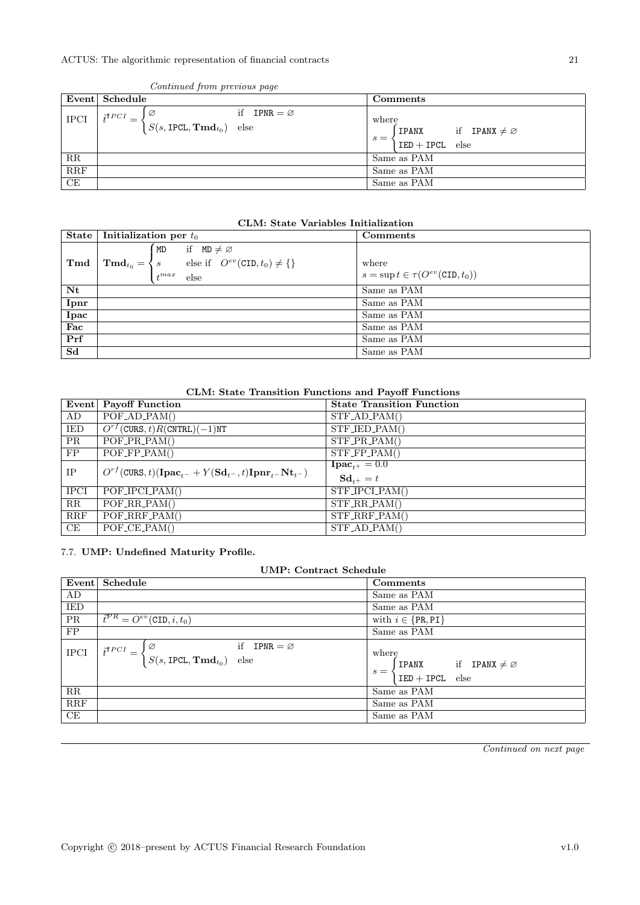*Continued from previous page*

| Event | Schedule | Comments |
|---|---|---|
| IPCI | $\vec{t}^{IPCI} = \begin{cases} \varnothing & \text{if } \texttt{IPNR} = \varnothing \\ S(s, \texttt{IPCL}, \mathbf{Tmd}_{t_0}) & \text{else} \end{cases}$ | where $s = \begin{cases} \texttt{IPANX} & \text{if } \texttt{IPANX} \neq \varnothing \\ \texttt{IED} + \texttt{IPCL} & \text{else} \end{cases}$ |
| RR | | Same as PAM |
| RRF | | Same as PAM |
| CE | | Same as PAM |

**CLM: State Variables Initialization**

| State | Initialization per $t_0$ | Comments |
|---|---|---|
| **Tmd** | $\mathbf{Tmd}_{t_0} = \begin{cases} \texttt{MD} & \text{if } \texttt{MD} \neq \varnothing \\ s & \text{else if } O^{ev}(\texttt{CID}, t_0) \neq \{\} \\ t^{max} & \text{else} \end{cases}$ | where $s = \sup t \in \tau(O^{ev}(\texttt{CID}, t_0))$ |
| **Nt** | | Same as PAM |
| **Ipnr** | | Same as PAM |
| **Ipac** | | Same as PAM |
| **Fac** | | Same as PAM |
| **Prf** | | Same as PAM |
| **Sd** | | Same as PAM |

**CLM: State Transition Functions and Payoff Functions**

| Event | Payoff Function | State Transition Function |
|---|---|---|
| AD | POF_AD_PAM() | STF_AD_PAM() |
| IED | $O^{rf}(\texttt{CURS}, t)R(\texttt{CNTRL})(-1)\texttt{NT}$ | STF_IED_PAM() |
| PR | POF_PR_PAM() | STF_PR_PAM() |
| FP | POF_FP_PAM() | STF_FP_PAM() |
| IP | $O^{rf}(\texttt{CURS}, t)(\mathbf{Ipac}_{t^-} + Y(\mathbf{Sd}_{t^-}, t)\mathbf{Ipnr}_{t^-}\mathbf{Nt}_{t^-})$ | $\mathbf{Ipac}_{t^+} = 0.0$ <br> $\mathbf{Sd}_{t^+} = t$ |
| IPCI | POF_IPCI_PAM() | STF_IPCI_PAM() |
| RR | POF_RR_PAM() | STF_RR_PAM() |
| RRF | POF_RRF_PAM() | STF_RRF_PAM() |
| CE | POF_CE_PAM() | STF_AD_PAM() |

### 7.7. UMP: Undefined Maturity Profile.

**UMP: Contract Schedule**

| Event | Schedule | Comments |
|---|---|---|
| AD | | Same as PAM |
| IED | | Same as PAM |
| PR | $\vec{t}^{PR} = O^{ev}(\texttt{CID}, i, t_0)$ | with $i \in \{\texttt{PR}, \texttt{PI}\}$ |
| FP | | Same as PAM |
| IPCI | $\vec{t}^{IPCI} = \begin{cases} \varnothing & \text{if } \texttt{IPNR} = \varnothing \\ S(s, \texttt{IPCL}, \mathbf{Tmd}_{t_0}) & \text{else} \end{cases}$ | where $s = \begin{cases} \texttt{IPANX} & \text{if } \texttt{IPANX} \neq \varnothing \\ \texttt{IED} + \texttt{IPCL} & \text{else} \end{cases}$ |
| RR | | Same as PAM |
| RRF | | Same as PAM |
| CE | | Same as PAM |

*Continued on next page*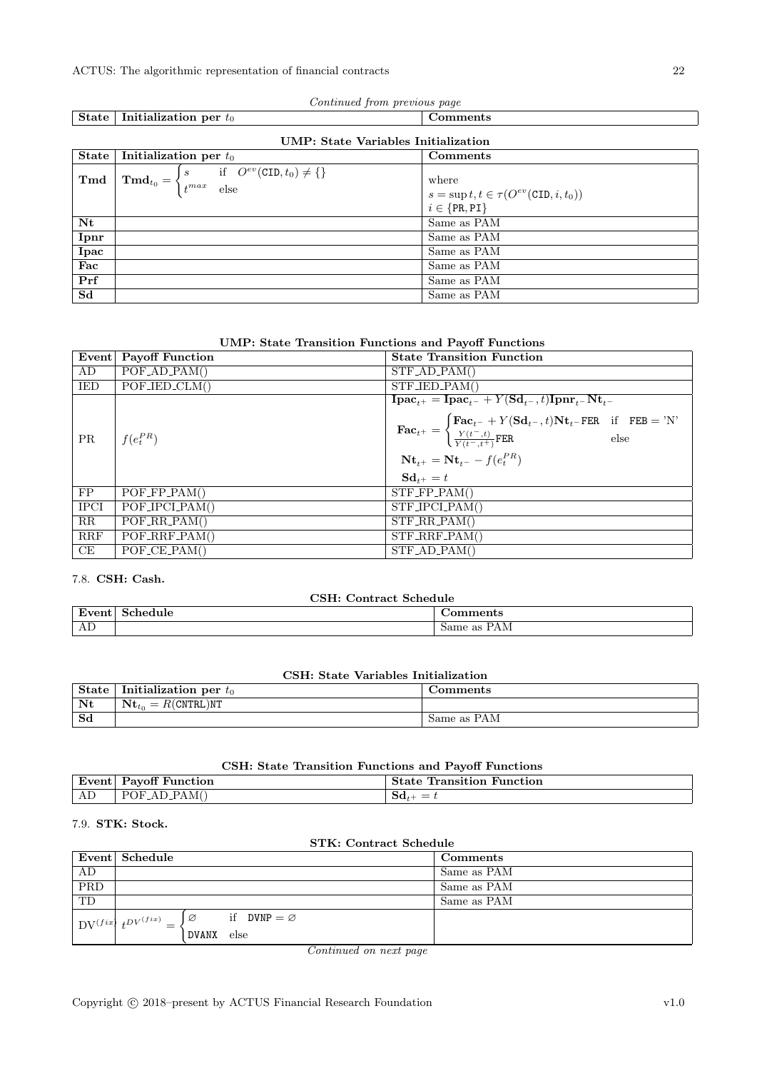*Continued from previous page*

| State | Initialization per $t_0$ | Comments |
|---|---|---|

**UMP: State Variables Initialization**

| State | Initialization per $t_0$ | Comments |
|---|---|---|
| **Tmd** | $\mathbf{Tmd}_{t_0} = \begin{cases} s & \text{if } \ O^{ev}(\texttt{CID}, t_0) \neq \{\} \\ t^{max} & \text{else} \end{cases}$ | where $s = \sup t, t \in \tau(O^{ev}(\texttt{CID}, i, t_0))$ $i \in \{\texttt{PR}, \texttt{PI}\}$ |
| **Nt** | | Same as PAM |
| **Ipnr** | | Same as PAM |
| **Ipac** | | Same as PAM |
| **Fac** | | Same as PAM |
| **Prf** | | Same as PAM |
| **Sd** | | Same as PAM |

**UMP: State Transition Functions and Payoff Functions**

| Event | Payoff Function | State Transition Function |
|---|---|---|
| AD | POF_AD_PAM() | STF_AD_PAM() |
| IED | POF_IED_CLM() | STF_IED_PAM() |
| PR | $f(e_t^{PR})$ | $\mathbf{Ipac}_{t^+} = \mathbf{Ipac}_{t^-} + Y(\mathbf{Sd}_{t^-}, t)\mathbf{Ipnr}_{t^-}\mathbf{Nt}_{t^-}$ $\mathbf{Fac}_{t^+} = \begin{cases} \mathbf{Fac}_{t^-} + Y(\mathbf{Sd}_{t^-}, t)\mathbf{Nt}_{t^-}\texttt{FER} & \text{if } \ \texttt{FEB} = \text{'N'} \\ \frac{Y(t^-, t)}{Y(t^-, t^+)}\texttt{FER} & \text{else} \end{cases}$ $\mathbf{Nt}_{t^+} = \mathbf{Nt}_{t^-} - f(e_t^{PR})$ $\mathbf{Sd}_{t^+} = t$ |
| FP | POF_FP_PAM() | STF_FP_PAM() |
| IPCI | POF_IPCI_PAM() | STF_IPCI_PAM() |
| RR | POF_RR_PAM() | STF_RR_PAM() |
| RRF | POF_RRF_PAM() | STF_RRF_PAM() |
| CE | POF_CE_PAM() | STF_AD_PAM() |

### 7.8. CSH: Cash.

**CSH: Contract Schedule**

| Event | Schedule | Comments |
|---|---|---|
| AD | | Same as PAM |

**CSH: State Variables Initialization**

| State | Initialization per $t_0$ | Comments |
|---|---|---|
| **Nt** | $\mathbf{Nt}_{t_0} = R(\texttt{CNTRL})\texttt{NT}$ | |
| **Sd** | | Same as PAM |

**CSH: State Transition Functions and Payoff Functions**

| Event | Payoff Function | State Transition Function |
|---|---|---|
| AD | POF_AD_PAM() | $\mathbf{Sd}_{t^+} = t$ |

### 7.9. STK: Stock.

**STK: Contract Schedule**

| Event | Schedule | Comments |
|---|---|---|
| AD | | Same as PAM |
| PRD | | Same as PAM |
| TD | | Same as PAM |
| $\text{DV}^{(fix)}$ | $t^{DV^{(fix)}} = \begin{cases} \varnothing & \text{if } \ \texttt{DVNP} = \varnothing \\ \texttt{DVANX} & \text{else} \end{cases}$ | |

*Continued on next page*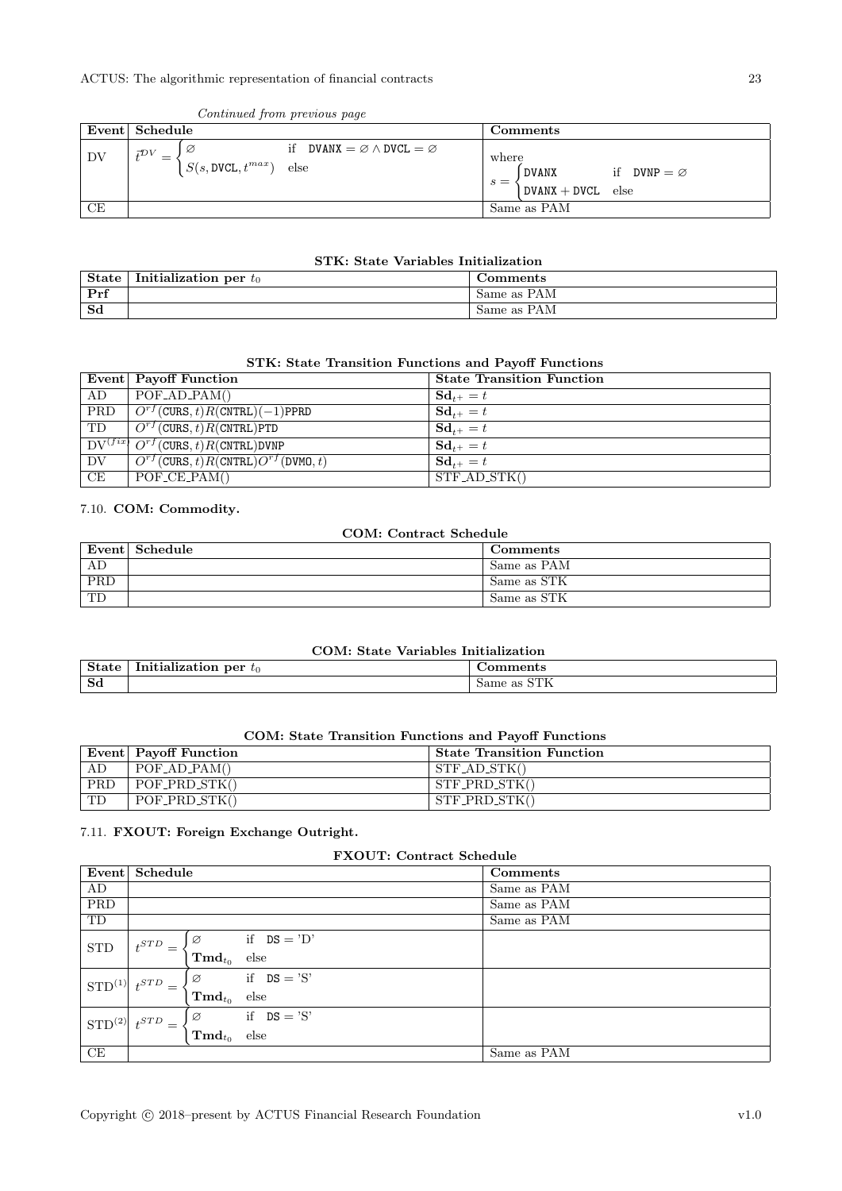*Continued from previous page*

| Event | Schedule | Comments |
|---|---|---|
| DV | $\vec{t}^{DV} = \begin{cases} \varnothing & \text{if} \quad \texttt{DVANX} = \varnothing \wedge \texttt{DVCL} = \varnothing \\ S(s, \texttt{DVCL}, t^{max}) & \text{else} \end{cases}$ | where $s = \begin{cases} \texttt{DVANX} & \text{if} \quad \texttt{DVNP} = \varnothing \\ \texttt{DVANX} + \texttt{DVCL} & \text{else} \end{cases}$ |
| CE | | Same as PAM |

**STK: State Variables Initialization**

| State | Initialization per $t_0$ | Comments |
|---|---|---|
| **Prf** | | Same as PAM |
| **Sd** | | Same as PAM |

**STK: State Transition Functions and Payoff Functions**

| Event | Payoff Function | State Transition Function |
|---|---|---|
| AD | POF_AD_PAM() | $\mathbf{Sd}_{t^+} = t$ |
| PRD | $O^{rf}(\texttt{CURS}, t) R(\texttt{CNTRL})(-1)\texttt{PPRD}$ | $\mathbf{Sd}_{t^+} = t$ |
| TD | $O^{rf}(\texttt{CURS}, t) R(\texttt{CNTRL})\texttt{PTD}$ | $\mathbf{Sd}_{t^+} = t$ |
| $\text{DV}^{(fix)}$ | $O^{rf}(\texttt{CURS}, t) R(\texttt{CNTRL})\texttt{DVNP}$ | $\mathbf{Sd}_{t^+} = t$ |
| DV | $O^{rf}(\texttt{CURS}, t) R(\texttt{CNTRL}) O^{rf}(\texttt{DVMO}, t)$ | $\mathbf{Sd}_{t^+} = t$ |
| CE | POF_CE_PAM() | STF_AD_STK() |

### 7.10. COM: Commodity.

**COM: Contract Schedule**

| Event | Schedule | Comments |
|---|---|---|
| AD | | Same as PAM |
| PRD | | Same as STK |
| TD | | Same as STK |

**COM: State Variables Initialization**

| State | Initialization per $t_0$ | Comments |
|---|---|---|
| **Sd** | | Same as STK |

**COM: State Transition Functions and Payoff Functions**

| Event | Payoff Function | State Transition Function |
|---|---|---|
| AD | POF_AD_PAM() | STF_AD_STK() |
| PRD | POF_PRD_STK() | STF_PRD_STK() |
| TD | POF_PRD_STK() | STF_PRD_STK() |

### 7.11. FXOUT: Foreign Exchange Outright.

**FXOUT: Contract Schedule**

| Event | Schedule | Comments |
|---|---|---|
| AD | | Same as PAM |
| PRD | | Same as PAM |
| TD | | Same as PAM |
| STD | $t^{STD} = \begin{cases} \varnothing & \text{if} \quad \texttt{DS} = \text{'D'} \\ \mathbf{Tmd}_{t_0} & \text{else} \end{cases}$ | |
| $\text{STD}^{(1)}$ | $t^{STD} = \begin{cases} \varnothing & \text{if} \quad \texttt{DS} = \text{'S'} \\ \mathbf{Tmd}_{t_0} & \text{else} \end{cases}$ | |
| $\text{STD}^{(2)}$ | $t^{STD} = \begin{cases} \varnothing & \text{if} \quad \texttt{DS} = \text{'S'} \\ \mathbf{Tmd}_{t_0} & \text{else} \end{cases}$ | |
| CE | | Same as PAM |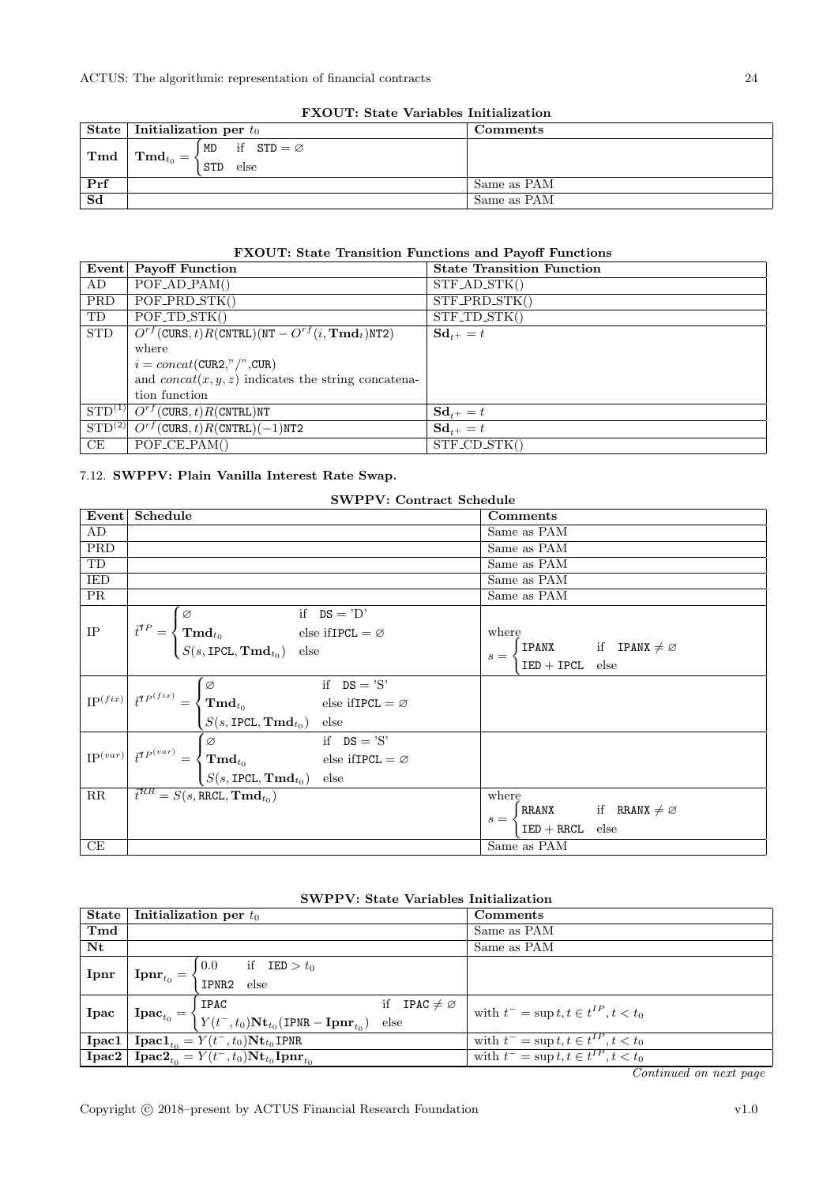**FXOUT: State Variables Initialization**

| State | Initialization per $t_0$ | Comments |
|---|---|---|
| **Tmd** | $\mathbf{Tmd}_{t_0} = \begin{cases} \texttt{MD} & \text{if } \texttt{STD} = \varnothing \\ \texttt{STD} & \text{else} \end{cases}$ | |
| **Prf** | | Same as PAM |
| **Sd** | | Same as PAM |

**FXOUT: State Transition Functions and Payoff Functions**

| Event | Payoff Function | State Transition Function |
|---|---|---|
| AD | POF_AD_PAM() | STF_AD_STK() |
| PRD | POF_PRD_STK() | STF_PRD_STK() |
| TD | POF_TD_STK() | STF_TD_STK() |
| STD | $O^{rf}(\texttt{CURS}, t)R(\texttt{CNTRL})(\texttt{NT} - O^{rf}(i, \mathbf{Tmd}_t)\texttt{NT2})$ where $i = concat(\texttt{CUR2}, "/", \texttt{CUR})$ and $concat(x, y, z)$ indicates the string concatenation function | $\mathbf{Sd}_{t^+} = t$ |
| $\text{STD}^{(1)}$ | $O^{rf}(\texttt{CURS}, t)R(\texttt{CNTRL})\texttt{NT}$ | $\mathbf{Sd}_{t^+} = t$ |
| $\text{STD}^{(2)}$ | $O^{rf}(\texttt{CURS}, t)R(\texttt{CNTRL})(-1)\texttt{NT2}$ | $\mathbf{Sd}_{t^+} = t$ |
| CE | POF_CE_PAM() | STF_CD_STK() |

### 7.12. SWPPV: Plain Vanilla Interest Rate Swap.

**SWPPV: Contract Schedule**

| Event | Schedule | Comments |
|---|---|---|
| AD | | Same as PAM |
| PRD | | Same as PAM |
| TD | | Same as PAM |
| IED | | Same as PAM |
| PR | | Same as PAM |
| IP | $\vec{t}^{IP} = \begin{cases} \varnothing & \text{if } \texttt{DS} = \text{'D'} \\ \mathbf{Tmd}_{t_0} & \text{else if} \texttt{IPCL} = \varnothing \\ S(s, \texttt{IPCL}, \mathbf{Tmd}_{t_0}) & \text{else} \end{cases}$ | where $s = \begin{cases} \texttt{IPANX} & \text{if } \texttt{IPANX} \neq \varnothing \\ \texttt{IED} + \texttt{IPCL} & \text{else} \end{cases}$ |
| $\text{IP}^{(fix)}$ | $\vec{t}^{IP^{(fix)}} = \begin{cases} \varnothing & \text{if } \texttt{DS} = \text{'S'} \\ \mathbf{Tmd}_{t_0} & \text{else if} \texttt{IPCL} = \varnothing \\ S(s, \texttt{IPCL}, \mathbf{Tmd}_{t_0}) & \text{else} \end{cases}$ | |
| $\text{IP}^{(var)}$ | $\vec{t}^{IP^{(var)}} = \begin{cases} \varnothing & \text{if } \texttt{DS} = \text{'S'} \\ \mathbf{Tmd}_{t_0} & \text{else if} \texttt{IPCL} = \varnothing \\ S(s, \texttt{IPCL}, \mathbf{Tmd}_{t_0}) & \text{else} \end{cases}$ | |
| RR | $\vec{t}^{RR} = S(s, \texttt{RRCL}, \mathbf{Tmd}_{t_0})$ | where $s = \begin{cases} \texttt{RRANX} & \text{if } \texttt{RRANX} \neq \varnothing \\ \texttt{IED} + \texttt{RRCL} & \text{else} \end{cases}$ |
| CE | | Same as PAM |

**SWPPV: State Variables Initialization**

| State | Initialization per $t_0$ | Comments |
|---|---|---|
| **Tmd** | | Same as PAM |
| **Nt** | | Same as PAM |
| **Ipnr** | $\mathbf{Ipnr}_{t_0} = \begin{cases} 0.0 & \text{if } \texttt{IED} > t_0 \\ \texttt{IPNR2} & \text{else} \end{cases}$ | |
| **Ipac** | $\mathbf{Ipac}_{t_0} = \begin{cases} \texttt{IPAC} & \text{if } \texttt{IPAC} \neq \varnothing \\ Y(t^-, t_0)\mathbf{Nt}_{t_0}(\texttt{IPNR} - \mathbf{Ipnr}_{t_0}) & \text{else} \end{cases}$ | with $t^- = \sup t, t \in t^{IP}, t < t_0$ |
| **Ipac1** | $\mathbf{Ipac1}_{t_0} = Y(t^-, t_0)\mathbf{Nt}_{t_0}\texttt{IPNR}$ | with $t^- = \sup t, t \in t^{IP}, t < t_0$ |
| **Ipac2** | $\mathbf{Ipac2}_{t_0} = Y(t^-, t_0)\mathbf{Nt}_{t_0}\mathbf{Ipnr}_{t_0}$ | with $t^- = \sup t, t \in t^{IP}, t < t_0$ |

*Continued on next page*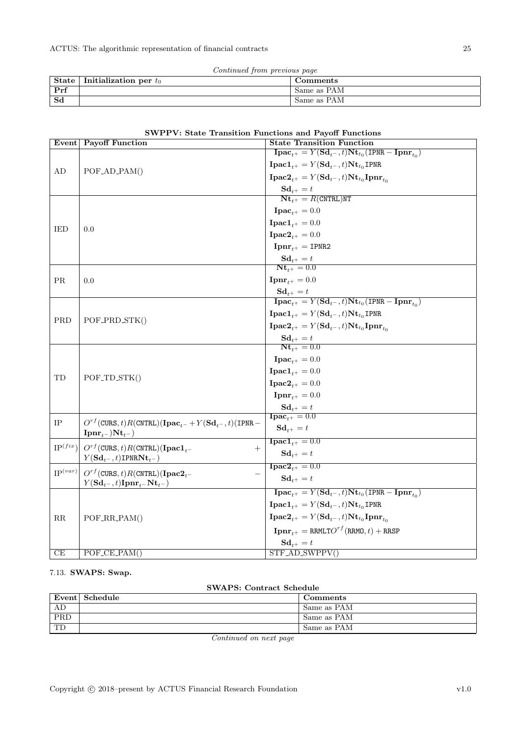*Continued from previous page*

| State | Initialization per $t_0$ | Comments |
|---|---|---|
| Prf | | Same as PAM |
| Sd | | Same as PAM |

**SWPPV: State Transition Functions and Payoff Functions**

| Event | Payoff Function | State Transition Function |
|---|---|---|
| AD | POF_AD_PAM() | $\mathbf{Ipac}_{t^+} = Y(\mathbf{Sd}_{t^-}, t)\mathbf{Nt}_{t_0}(\texttt{IPNR} - \mathbf{Ipnr}_{t_0})$ <br> $\mathbf{Ipac1}_{t^+} = Y(\mathbf{Sd}_{t^-}, t)\mathbf{Nt}_{t_0}\texttt{IPNR}$ <br> $\mathbf{Ipac2}_{t^+} = Y(\mathbf{Sd}_{t^-}, t)\mathbf{Nt}_{t_0}\mathbf{Ipnr}_{t_0}$ <br> $\mathbf{Sd}_{t^+} = t$ |
| IED | 0.0 | $\mathbf{Nt}_{t^+} = R(\texttt{CNTRL})\texttt{NT}$ <br> $\mathbf{Ipac}_{t^+} = 0.0$ <br> $\mathbf{Ipac1}_{t^+} = 0.0$ <br> $\mathbf{Ipac2}_{t^+} = 0.0$ <br> $\mathbf{Ipnr}_{t^+} = \texttt{IPNR2}$ <br> $\mathbf{Sd}_{t^+} = t$ |
| PR | 0.0 | $\mathbf{Nt}_{t^+} = 0.0$ <br> $\mathbf{Ipnr}_{t^+} = 0.0$ <br> $\mathbf{Sd}_{t^+} = t$ |
| PRD | POF_PRD_STK() | $\mathbf{Ipac}_{t^+} = Y(\mathbf{Sd}_{t^-}, t)\mathbf{Nt}_{t_0}(\texttt{IPNR} - \mathbf{Ipnr}_{t_0})$ <br> $\mathbf{Ipac1}_{t^+} = Y(\mathbf{Sd}_{t^-}, t)\mathbf{Nt}_{t_0}\texttt{IPNR}$ <br> $\mathbf{Ipac2}_{t^+} = Y(\mathbf{Sd}_{t^-}, t)\mathbf{Nt}_{t_0}\mathbf{Ipnr}_{t_0}$ <br> $\mathbf{Sd}_{t^+} = t$ |
| TD | POF_TD_STK() | $\mathbf{Nt}_{t^+} = 0.0$ <br> $\mathbf{Ipac}_{t^+} = 0.0$ <br> $\mathbf{Ipac1}_{t^+} = 0.0$ <br> $\mathbf{Ipac2}_{t^+} = 0.0$ <br> $\mathbf{Ipnr}_{t^+} = 0.0$ <br> $\mathbf{Sd}_{t^+} = t$ |
| IP | $O^{rf}(\texttt{CURS}, t)R(\texttt{CNTRL})(\mathbf{Ipac}_{t^-} + Y(\mathbf{Sd}_{t^-}, t)(\texttt{IPNR} - \mathbf{Ipnr}_{t^-})\mathbf{Nt}_{t^-})$ | $\mathbf{Ipac}_{t^+} = 0.0$ <br> $\mathbf{Sd}_{t^+} = t$ |
| $\text{IP}^{(fix)}$ | $O^{rf}(\texttt{CURS}, t)R(\texttt{CNTRL})(\mathbf{Ipac1}_{t^-} + Y(\mathbf{Sd}_{t^-}, t)\texttt{IPNR}\mathbf{Nt}_{t^-})$ | $\mathbf{Ipac1}_{t^+} = 0.0$ <br> $\mathbf{Sd}_{t^+} = t$ |
| $\text{IP}^{(var)}$ | $O^{rf}(\texttt{CURS}, t)R(\texttt{CNTRL})(\mathbf{Ipac2}_{t^-} - Y(\mathbf{Sd}_{t^-}, t)\mathbf{Ipnr}_{t^-}\mathbf{Nt}_{t^-})$ | $\mathbf{Ipac2}_{t^+} = 0.0$ <br> $\mathbf{Sd}_{t^+} = t$ |
| RR | POF_RR_PAM() | $\mathbf{Ipac}_{t^+} = Y(\mathbf{Sd}_{t^-}, t)\mathbf{Nt}_{t_0}(\texttt{IPNR} - \mathbf{Ipnr}_{t_0})$ <br> $\mathbf{Ipac1}_{t^+} = Y(\mathbf{Sd}_{t^-}, t)\mathbf{Nt}_{t_0}\texttt{IPNR}$ <br> $\mathbf{Ipac2}_{t^+} = Y(\mathbf{Sd}_{t^-}, t)\mathbf{Nt}_{t_0}\mathbf{Ipnr}_{t_0}$ <br> $\mathbf{Ipnr}_{t^+} = \texttt{RRMLT}O^{rf}(\texttt{RRMO}, t) + \texttt{RRSP}$ <br> $\mathbf{Sd}_{t^+} = t$ |
| CE | POF_CE_PAM() | STF_AD_SWPPV() |

### 7.13. SWAPS: Swap.

**SWAPS: Contract Schedule**

| Event | Schedule | Comments |
|---|---|---|
| AD | | Same as PAM |
| PRD | | Same as PAM |
| TD | | Same as PAM |

*Continued on next page*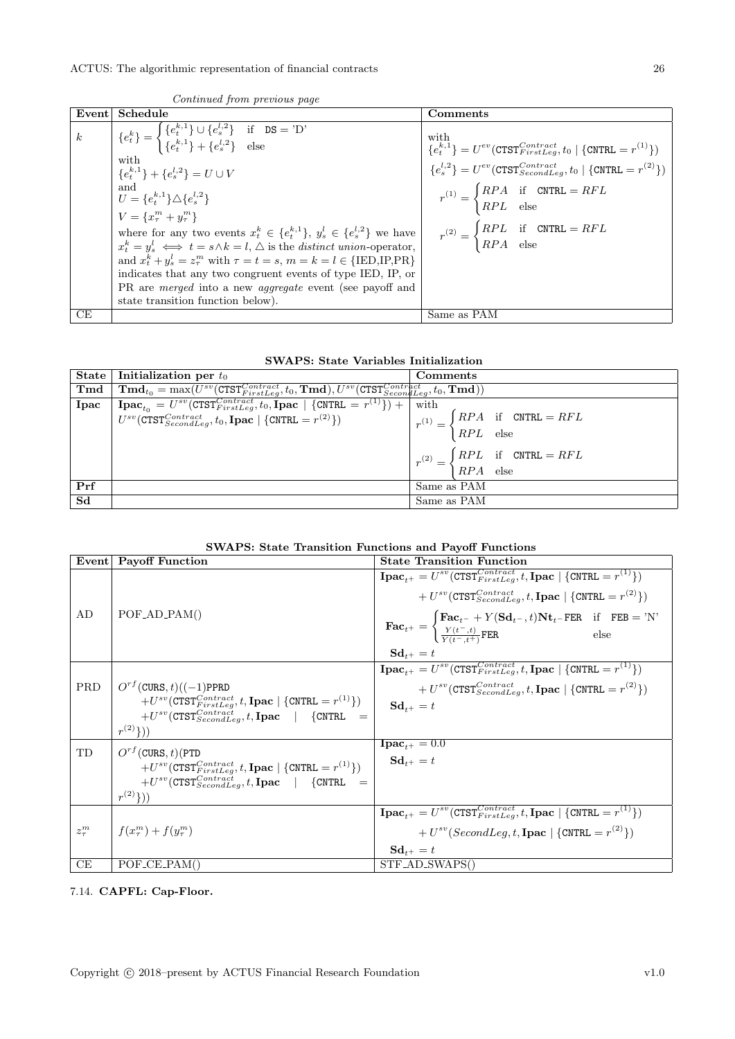*Continued from previous page*

| Event | Schedule | Comments |
|---|---|---|
| $k$ | $\{e_t^k\} = \begin{cases} \{e_t^{k,1}\} \cup \{e_s^{l,2}\} & \text{if} \quad \texttt{DS} = \text{'D'} \\ \{e_t^{k,1}\} + \{e_s^{l,2}\} & \text{else} \end{cases}$ with $\{e_t^{k,1}\} + \{e_s^{l,2}\} = U \cup V$ and $U = \{e_t^{k,1}\} \triangle \{e_s^{l,2}\}$ $V = \{x_\tau^m + y_\tau^m\}$ where for any two events $x_t^k \in \{e_t^{k,1}\}$, $y_s^l \in \{e_s^{l,2}\}$ we have $x_t^k = y_s^l \iff t = s \wedge k = l$, $\triangle$ is the *distinct union*-operator, and $x_t^k + y_s^l = z_\tau^m$ with $\tau = t = s$, $m = k = l \in \{\text{IED,IP,PR}\}$ indicates that any two congruent events of type IED, IP, or PR are *merged* into a new *aggregate* event (see payoff and state transition function below). | with $\{e_t^{k,1}\} = U^{ev}(\texttt{CTST}_{FirstLeg}^{Contract}, t_0 \mid \{\texttt{CNTRL} = r^{(1)}\})$ $\{e_s^{l,2}\} = U^{ev}(\texttt{CTST}_{SecondLeg}^{Contract}, t_0 \mid \{\texttt{CNTRL} = r^{(2)}\})$ $r^{(1)} = \begin{cases} RPA & \text{if} \quad \texttt{CNTRL} = RFL \\ RPL & \text{else} \end{cases}$ $r^{(2)} = \begin{cases} RPL & \text{if} \quad \texttt{CNTRL} = RFL \\ RPA & \text{else} \end{cases}$ |
| CE | | Same as PAM |

**SWAPS: State Variables Initialization**

| State | Initialization per $t_0$ | Comments |
|---|---|---|
| **Tmd** | $\mathbf{Tmd}_{t_0} = \max(U^{sv}(\texttt{CTST}_{FirstLeg}^{Contract}, t_0, \mathbf{Tmd}), U^{sv}(\texttt{CTST}_{SecondLeg}^{Contract}, t_0, \mathbf{Tmd}))$ | |
| **Ipac** | $\mathbf{Ipac}_{t_0} = U^{sv}(\texttt{CTST}_{FirstLeg}^{Contract}, t_0, \mathbf{Ipac} \mid \{\texttt{CNTRL} = r^{(1)}\}) + U^{sv}(\texttt{CTST}_{SecondLeg}^{Contract}, t_0, \mathbf{Ipac} \mid \{\texttt{CNTRL} = r^{(2)}\})$ | with $r^{(1)} = \begin{cases} RPA & \text{if} \quad \texttt{CNTRL} = RFL \\ RPL & \text{else} \end{cases}$ $r^{(2)} = \begin{cases} RPL & \text{if} \quad \texttt{CNTRL} = RFL \\ RPA & \text{else} \end{cases}$ |
| **Prf** | | Same as PAM |
| **Sd** | | Same as PAM |

**SWAPS: State Transition Functions and Payoff Functions**

| Event | Payoff Function | State Transition Function |
|---|---|---|
| AD | POF_AD_PAM() | $\mathbf{Ipac}_{t^+} = U^{sv}(\texttt{CTST}_{FirstLeg}^{Contract}, t, \mathbf{Ipac} \mid \{\texttt{CNTRL} = r^{(1)}\}) + U^{sv}(\texttt{CTST}_{SecondLeg}^{Contract}, t, \mathbf{Ipac} \mid \{\texttt{CNTRL} = r^{(2)}\})$ $\mathbf{Fac}_{t^+} = \begin{cases} \mathbf{Fac}_{t^-} + Y(\mathbf{Sd}_{t^-}, t)\mathbf{Nt}_{t^-}\texttt{FER} & \text{if} \quad \texttt{FEB} = \text{'N'} \\ \frac{Y(t^-, t)}{Y(t^-, t^+)}\texttt{FER} & \text{else} \end{cases}$ $\mathbf{Sd}_{t^+} = t$ |
| PRD | $O^{rf}(\texttt{CURS}, t)((-1)\texttt{PPRD} + U^{sv}(\texttt{CTST}_{FirstLeg}^{Contract}, t, \mathbf{Ipac} \mid \{\texttt{CNTRL} = r^{(1)}\}) + U^{sv}(\texttt{CTST}_{SecondLeg}^{Contract}, t, \mathbf{Ipac} \mid \{\texttt{CNTRL} = r^{(2)}\}))$ | $\mathbf{Ipac}_{t^+} = U^{sv}(\texttt{CTST}_{FirstLeg}^{Contract}, t, \mathbf{Ipac} \mid \{\texttt{CNTRL} = r^{(1)}\}) + U^{sv}(\texttt{CTST}_{SecondLeg}^{Contract}, t, \mathbf{Ipac} \mid \{\texttt{CNTRL} = r^{(2)}\})$ $\mathbf{Sd}_{t^+} = t$ |
| TD | $O^{rf}(\texttt{CURS}, t)(\texttt{PTD} + U^{sv}(\texttt{CTST}_{FirstLeg}^{Contract}, t, \mathbf{Ipac} \mid \{\texttt{CNTRL} = r^{(1)}\}) + U^{sv}(\texttt{CTST}_{SecondLeg}^{Contract}, t, \mathbf{Ipac} \mid \{\texttt{CNTRL} = r^{(2)}\}))$ | $\mathbf{Ipac}_{t^+} = 0.0$ $\mathbf{Sd}_{t^+} = t$ |
| $z_\tau^m$ | $f(x_\tau^m) + f(y_\tau^m)$ | $\mathbf{Ipac}_{t^+} = U^{sv}(\texttt{CTST}_{FirstLeg}^{Contract}, t, \mathbf{Ipac} \mid \{\texttt{CNTRL} = r^{(1)}\}) + U^{sv}(SecondLeg, t, \mathbf{Ipac} \mid \{\texttt{CNTRL} = r^{(2)}\})$ $\mathbf{Sd}_{t^+} = t$ |
| CE | POF_CE_PAM() | STF_AD_SWAPS() |

## 7.14. **CAPFL: Cap-Floor.**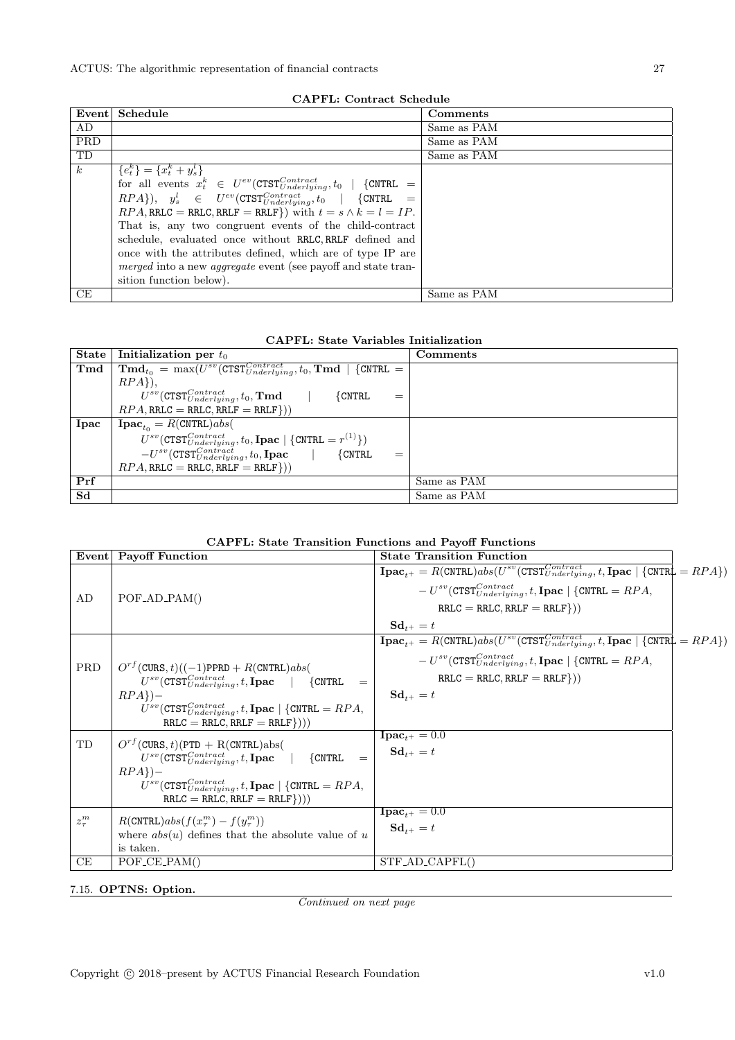**CAPFL: Contract Schedule**

| Event | Schedule | Comments |
|---|---|---|
| AD | | Same as PAM |
| PRD | | Same as PAM |
| TD | | Same as PAM |
| $k$ | $\{e^k_t\} = \{x^k_t + y^l_s\}$ for all events $x^k_t \in U^{ev}(\texttt{CTST}^{Contract}_{Underlying}, t_0 \mid \{\texttt{CNTRL} = RPA\})$, $y^l_s \in U^{ev}(\texttt{CTST}^{Contract}_{Underlying}, t_0 \mid \{\texttt{CNTRL} = RPA, \texttt{RRLC} = \texttt{RRLC}, \texttt{RRLF} = \texttt{RRLF}\})$ with $t = s \wedge k = l = IP$. That is, any two congruent events of the child-contract schedule, evaluated once without RRLC, RRLF defined and once with the attributes defined, which are of type IP are *merged* into a new *aggregate* event (see payoff and state transition function below). | |
| CE | | Same as PAM |

**CAPFL: State Variables Initialization**

| State | Initialization per $t_0$ | Comments |
|---|---|---|
| **Tmd** | $\mathbf{Tmd}_{t_0} = \max(U^{sv}(\texttt{CTST}^{Contract}_{Underlying}, t_0, \mathbf{Tmd} \mid \{\texttt{CNTRL} = RPA\}), U^{sv}(\texttt{CTST}^{Contract}_{Underlying}, t_0, \mathbf{Tmd} \mid \{\texttt{CNTRL} = RPA, \texttt{RRLC} = \texttt{RRLC}, \texttt{RRLF} = \texttt{RRLF}\}))$ | |
| **Ipac** | $\mathbf{Ipac}_{t_0} = R(\texttt{CNTRL})abs( U^{sv}(\texttt{CTST}^{Contract}_{Underlying}, t_0, \mathbf{Ipac} \mid \{\texttt{CNTRL} = r^{(1)}\}) - U^{sv}(\texttt{CTST}^{Contract}_{Underlying}, t_0, \mathbf{Ipac} \mid \{\texttt{CNTRL} = RPA, \texttt{RRLC} = \texttt{RRLC}, \texttt{RRLF} = \texttt{RRLF}\}))$ | |
| **Prf** | | Same as PAM |
| **Sd** | | Same as PAM |

**CAPFL: State Transition Functions and Payoff Functions**

| Event | Payoff Function | State Transition Function |
|---|---|---|
| AD | POF_AD_PAM() | $\mathbf{Ipac}_{t^+} = R(\texttt{CNTRL})abs(U^{sv}(\texttt{CTST}^{Contract}_{Underlying}, t, \mathbf{Ipac} \mid \{\texttt{CNTRL} = RPA\}) - U^{sv}(\texttt{CTST}^{Contract}_{Underlying}, t, \mathbf{Ipac} \mid \{\texttt{CNTRL} = RPA, \texttt{RRLC} = \texttt{RRLC}, \texttt{RRLF} = \texttt{RRLF}\}))$ <br> $\mathbf{Sd}_{t^+} = t$ |
| PRD | $O^{rf}(\texttt{CURS}, t)((-1)\texttt{PPRD} + R(\texttt{CNTRL})abs( U^{sv}(\texttt{CTST}^{Contract}_{Underlying}, t, \mathbf{Ipac} \mid \{\texttt{CNTRL} = RPA\}) - U^{sv}(\texttt{CTST}^{Contract}_{Underlying}, t, \mathbf{Ipac} \mid \{\texttt{CNTRL} = RPA, \texttt{RRLC} = \texttt{RRLC}, \texttt{RRLF} = \texttt{RRLF}\})))$ | $\mathbf{Ipac}_{t^+} = R(\texttt{CNTRL})abs(U^{sv}(\texttt{CTST}^{Contract}_{Underlying}, t, \mathbf{Ipac} \mid \{\texttt{CNTRL} = RPA\}) - U^{sv}(\texttt{CTST}^{Contract}_{Underlying}, t, \mathbf{Ipac} \mid \{\texttt{CNTRL} = RPA, \texttt{RRLC} = \texttt{RRLC}, \texttt{RRLF} = \texttt{RRLF}\}))$ <br> $\mathbf{Sd}_{t^+} = t$ |
| TD | $O^{rf}(\texttt{CURS}, t)(\texttt{PTD} + \text{R}(\texttt{CNTRL})\text{abs}( U^{sv}(\texttt{CTST}^{Contract}_{Underlying}, t, \mathbf{Ipac} \mid \{\texttt{CNTRL} = RPA\}) - U^{sv}(\texttt{CTST}^{Contract}_{Underlying}, t, \mathbf{Ipac} \mid \{\texttt{CNTRL} = RPA, \texttt{RRLC} = \texttt{RRLC}, \texttt{RRLF} = \texttt{RRLF}\})))$ | $\mathbf{Ipac}_{t^+} = 0.0$ <br> $\mathbf{Sd}_{t^+} = t$ |
| $z^m_\tau$ | $R(\texttt{CNTRL})abs(f(x^m_\tau) - f(y^m_\tau))$ where $abs(u)$ defines that the absolute value of $u$ is taken. | $\mathbf{Ipac}_{t^+} = 0.0$ <br> $\mathbf{Sd}_{t^+} = t$ |
| CE | POF_CE_PAM() | STF_AD_CAPFL() |

7.15. **OPTNS: Option.**

*Continued on next page*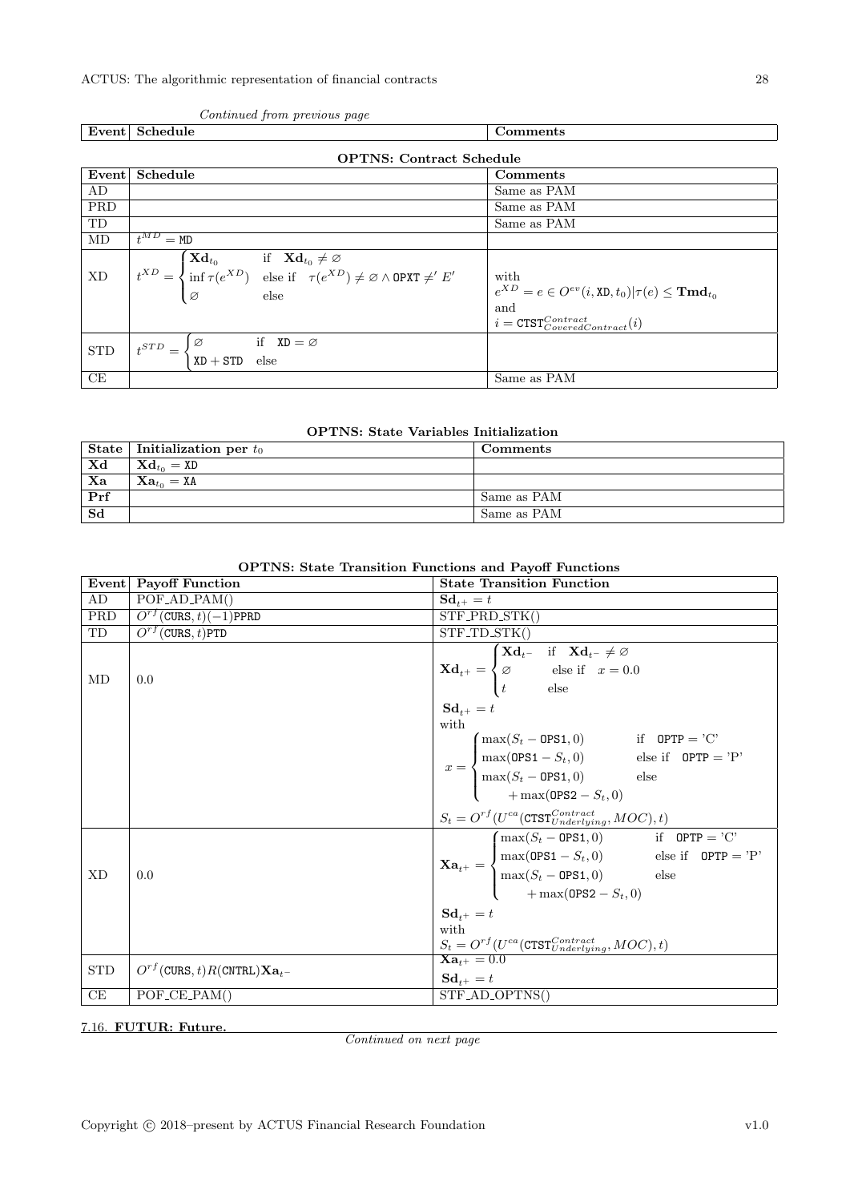*Continued from previous page*

| Event | Schedule | Comments |
|---|---|---|

**OPTNS: Contract Schedule**

| Event | Schedule | Comments |
|---|---|---|
| AD | | Same as PAM |
| PRD | | Same as PAM |
| TD | | Same as PAM |
| MD | $t^{MD} = \texttt{MD}$ | |
| XD | $t^{XD} = \begin{cases} \mathbf{Xd}_{t_0} & \text{if} \quad \mathbf{Xd}_{t_0} \neq \varnothing \\ \inf \tau(e^{XD}) & \text{else if} \quad \tau(e^{XD}) \neq \varnothing \wedge \texttt{OPXT} \neq' E' \\ \varnothing & \text{else} \end{cases}$ | with $e^{XD} = e \in O^{ev}(i, \texttt{XD}, t_0) \vert \tau(e) \leq \mathbf{Tmd}_{t_0}$ and $i = \texttt{CTST}^{Contract}_{CoveredContract}(i)$ |
| STD | $t^{STD} = \begin{cases} \varnothing & \text{if} \quad \texttt{XD} = \varnothing \\ \texttt{XD} + \texttt{STD} & \text{else} \end{cases}$ | |
| CE | | Same as PAM |

**OPTNS: State Variables Initialization**

| State | Initialization per $t_0$ | Comments |
|---|---|---|
| **Xd** | $\mathbf{Xd}_{t_0} = \texttt{XD}$ | |
| **Xa** | $\mathbf{Xa}_{t_0} = \texttt{XA}$ | |
| **Prf** | | Same as PAM |
| **Sd** | | Same as PAM |

**OPTNS: State Transition Functions and Payoff Functions**

| Event | Payoff Function | State Transition Function |
|---|---|---|
| AD | POF_AD_PAM() | $\mathbf{Sd}_{t^+} = t$ |
| PRD | $O^{rf}(\texttt{CURS}, t)(-1)\texttt{PPRD}$ | STF_PRD_STK() |
| TD | $O^{rf}(\texttt{CURS}, t)\texttt{PTD}$ | STF_TD_STK() |
| MD | 0.0 | $\mathbf{Xd}_{t^+} = \begin{cases} \mathbf{Xd}_{t^-} & \text{if} \quad \mathbf{Xd}_{t^-} \neq \varnothing \\ \varnothing & \text{else if} \quad x = 0.0 \\ t & \text{else} \end{cases}$ <br> $\mathbf{Sd}_{t^+} = t$ <br> with <br> $x = \begin{cases} \max(S_t - \texttt{OPS1}, 0) & \text{if} \quad \texttt{OPTP} = \text{'C'} \\ \max(\texttt{OPS1} - S_t, 0) & \text{else if} \quad \texttt{OPTP} = \text{'P'} \\ \max(S_t - \texttt{OPS1}, 0) + \max(\texttt{OPS2} - S_t, 0) & \text{else} \end{cases}$ <br> $S_t = O^{rf}(U^{ca}(\texttt{CTST}^{Contract}_{Underlying}, MOC), t)$ |
| XD | 0.0 | $\mathbf{Xa}_{t^+} = \begin{cases} \max(S_t - \texttt{OPS1}, 0) & \text{if} \quad \texttt{OPTP} = \text{'C'} \\ \max(\texttt{OPS1} - S_t, 0) & \text{else if} \quad \texttt{OPTP} = \text{'P'} \\ \max(S_t - \texttt{OPS1}, 0) + \max(\texttt{OPS2} - S_t, 0) & \text{else} \end{cases}$ <br> $\mathbf{Sd}_{t^+} = t$ <br> with <br> $S_t = O^{rf}(U^{ca}(\texttt{CTST}^{Contract}_{Underlying}, MOC), t)$ |
| STD | $O^{rf}(\texttt{CURS}, t)R(\texttt{CNTRL})\mathbf{Xa}_{t^-}$ | $\mathbf{Xa}_{t^+} = 0.0$ <br> $\mathbf{Sd}_{t^+} = t$ |
| CE | POF_CE_PAM() | STF_AD_OPTNS() |

### 7.16. FUTUR: Future.

*Continued on next page*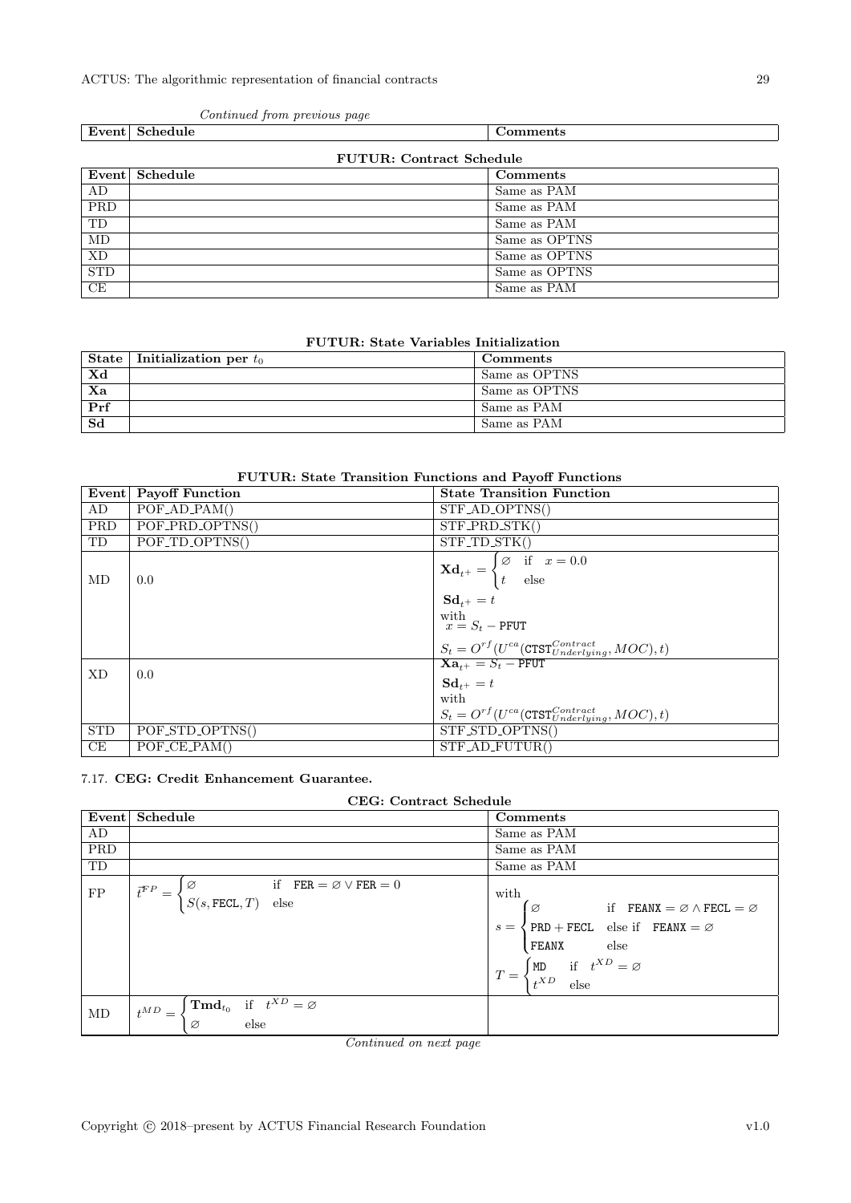*Continued from previous page*

| Event | Schedule | Comments |
|---|---|---|

**FUTUR: Contract Schedule**

| Event | Schedule | Comments |
|---|---|---|
| AD | | Same as PAM |
| PRD | | Same as PAM |
| TD | | Same as PAM |
| MD | | Same as OPTNS |
| XD | | Same as OPTNS |
| STD | | Same as OPTNS |
| CE | | Same as PAM |

**FUTUR: State Variables Initialization**

| State | Initialization per $t_0$ | Comments |
|---|---|---|
| **Xd** | | Same as OPTNS |
| **Xa** | | Same as OPTNS |
| **Prf** | | Same as PAM |
| **Sd** | | Same as PAM |

**FUTUR: State Transition Functions and Payoff Functions**

| Event | Payoff Function | State Transition Function |
|---|---|---|
| AD | POF_AD_PAM() | STF_AD_OPTNS() |
| PRD | POF_PRD_OPTNS() | STF_PRD_STK() |
| TD | POF_TD_OPTNS() | STF_TD_STK() |
| MD | 0.0 | $\mathbf{Xd}_{t^+} = \begin{cases} \varnothing & \text{if} \quad x = 0.0 \\ t & \text{else} \end{cases}$ <br> $\mathbf{Sd}_{t^+} = t$ <br> with <br> $x = S_t - \texttt{PFUT}$ <br> $S_t = O^{rf}(U^{ca}(\texttt{CTST}^{Contract}_{Underlying}, MOC), t)$ |
| XD | 0.0 | $\mathbf{Xa}_{t^+} = S_t - \texttt{PFUT}$ <br> $\mathbf{Sd}_{t^+} = t$ <br> with <br> $S_t = O^{rf}(U^{ca}(\texttt{CTST}^{Contract}_{Underlying}, MOC), t)$ |
| STD | POF_STD_OPTNS() | STF_STD_OPTNS() |
| CE | POF_CE_PAM() | STF_AD_FUTUR() |

## 7.17. CEG: Credit Enhancement Guarantee.

**CEG: Contract Schedule**

| Event | Schedule | Comments |
|---|---|---|
| AD | | Same as PAM |
| PRD | | Same as PAM |
| TD | | Same as PAM |
| FP | $\vec{t}^{FP} = \begin{cases} \varnothing & \text{if} \quad \texttt{FER} = \varnothing \lor \texttt{FER} = 0 \\ S(s, \texttt{FECL}, T) & \text{else} \end{cases}$ | with <br> $s = \begin{cases} \varnothing & \text{if} \quad \texttt{FEANX} = \varnothing \land \texttt{FECL} = \varnothing \\ \texttt{PRD} + \texttt{FECL} & \text{else if} \quad \texttt{FEANX} = \varnothing \\ \texttt{FEANX} & \text{else} \end{cases}$ <br> $T = \begin{cases} \texttt{MD} & \text{if} \quad t^{XD} = \varnothing \\ t^{XD} & \text{else} \end{cases}$ |
| MD | $t^{MD} = \begin{cases} \mathbf{Tmd}_{t_0} & \text{if} \quad t^{XD} = \varnothing \\ \varnothing & \text{else} \end{cases}$ | |

*Continued on next page*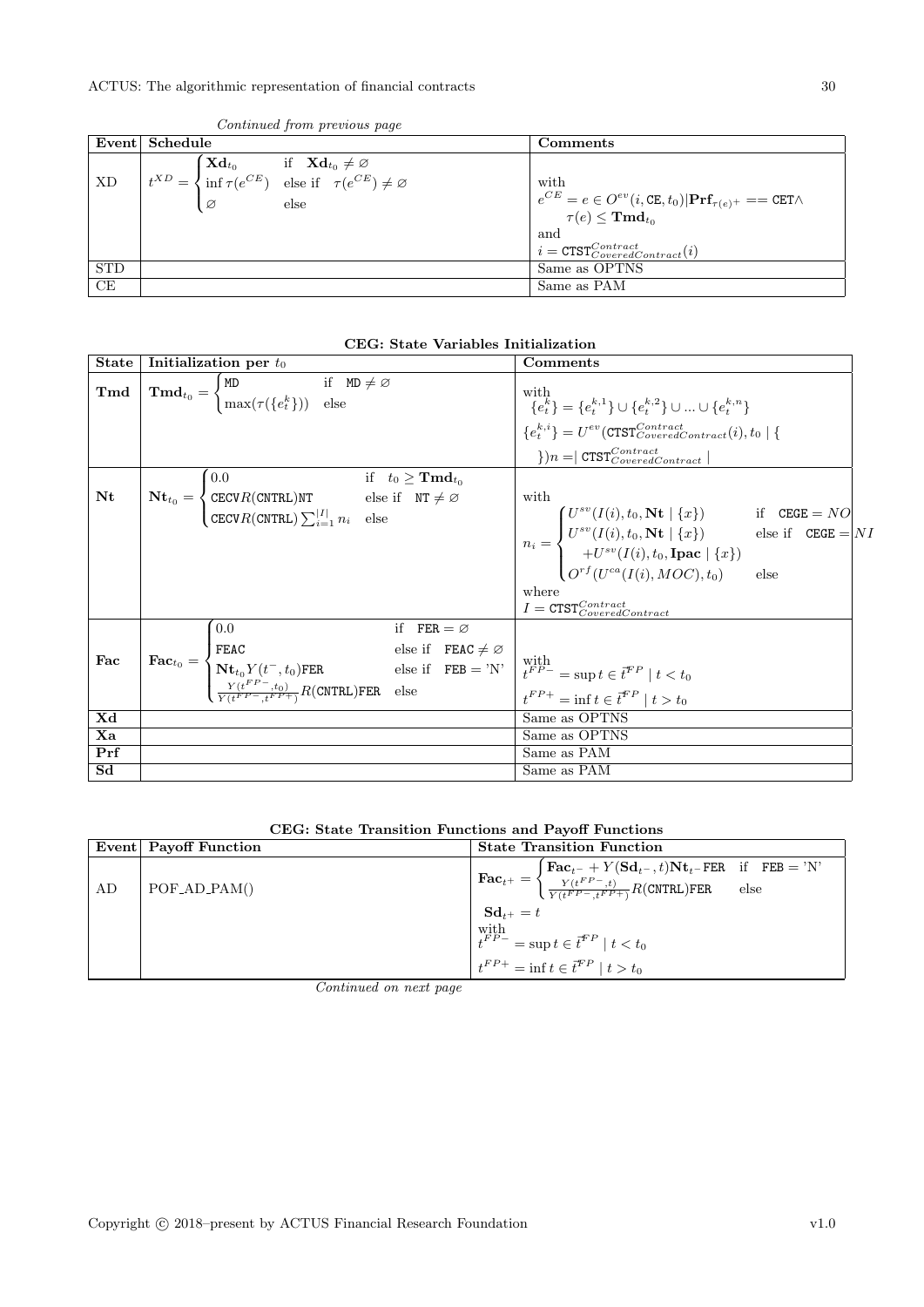*Continued from previous page*

| Event | Schedule | Comments |
|---|---|---|
| XD | $t^{XD} = \begin{cases} \mathbf{Xd}_{t_0} & \text{if} \quad \mathbf{Xd}_{t_0} \neq \varnothing \\ \inf \tau(e^{CE}) & \text{else if} \quad \tau(e^{CE}) \neq \varnothing \\ \varnothing & \text{else} \end{cases}$ | with $e^{CE} = e \in O^{ev}(i, \mathtt{CE}, t_0) \vert \mathbf{Prf}_{\tau(e)^+} == \mathtt{CET} \wedge \tau(e) \leq \mathbf{Tmd}_{t_0}$ and $i = \mathtt{CTST}^{Contract}_{CoveredContract}(i)$ |
| STD | | Same as OPTNS |
| CE | | Same as PAM |

**CEG: State Variables Initialization**

| State | Initialization per $t_0$ | Comments |
|---|---|---|
| **Tmd** | $\mathbf{Tmd}_{t_0} = \begin{cases} \mathtt{MD} & \text{if} \quad \mathtt{MD} \neq \varnothing \\ \max(\tau(\{e^k_t\})) & \text{else} \end{cases}$ | with $\{e^k_t\} = \{e^{k,1}_t\} \cup \{e^{k,2}_t\} \cup ... \cup \{e^{k,n}_t\}$ $\{e^{k,i}_t\} = U^{ev}(\mathtt{CTST}^{Contract}_{CoveredContract}(i), t_0 \mid \{$ $\})n = \mid \mathtt{CTST}^{Contract}_{CoveredContract} \mid$ |
| **Nt** | $\mathbf{Nt}_{t_0} = \begin{cases} 0.0 & \text{if} \quad t_0 \geq \mathbf{Tmd}_{t_0} \\ \mathtt{CECV}R(\mathtt{CNTRL})\mathtt{NT} & \text{else if} \quad \mathtt{NT} \neq \varnothing \\ \mathtt{CECV}R(\mathtt{CNTRL}) \sum_{i=1}^{\vert I \vert} n_i & \text{else} \end{cases}$ | with $n_i = \begin{cases} U^{sv}(I(i), t_0, \mathbf{Nt} \mid \{x\}) & \text{if} \quad \mathtt{CEGE} = NO \\ U^{sv}(I(i), t_0, \mathbf{Nt} \mid \{x\}) & \text{else if} \quad \mathtt{CEGE} = NI \\ \quad +U^{sv}(I(i), t_0, \mathbf{Ipac} \mid \{x\}) & \\ O^{rf}(U^{ca}(I(i), MOC), t_0) & \text{else} \end{cases}$ where $I = \mathtt{CTST}^{Contract}_{CoveredContract}$ |
| **Fac** | $\mathbf{Fac}_{t_0} = \begin{cases} 0.0 & \text{if} \quad \mathtt{FER} = \varnothing \\ \mathtt{FEAC} & \text{else if} \quad \mathtt{FEAC} \neq \varnothing \\ \mathbf{Nt}_{t_0} Y(t^-, t_0)\mathtt{FER} & \text{else if} \quad \mathtt{FEB} = \text{'N'} \\ \frac{Y(t^{FP-}, t_0)}{Y(t^{FP-}, t^{FP+})} R(\mathtt{CNTRL})\mathtt{FER} & \text{else} \end{cases}$ | with $t^{FP-} = \sup t \in \vec{t}^{FP} \mid t < t_0$ $t^{FP+} = \inf t \in \vec{t}^{FP} \mid t > t_0$ |
| **Xd** | | Same as OPTNS |
| **Xa** | | Same as OPTNS |
| **Prf** | | Same as PAM |
| **Sd** | | Same as PAM |

**CEG: State Transition Functions and Payoff Functions**

| Event | Payoff Function | State Transition Function |
|---|---|---|
| AD | POF_AD_PAM() | $\mathbf{Fac}_{t^+} = \begin{cases} \mathbf{Fac}_{t^-} + Y(\mathbf{Sd}_{t^-}, t)\mathbf{Nt}_{t^-}\mathtt{FER} & \text{if} \quad \mathtt{FEB} = \text{'N'} \\ \frac{Y(t^{FP-}, t)}{Y(t^{FP-}, t^{FP+})} R(\mathtt{CNTRL})\mathtt{FER} & \text{else} \end{cases}$ $\mathbf{Sd}_{t^+} = t$ with $t^{FP-} = \sup t \in \vec{t}^{FP} \mid t < t_0$ $t^{FP+} = \inf t \in \vec{t}^{FP} \mid t > t_0$ |

*Continued on next page*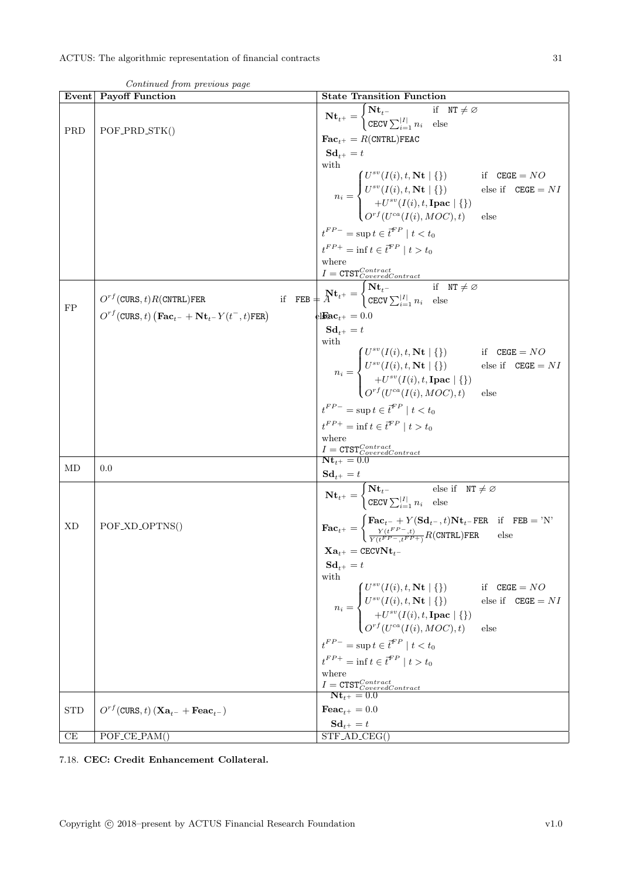*Continued from previous page*

| Event | Payoff Function | State Transition Function |
|---|---|---|
| PRD | POF_PRD_STK() | $\mathbf{Nt}_{t^+} = \begin{cases} \mathbf{Nt}_{t^-} & \text{if } \texttt{NT} \neq \varnothing \\ \texttt{CECV} \sum_{i=1}^{\lvert I \rvert} n_i & \text{else} \end{cases}$ <br> $\mathbf{Fac}_{t^+} = R(\texttt{CNTRL})\texttt{FEAC}$ <br> $\mathbf{Sd}_{t^+} = t$ <br> with <br> $n_i = \begin{cases} U^{sv}(I(i), t, \mathbf{Nt} \mid \{\}) & \text{if } \texttt{CEGE} = NO \\ U^{sv}(I(i), t, \mathbf{Nt} \mid \{\}) + U^{sv}(I(i), t, \mathbf{Ipac} \mid \{\}) & \text{else if } \texttt{CEGE} = NI \\ O^{rf}(U^{ca}(I(i), MOC), t) & \text{else} \end{cases}$ <br> $t^{FP-} = \sup t \in \vec{t}^{FP} \mid t < t_0$ <br> $t^{FP+} = \inf t \in \vec{t}^{FP} \mid t > t_0$ <br> where <br> $I = \texttt{CTST}^{Contract}_{CoveredContract}$ |
| FP | $O^{rf}(\texttt{CURS}, t) R(\texttt{CNTRL})\texttt{FER}$ if $\texttt{FEB} = A$ <br> else $O^{rf}(\texttt{CURS}, t) \left( \mathbf{Fac}_{t^-} + \mathbf{Nt}_{t^-} Y(t^-, t) \texttt{FER} \right)$ | $\mathbf{Nt}_{t^+} = \begin{cases} \mathbf{Nt}_{t^-} & \text{if } \texttt{NT} \neq \varnothing \\ \texttt{CECV} \sum_{i=1}^{\lvert I \rvert} n_i & \text{else} \end{cases}$ <br> $\mathbf{Fac}_{t^+} = 0.0$ <br> $\mathbf{Sd}_{t^+} = t$ <br> with <br> $n_i = \begin{cases} U^{sv}(I(i), t, \mathbf{Nt} \mid \{\}) & \text{if } \texttt{CEGE} = NO \\ U^{sv}(I(i), t, \mathbf{Nt} \mid \{\}) + U^{sv}(I(i), t, \mathbf{Ipac} \mid \{\}) & \text{else if } \texttt{CEGE} = NI \\ O^{rf}(U^{ca}(I(i), MOC), t) & \text{else} \end{cases}$ <br> $t^{FP-} = \sup t \in \vec{t}^{FP} \mid t < t_0$ <br> $t^{FP+} = \inf t \in \vec{t}^{FP} \mid t > t_0$ <br> where <br> $I = \texttt{CTST}^{Contract}_{CoveredContract}$ |
| MD | 0.0 | $\mathbf{Nt}_{t^+} = 0.0$ <br> $\mathbf{Sd}_{t^+} = t$ |
| XD | POF_XD_OPTNS() | $\mathbf{Nt}_{t^+} = \begin{cases} \mathbf{Nt}_{t^-} & \text{else if } \texttt{NT} \neq \varnothing \\ \texttt{CECV} \sum_{i=1}^{\lvert I \rvert} n_i & \text{else} \end{cases}$ <br> $\mathbf{Fac}_{t^+} = \begin{cases} \mathbf{Fac}_{t^-} + Y(\mathbf{Sd}_{t^-}, t)\mathbf{Nt}_{t^-}\texttt{FER} & \text{if } \texttt{FEB} = \text{'N'} \\ \frac{Y(t^{FP-}, t)}{Y(t^{FP-}, t^{FP+})} R(\texttt{CNTRL})\texttt{FER} & \text{else} \end{cases}$ <br> $\mathbf{Xa}_{t^+} = \texttt{CECV}\mathbf{Nt}_{t^-}$ <br> $\mathbf{Sd}_{t^+} = t$ <br> with <br> $n_i = \begin{cases} U^{sv}(I(i), t, \mathbf{Nt} \mid \{\}) & \text{if } \texttt{CEGE} = NO \\ U^{sv}(I(i), t, \mathbf{Nt} \mid \{\}) + U^{sv}(I(i), t, \mathbf{Ipac} \mid \{\}) & \text{else if } \texttt{CEGE} = NI \\ O^{rf}(U^{ca}(I(i), MOC), t) & \text{else} \end{cases}$ <br> $t^{FP-} = \sup t \in \vec{t}^{FP} \mid t < t_0$ <br> $t^{FP+} = \inf t \in \vec{t}^{FP} \mid t > t_0$ <br> where <br> $I = \texttt{CTST}^{Contract}_{CoveredContract}$ |
| STD | $O^{rf}(\texttt{CURS}, t) \left( \mathbf{Xa}_{t^-} + \mathbf{Feac}_{t^-} \right)$ | $\mathbf{Nt}_{t^+} = 0.0$ <br> $\mathbf{Feac}_{t^+} = 0.0$ <br> $\mathbf{Sd}_{t^+} = t$ |
| CE | POF_CE_PAM() | STF_AD_CEG() |

7.18. **CEC: Credit Enhancement Collateral.**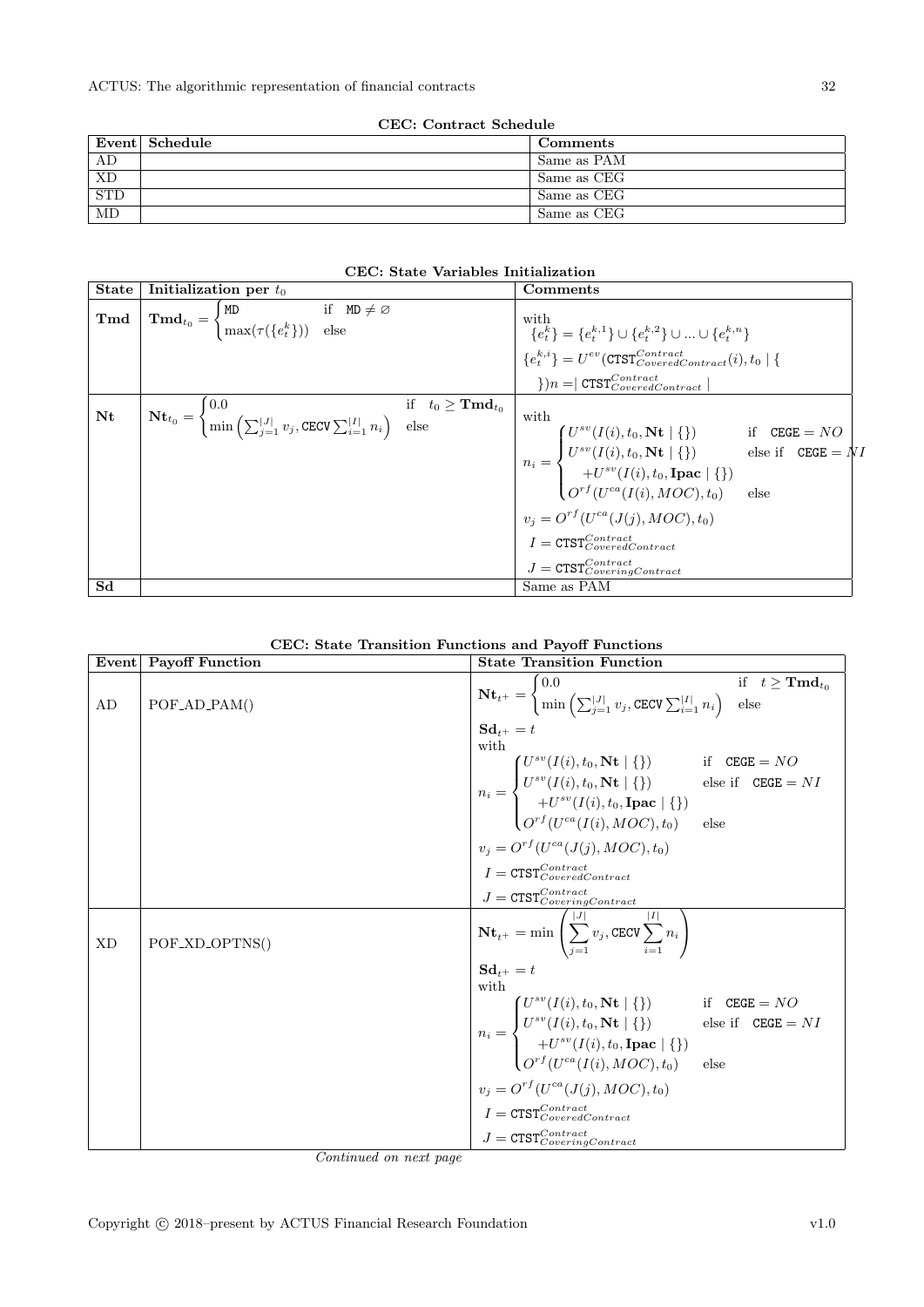**CEC: Contract Schedule**

| Event | Schedule | Comments |
|---|---|---|
| AD | | Same as PAM |
| XD | | Same as CEG |
| STD | | Same as CEG |
| MD | | Same as CEG |

**CEC: State Variables Initialization**

| State | Initialization per $t_0$ | Comments |
|---|---|---|
| **Tmd** | $\mathbf{Tmd}_{t_0} = \begin{cases} \mathtt{MD} & \text{if } \mathtt{MD} \neq \varnothing \\ \max(\tau(\{e_t^k\})) & \text{else} \end{cases}$ | with $\{e_t^k\} = \{e_t^{k,1}\} \cup \{e_t^{k,2}\} \cup ... \cup \{e_t^{k,n}\}$ $\{e_t^{k,i}\} = U^{ev}(\mathtt{CTST}^{Contract}_{CoveredContract}(i), t_0 \mid \{$ $\})n = \mid \mathtt{CTST}^{Contract}_{CoveredContract} \mid$ |
| **Nt** | $\mathbf{Nt}_{t_0} = \begin{cases} 0.0 & \text{if} \quad t_0 \geq \mathbf{Tmd}_{t_0} \\ \min\left(\sum_{j=1}^{\|J\|} v_j, \mathtt{CECV} \sum_{i=1}^{\|I\|} n_i\right) & \text{else} \end{cases}$ | with $n_i = \begin{cases} U^{sv}(I(i), t_0, \mathbf{Nt} \mid \{\}) & \text{if} \quad \mathtt{CEGE} = NO \\ U^{sv}(I(i), t_0, \mathbf{Nt} \mid \{\}) & \text{else if} \quad \mathtt{CEGE} = NI \\ \quad +U^{sv}(I(i), t_0, \mathbf{Ipac} \mid \{\}) & \\ O^{rf}(U^{ca}(I(i), MOC), t_0) & \text{else} \end{cases}$ $v_j = O^{rf}(U^{ca}(J(j), MOC), t_0)$ $I = \mathtt{CTST}^{Contract}_{CoveredContract}$ $J = \mathtt{CTST}^{Contract}_{CoveringContract}$ |
| **Sd** | | Same as PAM |

**CEC: State Transition Functions and Payoff Functions**

| Event | Payoff Function | State Transition Function |
|---|---|---|
| AD | POF_AD_PAM() | $\mathbf{Nt}_{t^+} = \begin{cases} 0.0 & \text{if} \quad t \geq \mathbf{Tmd}_{t_0} \\ \min\left(\sum_{j=1}^{\|J\|} v_j, \mathtt{CECV} \sum_{i=1}^{\|I\|} n_i\right) & \text{else} \end{cases}$ $\mathbf{Sd}_{t^+} = t$ with $n_i = \begin{cases} U^{sv}(I(i), t_0, \mathbf{Nt} \mid \{\}) & \text{if} \quad \mathtt{CEGE} = NO \\ U^{sv}(I(i), t_0, \mathbf{Nt} \mid \{\}) & \text{else if} \quad \mathtt{CEGE} = NI \\ \quad +U^{sv}(I(i), t_0, \mathbf{Ipac} \mid \{\}) & \\ O^{rf}(U^{ca}(I(i), MOC), t_0) & \text{else} \end{cases}$ $v_j = O^{rf}(U^{ca}(J(j), MOC), t_0)$ $I = \mathtt{CTST}^{Contract}_{CoveredContract}$ $J = \mathtt{CTST}^{Contract}_{CoveringContract}$ |
| XD | POF_XD_OPTNS() | $\mathbf{Nt}_{t^+} = \min\left(\sum_{j=1}^{\|J\|} v_j, \mathtt{CECV} \sum_{i=1}^{\|I\|} n_i\right)$ $\mathbf{Sd}_{t^+} = t$ with $n_i = \begin{cases} U^{sv}(I(i), t_0, \mathbf{Nt} \mid \{\}) & \text{if} \quad \mathtt{CEGE} = NO \\ U^{sv}(I(i), t_0, \mathbf{Nt} \mid \{\}) & \text{else if} \quad \mathtt{CEGE} = NI \\ \quad +U^{sv}(I(i), t_0, \mathbf{Ipac} \mid \{\}) & \\ O^{rf}(U^{ca}(I(i), MOC), t_0) & \text{else} \end{cases}$ $v_j = O^{rf}(U^{ca}(J(j), MOC), t_0)$ $I = \mathtt{CTST}^{Contract}_{CoveredContract}$ $J = \mathtt{CTST}^{Contract}_{CoveringContract}$ |

*Continued on next page*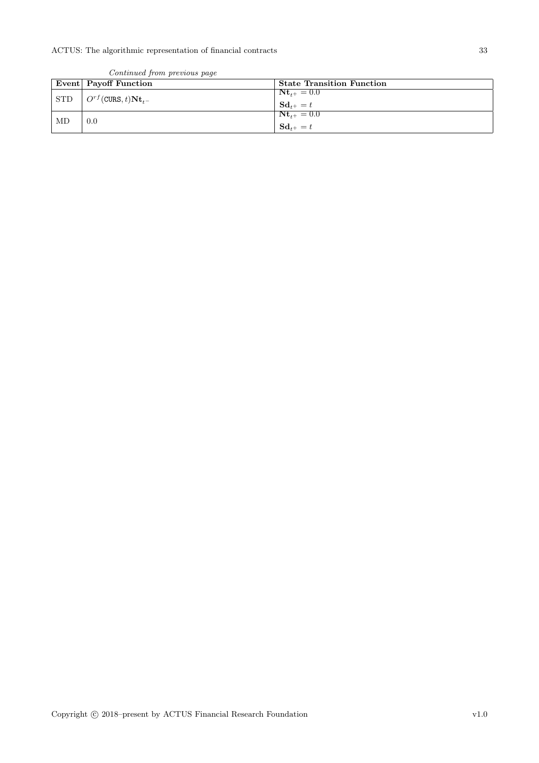*Continued from previous page*

| Event | Payoff Function | State Transition Function |
| --- | --- | --- |
| STD | $O^{rf}(\texttt{CURS}, t)\mathbf{Nt}_{t^-}$ | $\mathbf{Nt}_{t^+} = 0.0$ <br> $\mathbf{Sd}_{t^+} = t$ |
| MD | 0.0 | $\mathbf{Nt}_{t^+} = 0.0$ <br> $\mathbf{Sd}_{t^+} = t$ |